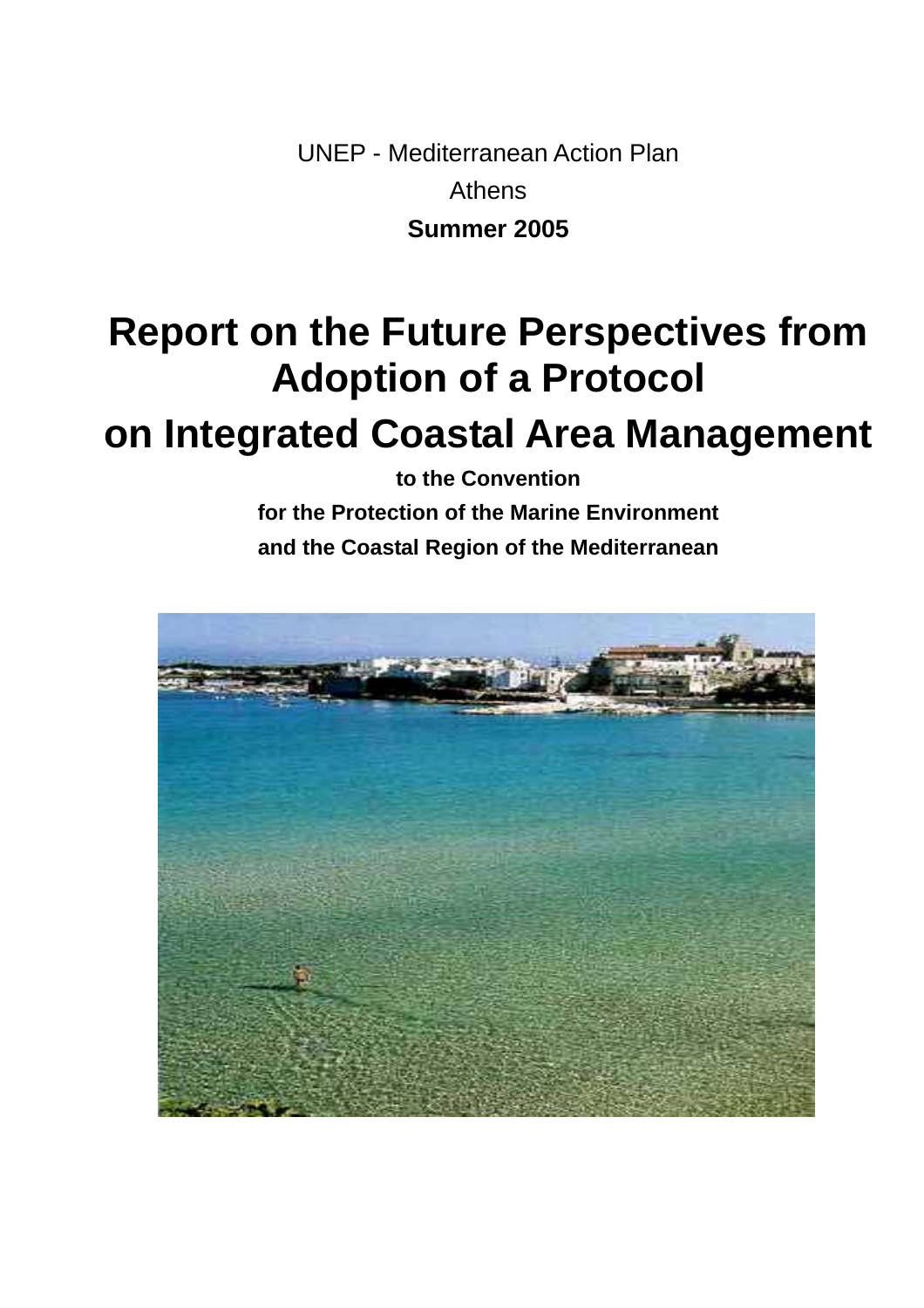UNEP - Mediterranean Action Plan

Athens

**Summer 2005**

# Report on the Future Perspectives from Adoption of a Protocol on Integrated Coastal Area Management

**to the Convention**

**for the Protection of the Marine Environment**

**and the Coastal Region of the Mediterranean**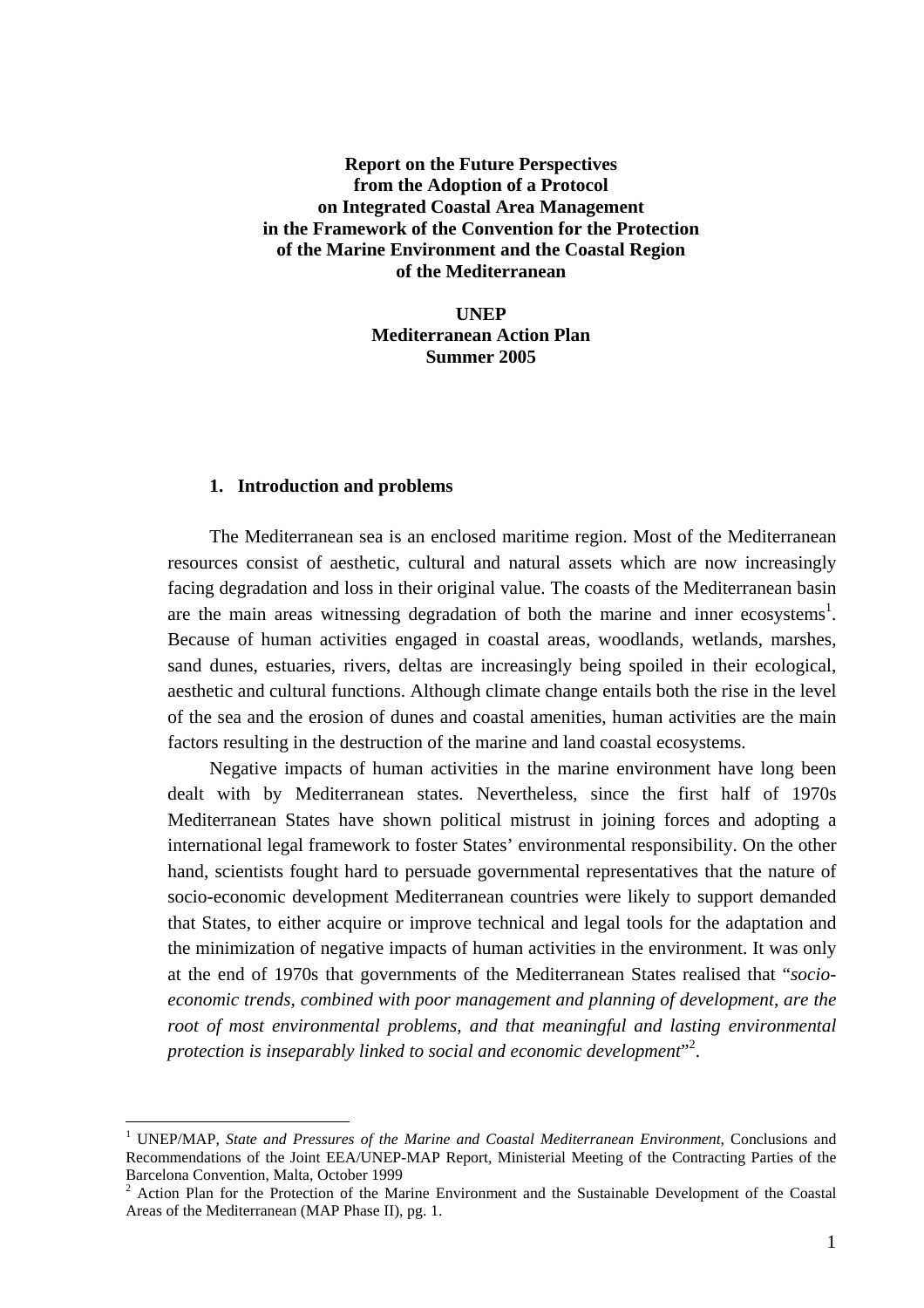**Report on the Future Perspectives from the Adoption of a Protocol on Integrated Coastal Area Management in the Framework of the Convention for the Protection of the Marine Environment and the Coastal Region of the Mediterranean**

**UNEP**
**Mediterranean Action Plan**
**Summer 2005**

## 1. Introduction and problems

The Mediterranean sea is an enclosed maritime region. Most of the Mediterranean resources consist of aesthetic, cultural and natural assets which are now increasingly facing degradation and loss in their original value. The coasts of the Mediterranean basin are the main areas witnessing degradation of both the marine and inner ecosystems[1]. Because of human activities engaged in coastal areas, woodlands, wetlands, marshes, sand dunes, estuaries, rivers, deltas are increasingly being spoiled in their ecological, aesthetic and cultural functions. Although climate change entails both the rise in the level of the sea and the erosion of dunes and coastal amenities, human activities are the main factors resulting in the destruction of the marine and land coastal ecosystems.

Negative impacts of human activities in the marine environment have long been dealt with by Mediterranean states. Nevertheless, since the first half of 1970s Mediterranean States have shown political mistrust in joining forces and adopting a international legal framework to foster States' environmental responsibility. On the other hand, scientists fought hard to persuade governmental representatives that the nature of socio-economic development Mediterranean countries were likely to support demanded that States, to either acquire or improve technical and legal tools for the adaptation and the minimization of negative impacts of human activities in the environment. It was only at the end of 1970s that governments of the Mediterranean States realised that "*socio-economic trends, combined with poor management and planning of development, are the root of most environmental problems, and that meaningful and lasting environmental protection is inseparably linked to social and economic development*"[2].

---

[1] UNEP/MAP, *State and Pressures of the Marine and Coastal Mediterranean Environment*, Conclusions and Recommendations of the Joint EEA/UNEP-MAP Report, Ministerial Meeting of the Contracting Parties of the Barcelona Convention, Malta, October 1999

[2] Action Plan for the Protection of the Marine Environment and the Sustainable Development of the Coastal Areas of the Mediterranean (MAP Phase II), pg. 1.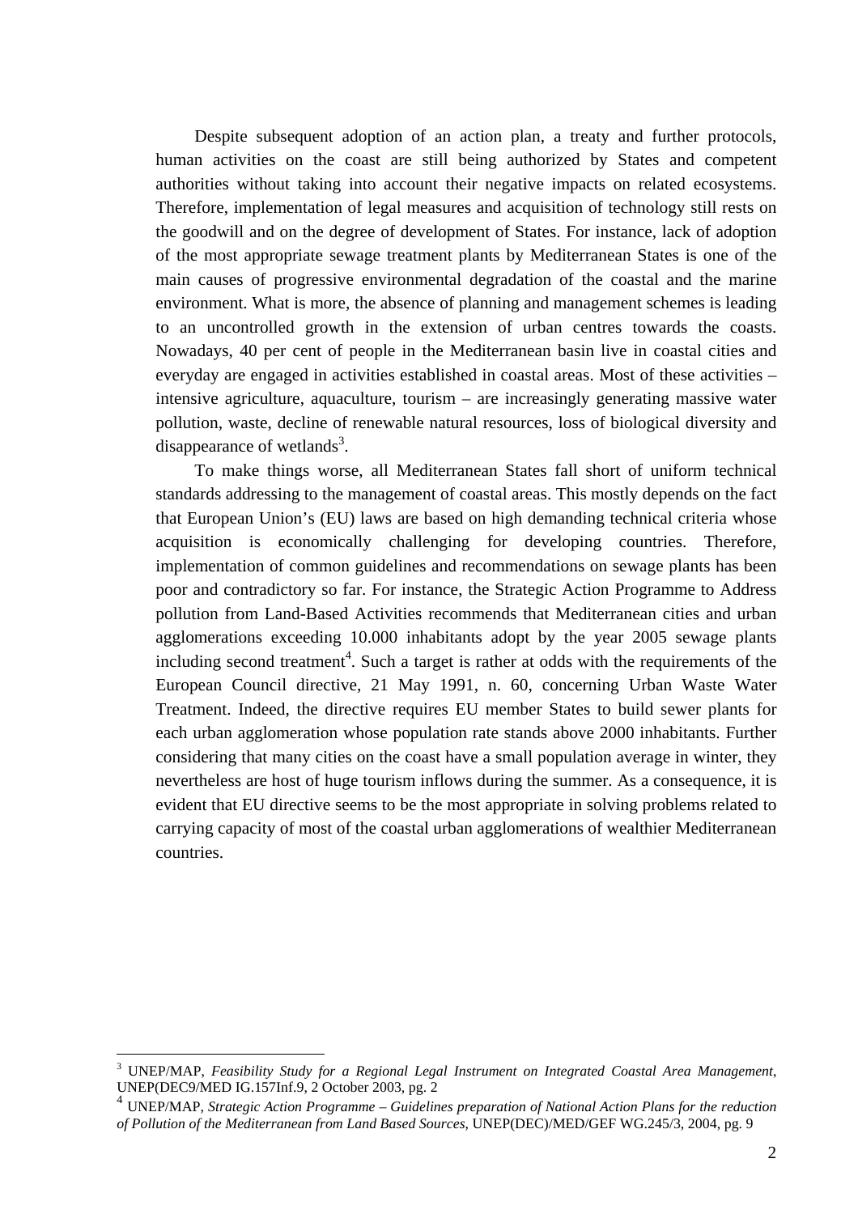Despite subsequent adoption of an action plan, a treaty and further protocols, human activities on the coast are still being authorized by States and competent authorities without taking into account their negative impacts on related ecosystems. Therefore, implementation of legal measures and acquisition of technology still rests on the goodwill and on the degree of development of States. For instance, lack of adoption of the most appropriate sewage treatment plants by Mediterranean States is one of the main causes of progressive environmental degradation of the coastal and the marine environment. What is more, the absence of planning and management schemes is leading to an uncontrolled growth in the extension of urban centres towards the coasts. Nowadays, 40 per cent of people in the Mediterranean basin live in coastal cities and everyday are engaged in activities established in coastal areas. Most of these activities – intensive agriculture, aquaculture, tourism – are increasingly generating massive water pollution, waste, decline of renewable natural resources, loss of biological diversity and disappearance of wetlands[3].

To make things worse, all Mediterranean States fall short of uniform technical standards addressing to the management of coastal areas. This mostly depends on the fact that European Union's (EU) laws are based on high demanding technical criteria whose acquisition is economically challenging for developing countries. Therefore, implementation of common guidelines and recommendations on sewage plants has been poor and contradictory so far. For instance, the Strategic Action Programme to Address pollution from Land-Based Activities recommends that Mediterranean cities and urban agglomerations exceeding 10.000 inhabitants adopt by the year 2005 sewage plants including second treatment[4]. Such a target is rather at odds with the requirements of the European Council directive, 21 May 1991, n. 60, concerning Urban Waste Water Treatment. Indeed, the directive requires EU member States to build sewer plants for each urban agglomeration whose population rate stands above 2000 inhabitants. Further considering that many cities on the coast have a small population average in winter, they nevertheless are host of huge tourism inflows during the summer. As a consequence, it is evident that EU directive seems to be the most appropriate in solving problems related to carrying capacity of most of the coastal urban agglomerations of wealthier Mediterranean countries.

---

[3] UNEP/MAP, *Feasibility Study for a Regional Legal Instrument on Integrated Coastal Area Management*, UNEP(DEC9/MED IG.157Inf.9, 2 October 2003, pg. 2

[4] UNEP/MAP, *Strategic Action Programme – Guidelines preparation of National Action Plans for the reduction of Pollution of the Mediterranean from Land Based Sources*, UNEP(DEC)/MED/GEF WG.245/3, 2004, pg. 9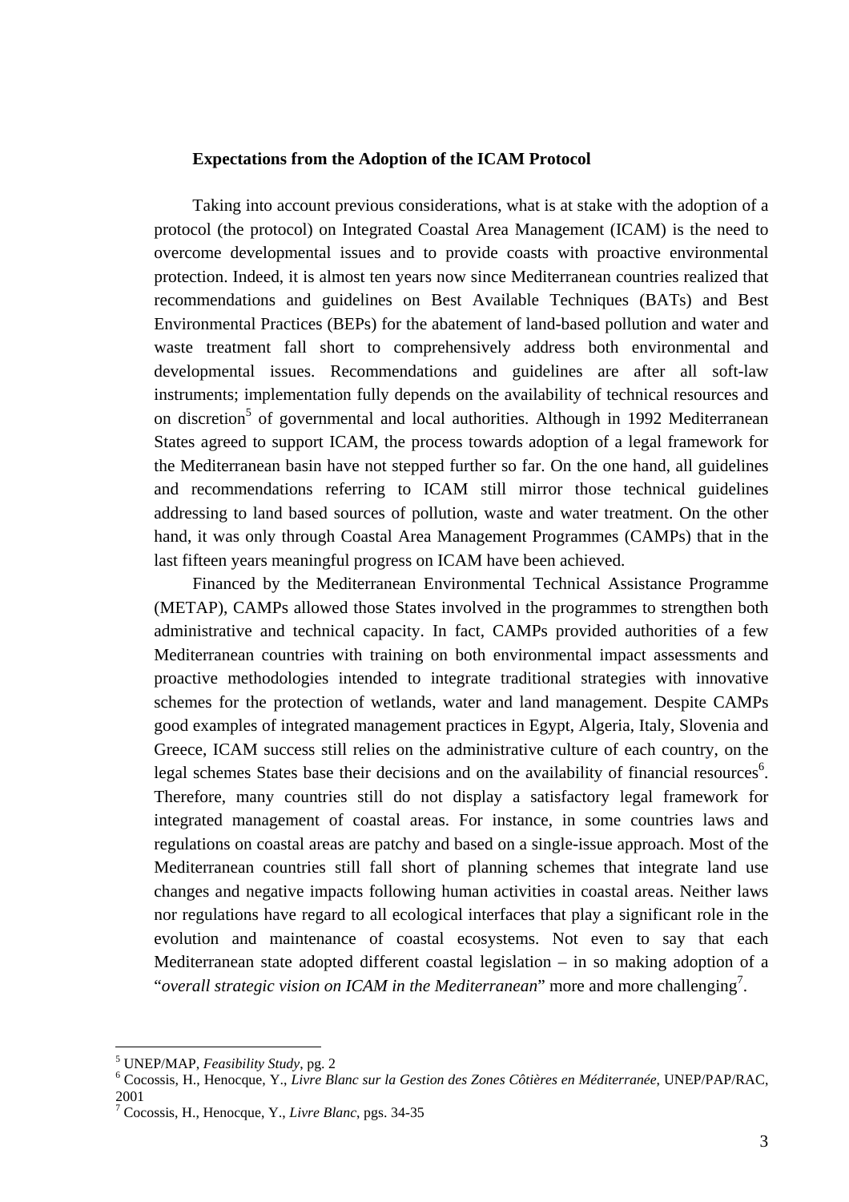**Expectations from the Adoption of the ICAM Protocol**

Taking into account previous considerations, what is at stake with the adoption of a protocol (the protocol) on Integrated Coastal Area Management (ICAM) is the need to overcome developmental issues and to provide coasts with proactive environmental protection. Indeed, it is almost ten years now since Mediterranean countries realized that recommendations and guidelines on Best Available Techniques (BATs) and Best Environmental Practices (BEPs) for the abatement of land-based pollution and water and waste treatment fall short to comprehensively address both environmental and developmental issues. Recommendations and guidelines are after all soft-law instruments; implementation fully depends on the availability of technical resources and on discretion[5] of governmental and local authorities. Although in 1992 Mediterranean States agreed to support ICAM, the process towards adoption of a legal framework for the Mediterranean basin have not stepped further so far. On the one hand, all guidelines and recommendations referring to ICAM still mirror those technical guidelines addressing to land based sources of pollution, waste and water treatment. On the other hand, it was only through Coastal Area Management Programmes (CAMPs) that in the last fifteen years meaningful progress on ICAM have been achieved.

Financed by the Mediterranean Environmental Technical Assistance Programme (METAP), CAMPs allowed those States involved in the programmes to strengthen both administrative and technical capacity. In fact, CAMPs provided authorities of a few Mediterranean countries with training on both environmental impact assessments and proactive methodologies intended to integrate traditional strategies with innovative schemes for the protection of wetlands, water and land management. Despite CAMPs good examples of integrated management practices in Egypt, Algeria, Italy, Slovenia and Greece, ICAM success still relies on the administrative culture of each country, on the legal schemes States base their decisions and on the availability of financial resources[6]. Therefore, many countries still do not display a satisfactory legal framework for integrated management of coastal areas. For instance, in some countries laws and regulations on coastal areas are patchy and based on a single-issue approach. Most of the Mediterranean countries still fall short of planning schemes that integrate land use changes and negative impacts following human activities in coastal areas. Neither laws nor regulations have regard to all ecological interfaces that play a significant role in the evolution and maintenance of coastal ecosystems. Not even to say that each Mediterranean state adopted different coastal legislation – in so making adoption of a "*overall strategic vision on ICAM in the Mediterranean*" more and more challenging[7].

---

[5] UNEP/MAP, *Feasibility Study*, pg. 2

[6] Cocossis, H., Henocque, Y., *Livre Blanc sur la Gestion des Zones Côtières en Méditerranée*, UNEP/PAP/RAC, 2001

[7] Cocossis, H., Henocque, Y., *Livre Blanc*, pgs. 34-35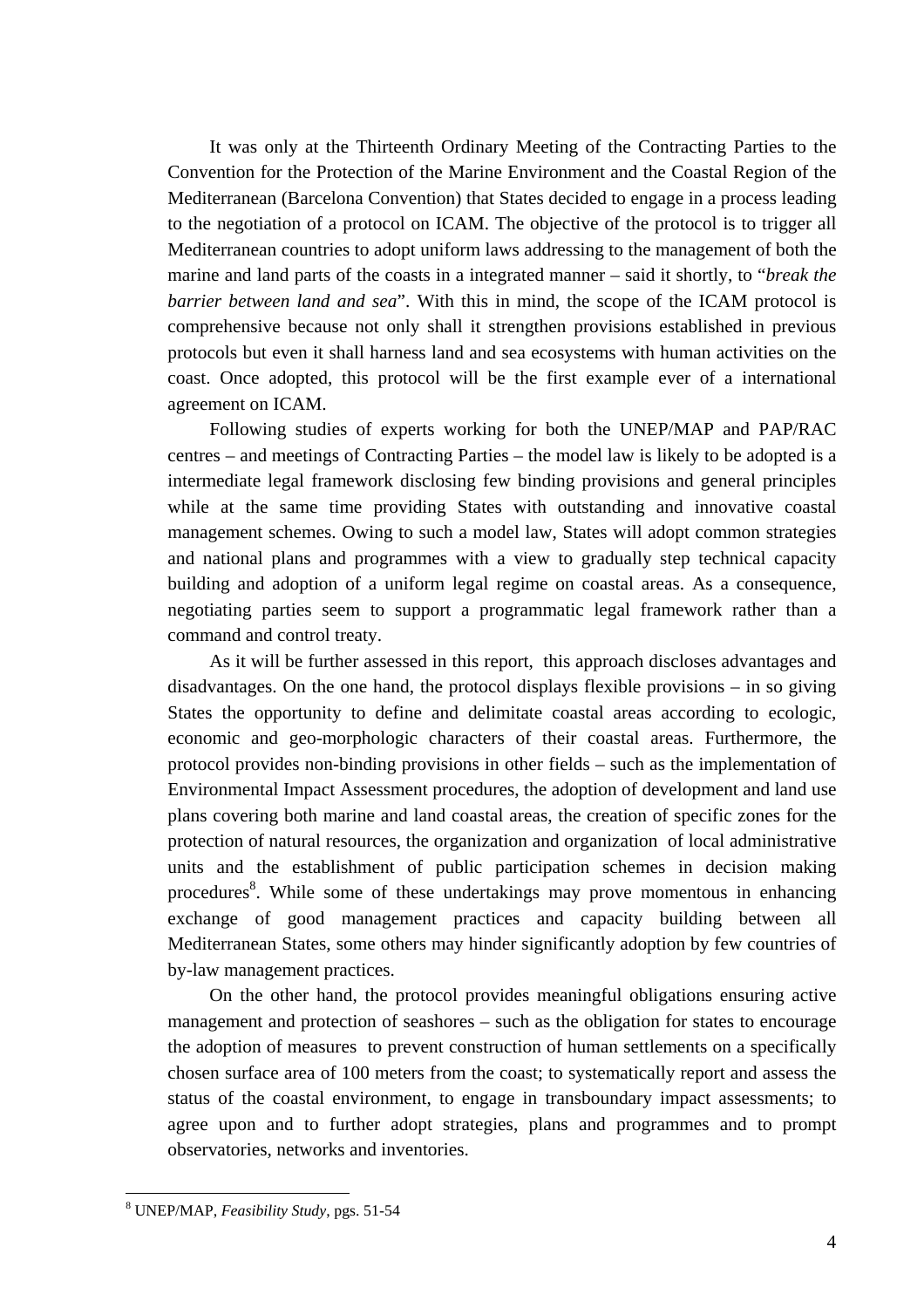It was only at the Thirteenth Ordinary Meeting of the Contracting Parties to the Convention for the Protection of the Marine Environment and the Coastal Region of the Mediterranean (Barcelona Convention) that States decided to engage in a process leading to the negotiation of a protocol on ICAM. The objective of the protocol is to trigger all Mediterranean countries to adopt uniform laws addressing to the management of both the marine and land parts of the coasts in a integrated manner – said it shortly, to "*break the barrier between land and sea*". With this in mind, the scope of the ICAM protocol is comprehensive because not only shall it strengthen provisions established in previous protocols but even it shall harness land and sea ecosystems with human activities on the coast. Once adopted, this protocol will be the first example ever of a international agreement on ICAM.

Following studies of experts working for both the UNEP/MAP and PAP/RAC centres – and meetings of Contracting Parties – the model law is likely to be adopted is a intermediate legal framework disclosing few binding provisions and general principles while at the same time providing States with outstanding and innovative coastal management schemes. Owing to such a model law, States will adopt common strategies and national plans and programmes with a view to gradually step technical capacity building and adoption of a uniform legal regime on coastal areas. As a consequence, negotiating parties seem to support a programmatic legal framework rather than a command and control treaty.

As it will be further assessed in this report, this approach discloses advantages and disadvantages. On the one hand, the protocol displays flexible provisions – in so giving States the opportunity to define and delimitate coastal areas according to ecologic, economic and geo-morphologic characters of their coastal areas. Furthermore, the protocol provides non-binding provisions in other fields – such as the implementation of Environmental Impact Assessment procedures, the adoption of development and land use plans covering both marine and land coastal areas, the creation of specific zones for the protection of natural resources, the organization and organization of local administrative units and the establishment of public participation schemes in decision making procedures[8]. While some of these undertakings may prove momentous in enhancing exchange of good management practices and capacity building between all Mediterranean States, some others may hinder significantly adoption by few countries of by-law management practices.

On the other hand, the protocol provides meaningful obligations ensuring active management and protection of seashores – such as the obligation for states to encourage the adoption of measures to prevent construction of human settlements on a specifically chosen surface area of 100 meters from the coast; to systematically report and assess the status of the coastal environment, to engage in transboundary impact assessments; to agree upon and to further adopt strategies, plans and programmes and to prompt observatories, networks and inventories.

---

[8] UNEP/MAP, *Feasibility Study*, pgs. 51-54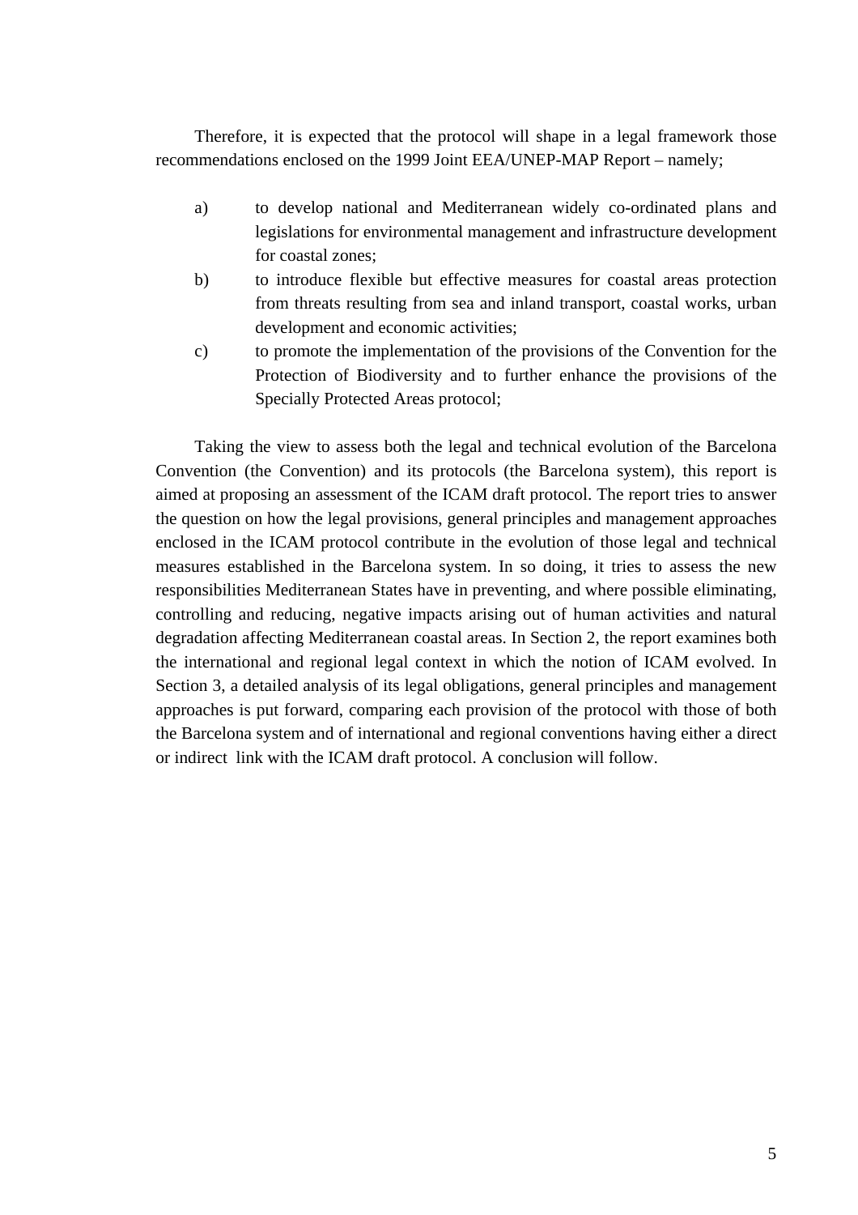Therefore, it is expected that the protocol will shape in a legal framework those recommendations enclosed on the 1999 Joint EEA/UNEP-MAP Report – namely;

a) to develop national and Mediterranean widely co-ordinated plans and legislations for environmental management and infrastructure development for coastal zones;
b) to introduce flexible but effective measures for coastal areas protection from threats resulting from sea and inland transport, coastal works, urban development and economic activities;
c) to promote the implementation of the provisions of the Convention for the Protection of Biodiversity and to further enhance the provisions of the Specially Protected Areas protocol;

Taking the view to assess both the legal and technical evolution of the Barcelona Convention (the Convention) and its protocols (the Barcelona system), this report is aimed at proposing an assessment of the ICAM draft protocol. The report tries to answer the question on how the legal provisions, general principles and management approaches enclosed in the ICAM protocol contribute in the evolution of those legal and technical measures established in the Barcelona system. In so doing, it tries to assess the new responsibilities Mediterranean States have in preventing, and where possible eliminating, controlling and reducing, negative impacts arising out of human activities and natural degradation affecting Mediterranean coastal areas. In Section 2, the report examines both the international and regional legal context in which the notion of ICAM evolved. In Section 3, a detailed analysis of its legal obligations, general principles and management approaches is put forward, comparing each provision of the protocol with those of both the Barcelona system and of international and regional conventions having either a direct or indirect link with the ICAM draft protocol. A conclusion will follow.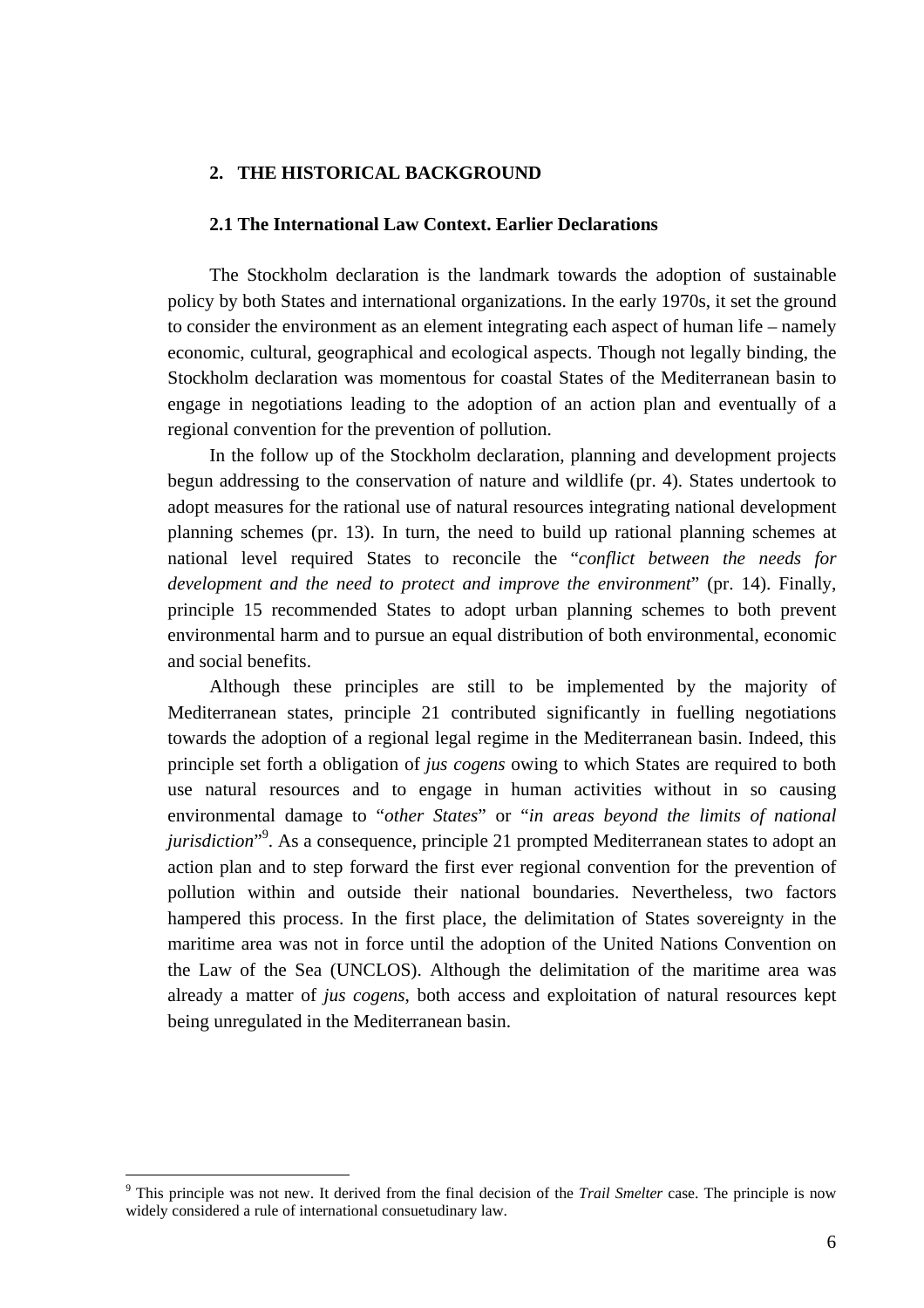## 2. THE HISTORICAL BACKGROUND

### 2.1 The International Law Context. Earlier Declarations

The Stockholm declaration is the landmark towards the adoption of sustainable policy by both States and international organizations. In the early 1970s, it set the ground to consider the environment as an element integrating each aspect of human life – namely economic, cultural, geographical and ecological aspects. Though not legally binding, the Stockholm declaration was momentous for coastal States of the Mediterranean basin to engage in negotiations leading to the adoption of an action plan and eventually of a regional convention for the prevention of pollution.

In the follow up of the Stockholm declaration, planning and development projects begun addressing to the conservation of nature and wildlife (pr. 4). States undertook to adopt measures for the rational use of natural resources integrating national development planning schemes (pr. 13). In turn, the need to build up rational planning schemes at national level required States to reconcile the "*conflict between the needs for development and the need to protect and improve the environment*" (pr. 14). Finally, principle 15 recommended States to adopt urban planning schemes to both prevent environmental harm and to pursue an equal distribution of both environmental, economic and social benefits.

Although these principles are still to be implemented by the majority of Mediterranean states, principle 21 contributed significantly in fuelling negotiations towards the adoption of a regional legal regime in the Mediterranean basin. Indeed, this principle set forth a obligation of *jus cogens* owing to which States are required to both use natural resources and to engage in human activities without in so causing environmental damage to "*other States*" or "*in areas beyond the limits of national jurisdiction*"[9]. As a consequence, principle 21 prompted Mediterranean states to adopt an action plan and to step forward the first ever regional convention for the prevention of pollution within and outside their national boundaries. Nevertheless, two factors hampered this process. In the first place, the delimitation of States sovereignty in the maritime area was not in force until the adoption of the United Nations Convention on the Law of the Sea (UNCLOS). Although the delimitation of the maritime area was already a matter of *jus cogens*, both access and exploitation of natural resources kept being unregulated in the Mediterranean basin.

---

[9] This principle was not new. It derived from the final decision of the *Trail Smelter* case. The principle is now widely considered a rule of international consuetudinary law.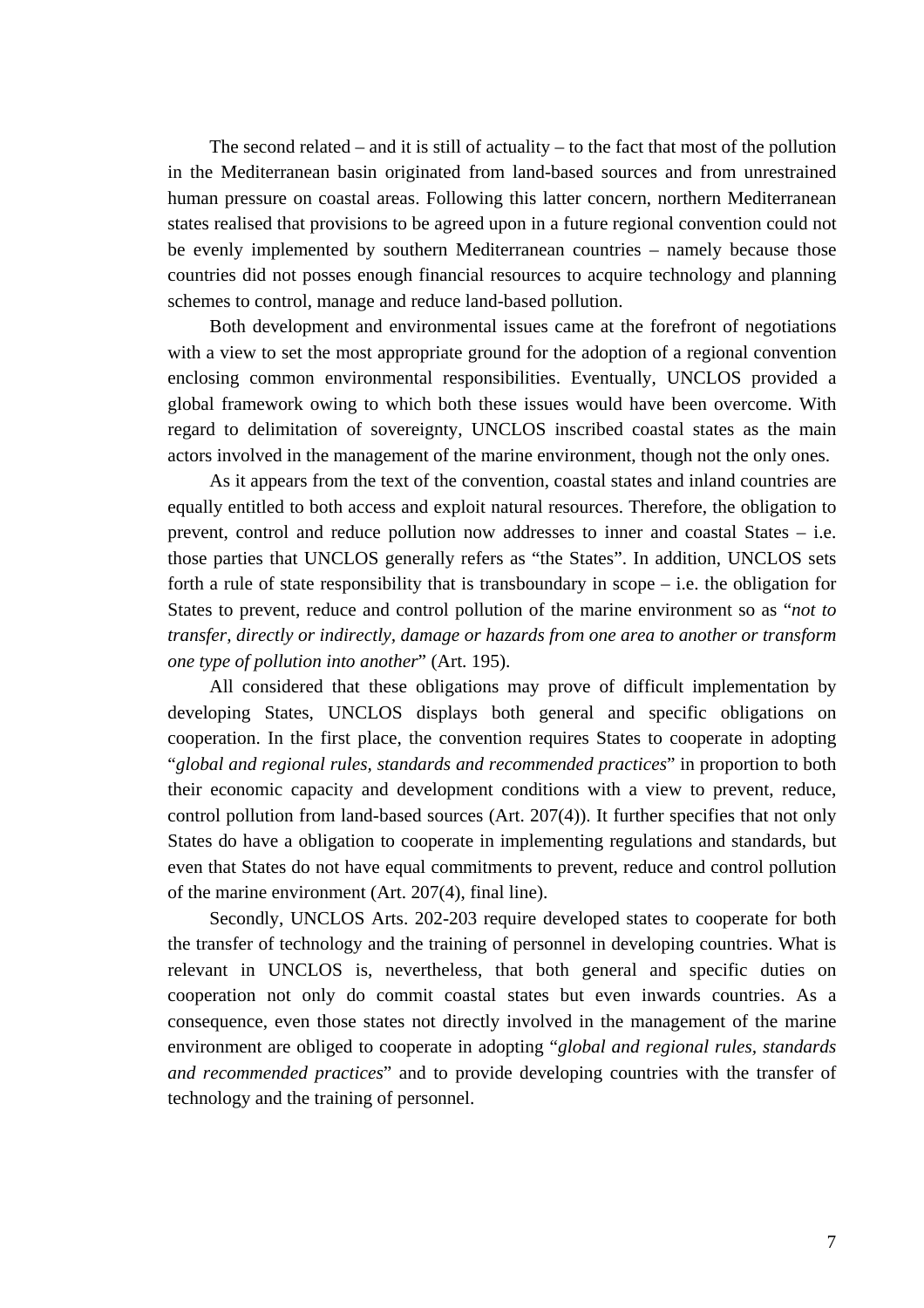The second related – and it is still of actuality – to the fact that most of the pollution in the Mediterranean basin originated from land-based sources and from unrestrained human pressure on coastal areas. Following this latter concern, northern Mediterranean states realised that provisions to be agreed upon in a future regional convention could not be evenly implemented by southern Mediterranean countries – namely because those countries did not posses enough financial resources to acquire technology and planning schemes to control, manage and reduce land-based pollution.

Both development and environmental issues came at the forefront of negotiations with a view to set the most appropriate ground for the adoption of a regional convention enclosing common environmental responsibilities. Eventually, UNCLOS provided a global framework owing to which both these issues would have been overcome. With regard to delimitation of sovereignty, UNCLOS inscribed coastal states as the main actors involved in the management of the marine environment, though not the only ones.

As it appears from the text of the convention, coastal states and inland countries are equally entitled to both access and exploit natural resources. Therefore, the obligation to prevent, control and reduce pollution now addresses to inner and coastal States – i.e. those parties that UNCLOS generally refers as "the States". In addition, UNCLOS sets forth a rule of state responsibility that is transboundary in scope – i.e. the obligation for States to prevent, reduce and control pollution of the marine environment so as "*not to transfer, directly or indirectly, damage or hazards from one area to another or transform one type of pollution into another*" (Art. 195).

All considered that these obligations may prove of difficult implementation by developing States, UNCLOS displays both general and specific obligations on cooperation. In the first place, the convention requires States to cooperate in adopting "*global and regional rules, standards and recommended practices*" in proportion to both their economic capacity and development conditions with a view to prevent, reduce, control pollution from land-based sources (Art. 207(4)). It further specifies that not only States do have a obligation to cooperate in implementing regulations and standards, but even that States do not have equal commitments to prevent, reduce and control pollution of the marine environment (Art. 207(4), final line).

Secondly, UNCLOS Arts. 202-203 require developed states to cooperate for both the transfer of technology and the training of personnel in developing countries. What is relevant in UNCLOS is, nevertheless, that both general and specific duties on cooperation not only do commit coastal states but even inwards countries. As a consequence, even those states not directly involved in the management of the marine environment are obliged to cooperate in adopting "*global and regional rules, standards and recommended practices*" and to provide developing countries with the transfer of technology and the training of personnel.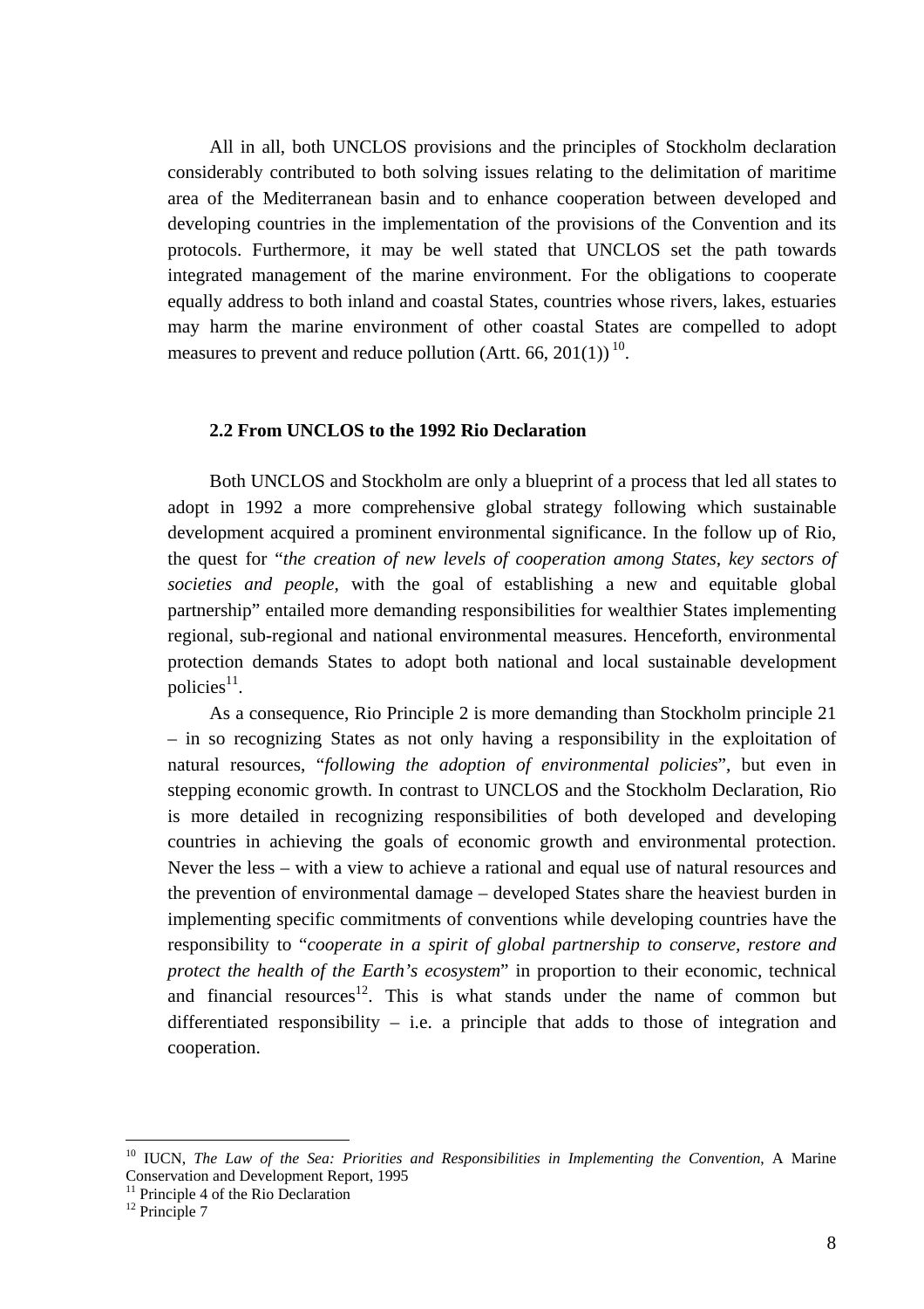All in all, both UNCLOS provisions and the principles of Stockholm declaration considerably contributed to both solving issues relating to the delimitation of maritime area of the Mediterranean basin and to enhance cooperation between developed and developing countries in the implementation of the provisions of the Convention and its protocols. Furthermore, it may be well stated that UNCLOS set the path towards integrated management of the marine environment. For the obligations to cooperate equally address to both inland and coastal States, countries whose rivers, lakes, estuaries may harm the marine environment of other coastal States are compelled to adopt measures to prevent and reduce pollution (Artt. 66, 201(1)) [10].

### 2.2 From UNCLOS to the 1992 Rio Declaration

Both UNCLOS and Stockholm are only a blueprint of a process that led all states to adopt in 1992 a more comprehensive global strategy following which sustainable development acquired a prominent environmental significance. In the follow up of Rio, the quest for "*the creation of new levels of cooperation among States, key sectors of societies and people*, with the goal of establishing a new and equitable global partnership" entailed more demanding responsibilities for wealthier States implementing regional, sub-regional and national environmental measures. Henceforth, environmental protection demands States to adopt both national and local sustainable development policies[11].

As a consequence, Rio Principle 2 is more demanding than Stockholm principle 21 – in so recognizing States as not only having a responsibility in the exploitation of natural resources, "*following the adoption of environmental policies*", but even in stepping economic growth. In contrast to UNCLOS and the Stockholm Declaration, Rio is more detailed in recognizing responsibilities of both developed and developing countries in achieving the goals of economic growth and environmental protection. Never the less – with a view to achieve a rational and equal use of natural resources and the prevention of environmental damage – developed States share the heaviest burden in implementing specific commitments of conventions while developing countries have the responsibility to "*cooperate in a spirit of global partnership to conserve, restore and protect the health of the Earth's ecosystem*" in proportion to their economic, technical and financial resources[12]. This is what stands under the name of common but differentiated responsibility – i.e. a principle that adds to those of integration and cooperation.

---

[10] IUCN, *The Law of the Sea: Priorities and Responsibilities in Implementing the Convention*, A Marine Conservation and Development Report, 1995

[11] Principle 4 of the Rio Declaration

[12] Principle 7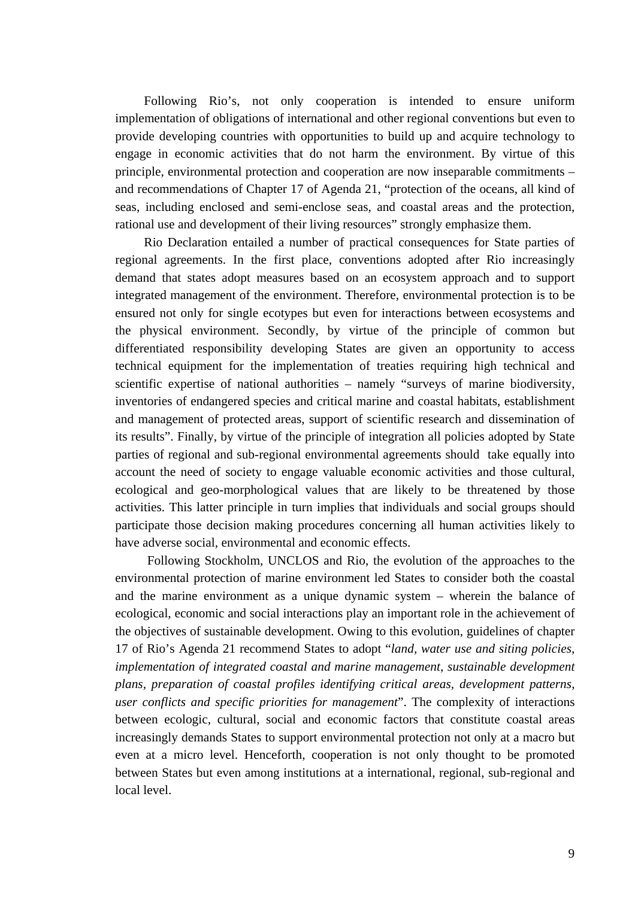Following Rio's, not only cooperation is intended to ensure uniform implementation of obligations of international and other regional conventions but even to provide developing countries with opportunities to build up and acquire technology to engage in economic activities that do not harm the environment. By virtue of this principle, environmental protection and cooperation are now inseparable commitments – and recommendations of Chapter 17 of Agenda 21, "protection of the oceans, all kind of seas, including enclosed and semi-enclose seas, and coastal areas and the protection, rational use and development of their living resources" strongly emphasize them.

Rio Declaration entailed a number of practical consequences for State parties of regional agreements. In the first place, conventions adopted after Rio increasingly demand that states adopt measures based on an ecosystem approach and to support integrated management of the environment. Therefore, environmental protection is to be ensured not only for single ecotypes but even for interactions between ecosystems and the physical environment. Secondly, by virtue of the principle of common but differentiated responsibility developing States are given an opportunity to access technical equipment for the implementation of treaties requiring high technical and scientific expertise of national authorities – namely "surveys of marine biodiversity, inventories of endangered species and critical marine and coastal habitats, establishment and management of protected areas, support of scientific research and dissemination of its results". Finally, by virtue of the principle of integration all policies adopted by State parties of regional and sub-regional environmental agreements should take equally into account the need of society to engage valuable economic activities and those cultural, ecological and geo-morphological values that are likely to be threatened by those activities. This latter principle in turn implies that individuals and social groups should participate those decision making procedures concerning all human activities likely to have adverse social, environmental and economic effects.

Following Stockholm, UNCLOS and Rio, the evolution of the approaches to the environmental protection of marine environment led States to consider both the coastal and the marine environment as a unique dynamic system – wherein the balance of ecological, economic and social interactions play an important role in the achievement of the objectives of sustainable development. Owing to this evolution, guidelines of chapter 17 of Rio's Agenda 21 recommend States to adopt "*land, water use and siting policies, implementation of integrated coastal and marine management, sustainable development plans, preparation of coastal profiles identifying critical areas, development patterns, user conflicts and specific priorities for management*". The complexity of interactions between ecologic, cultural, social and economic factors that constitute coastal areas increasingly demands States to support environmental protection not only at a macro but even at a micro level. Henceforth, cooperation is not only thought to be promoted between States but even among institutions at a international, regional, sub-regional and local level.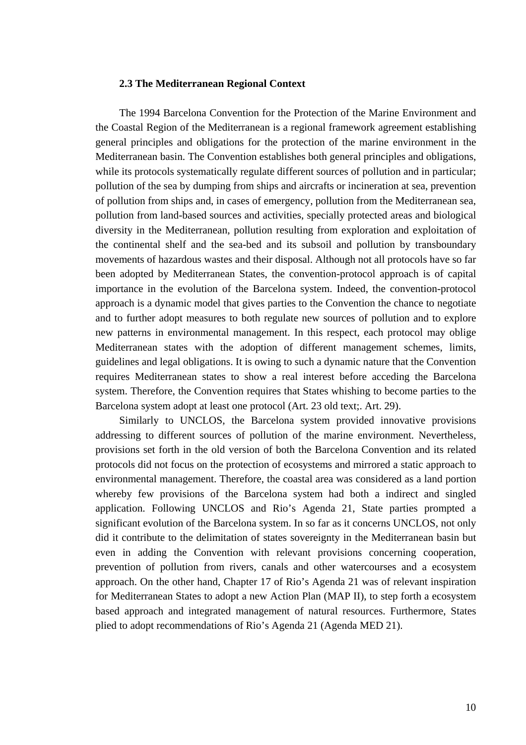### 2.3 The Mediterranean Regional Context

The 1994 Barcelona Convention for the Protection of the Marine Environment and the Coastal Region of the Mediterranean is a regional framework agreement establishing general principles and obligations for the protection of the marine environment in the Mediterranean basin. The Convention establishes both general principles and obligations, while its protocols systematically regulate different sources of pollution and in particular; pollution of the sea by dumping from ships and aircrafts or incineration at sea, prevention of pollution from ships and, in cases of emergency, pollution from the Mediterranean sea, pollution from land-based sources and activities, specially protected areas and biological diversity in the Mediterranean, pollution resulting from exploration and exploitation of the continental shelf and the sea-bed and its subsoil and pollution by transboundary movements of hazardous wastes and their disposal. Although not all protocols have so far been adopted by Mediterranean States, the convention-protocol approach is of capital importance in the evolution of the Barcelona system. Indeed, the convention-protocol approach is a dynamic model that gives parties to the Convention the chance to negotiate and to further adopt measures to both regulate new sources of pollution and to explore new patterns in environmental management. In this respect, each protocol may oblige Mediterranean states with the adoption of different management schemes, limits, guidelines and legal obligations. It is owing to such a dynamic nature that the Convention requires Mediterranean states to show a real interest before acceding the Barcelona system. Therefore, the Convention requires that States whishing to become parties to the Barcelona system adopt at least one protocol (Art. 23 old text;. Art. 29).

Similarly to UNCLOS, the Barcelona system provided innovative provisions addressing to different sources of pollution of the marine environment. Nevertheless, provisions set forth in the old version of both the Barcelona Convention and its related protocols did not focus on the protection of ecosystems and mirrored a static approach to environmental management. Therefore, the coastal area was considered as a land portion whereby few provisions of the Barcelona system had both a indirect and singled application. Following UNCLOS and Rio's Agenda 21, State parties prompted a significant evolution of the Barcelona system. In so far as it concerns UNCLOS, not only did it contribute to the delimitation of states sovereignty in the Mediterranean basin but even in adding the Convention with relevant provisions concerning cooperation, prevention of pollution from rivers, canals and other watercourses and a ecosystem approach. On the other hand, Chapter 17 of Rio's Agenda 21 was of relevant inspiration for Mediterranean States to adopt a new Action Plan (MAP II), to step forth a ecosystem based approach and integrated management of natural resources. Furthermore, States plied to adopt recommendations of Rio's Agenda 21 (Agenda MED 21).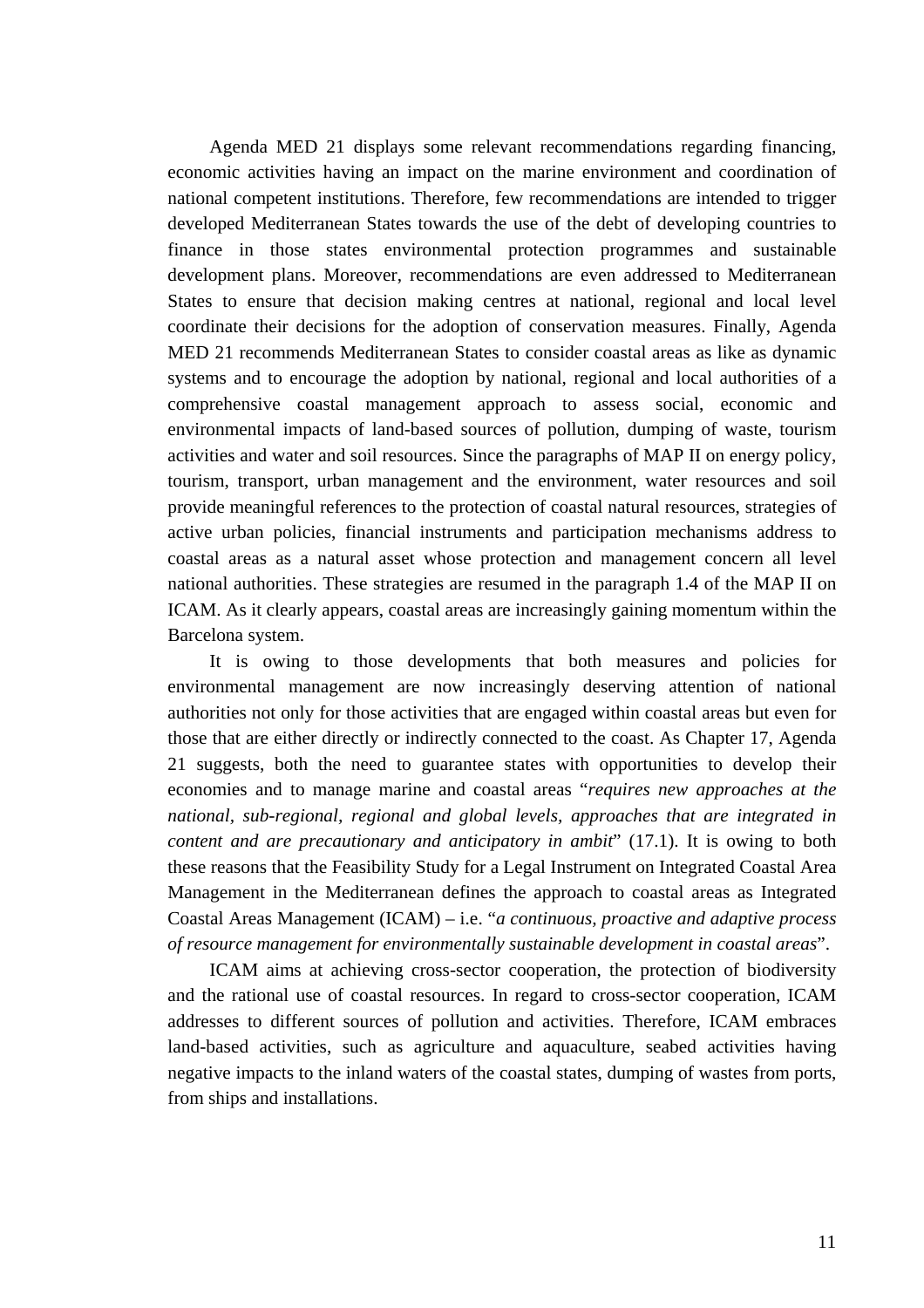Agenda MED 21 displays some relevant recommendations regarding financing, economic activities having an impact on the marine environment and coordination of national competent institutions. Therefore, few recommendations are intended to trigger developed Mediterranean States towards the use of the debt of developing countries to finance in those states environmental protection programmes and sustainable development plans. Moreover, recommendations are even addressed to Mediterranean States to ensure that decision making centres at national, regional and local level coordinate their decisions for the adoption of conservation measures. Finally, Agenda MED 21 recommends Mediterranean States to consider coastal areas as like as dynamic systems and to encourage the adoption by national, regional and local authorities of a comprehensive coastal management approach to assess social, economic and environmental impacts of land-based sources of pollution, dumping of waste, tourism activities and water and soil resources. Since the paragraphs of MAP II on energy policy, tourism, transport, urban management and the environment, water resources and soil provide meaningful references to the protection of coastal natural resources, strategies of active urban policies, financial instruments and participation mechanisms address to coastal areas as a natural asset whose protection and management concern all level national authorities. These strategies are resumed in the paragraph 1.4 of the MAP II on ICAM. As it clearly appears, coastal areas are increasingly gaining momentum within the Barcelona system.

It is owing to those developments that both measures and policies for environmental management are now increasingly deserving attention of national authorities not only for those activities that are engaged within coastal areas but even for those that are either directly or indirectly connected to the coast. As Chapter 17, Agenda 21 suggests, both the need to guarantee states with opportunities to develop their economies and to manage marine and coastal areas "*requires new approaches at the national, sub-regional, regional and global levels, approaches that are integrated in content and are precautionary and anticipatory in ambit*" (17.1). It is owing to both these reasons that the Feasibility Study for a Legal Instrument on Integrated Coastal Area Management in the Mediterranean defines the approach to coastal areas as Integrated Coastal Areas Management (ICAM) – i.e. "*a continuous, proactive and adaptive process of resource management for environmentally sustainable development in coastal areas*".

ICAM aims at achieving cross-sector cooperation, the protection of biodiversity and the rational use of coastal resources. In regard to cross-sector cooperation, ICAM addresses to different sources of pollution and activities. Therefore, ICAM embraces land-based activities, such as agriculture and aquaculture, seabed activities having negative impacts to the inland waters of the coastal states, dumping of wastes from ports, from ships and installations.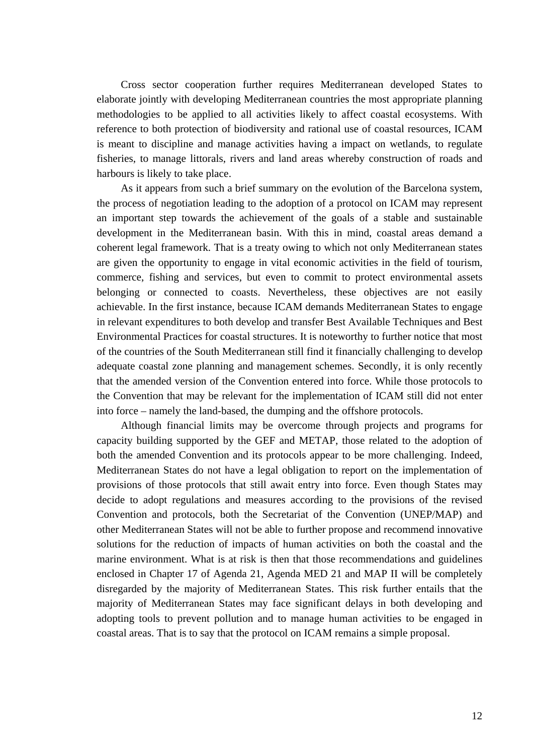Cross sector cooperation further requires Mediterranean developed States to elaborate jointly with developing Mediterranean countries the most appropriate planning methodologies to be applied to all activities likely to affect coastal ecosystems. With reference to both protection of biodiversity and rational use of coastal resources, ICAM is meant to discipline and manage activities having a impact on wetlands, to regulate fisheries, to manage littorals, rivers and land areas whereby construction of roads and harbours is likely to take place.

As it appears from such a brief summary on the evolution of the Barcelona system, the process of negotiation leading to the adoption of a protocol on ICAM may represent an important step towards the achievement of the goals of a stable and sustainable development in the Mediterranean basin. With this in mind, coastal areas demand a coherent legal framework. That is a treaty owing to which not only Mediterranean states are given the opportunity to engage in vital economic activities in the field of tourism, commerce, fishing and services, but even to commit to protect environmental assets belonging or connected to coasts. Nevertheless, these objectives are not easily achievable. In the first instance, because ICAM demands Mediterranean States to engage in relevant expenditures to both develop and transfer Best Available Techniques and Best Environmental Practices for coastal structures. It is noteworthy to further notice that most of the countries of the South Mediterranean still find it financially challenging to develop adequate coastal zone planning and management schemes. Secondly, it is only recently that the amended version of the Convention entered into force. While those protocols to the Convention that may be relevant for the implementation of ICAM still did not enter into force – namely the land-based, the dumping and the offshore protocols.

Although financial limits may be overcome through projects and programs for capacity building supported by the GEF and METAP, those related to the adoption of both the amended Convention and its protocols appear to be more challenging. Indeed, Mediterranean States do not have a legal obligation to report on the implementation of provisions of those protocols that still await entry into force. Even though States may decide to adopt regulations and measures according to the provisions of the revised Convention and protocols, both the Secretariat of the Convention (UNEP/MAP) and other Mediterranean States will not be able to further propose and recommend innovative solutions for the reduction of impacts of human activities on both the coastal and the marine environment. What is at risk is then that those recommendations and guidelines enclosed in Chapter 17 of Agenda 21, Agenda MED 21 and MAP II will be completely disregarded by the majority of Mediterranean States. This risk further entails that the majority of Mediterranean States may face significant delays in both developing and adopting tools to prevent pollution and to manage human activities to be engaged in coastal areas. That is to say that the protocol on ICAM remains a simple proposal.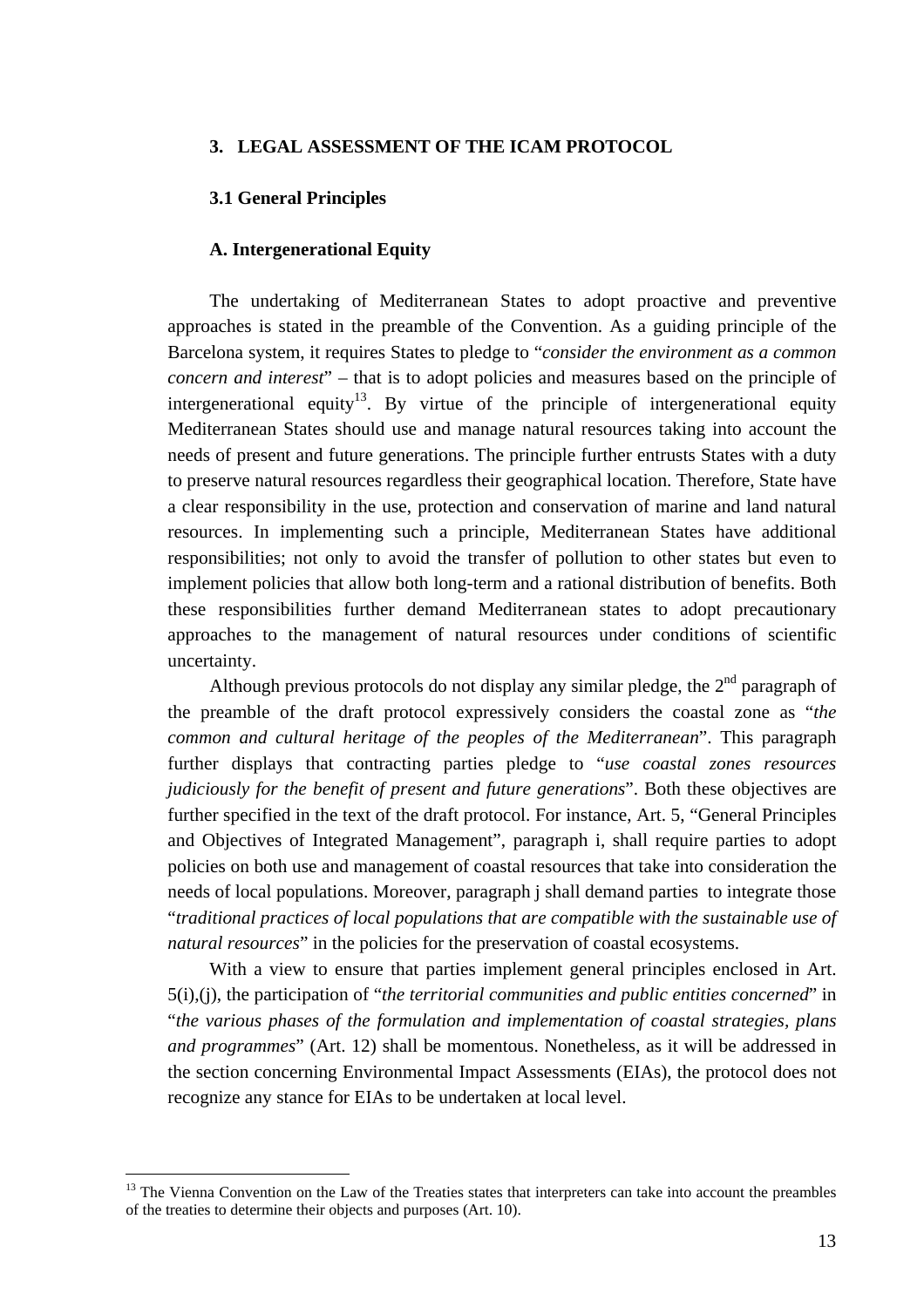## 3. LEGAL ASSESSMENT OF THE ICAM PROTOCOL

### 3.1 General Principles

#### A. Intergenerational Equity

The undertaking of Mediterranean States to adopt proactive and preventive approaches is stated in the preamble of the Convention. As a guiding principle of the Barcelona system, it requires States to pledge to "*consider the environment as a common concern and interest*" – that is to adopt policies and measures based on the principle of intergenerational equity[13]. By virtue of the principle of intergenerational equity Mediterranean States should use and manage natural resources taking into account the needs of present and future generations. The principle further entrusts States with a duty to preserve natural resources regardless their geographical location. Therefore, State have a clear responsibility in the use, protection and conservation of marine and land natural resources. In implementing such a principle, Mediterranean States have additional responsibilities; not only to avoid the transfer of pollution to other states but even to implement policies that allow both long-term and a rational distribution of benefits. Both these responsibilities further demand Mediterranean states to adopt precautionary approaches to the management of natural resources under conditions of scientific uncertainty.

Although previous protocols do not display any similar pledge, the 2nd paragraph of the preamble of the draft protocol expressively considers the coastal zone as "*the common and cultural heritage of the peoples of the Mediterranean*". This paragraph further displays that contracting parties pledge to "*use coastal zones resources judiciously for the benefit of present and future generations*". Both these objectives are further specified in the text of the draft protocol. For instance, Art. 5, "General Principles and Objectives of Integrated Management", paragraph i, shall require parties to adopt policies on both use and management of coastal resources that take into consideration the needs of local populations. Moreover, paragraph j shall demand parties to integrate those "*traditional practices of local populations that are compatible with the sustainable use of natural resources*" in the policies for the preservation of coastal ecosystems.

With a view to ensure that parties implement general principles enclosed in Art. 5(i),(j), the participation of "*the territorial communities and public entities concerned*" in "*the various phases of the formulation and implementation of coastal strategies, plans and programmes*" (Art. 12) shall be momentous. Nonetheless, as it will be addressed in the section concerning Environmental Impact Assessments (EIAs), the protocol does not recognize any stance for EIAs to be undertaken at local level.

[13] The Vienna Convention on the Law of the Treaties states that interpreters can take into account the preambles of the treaties to determine their objects and purposes (Art. 10).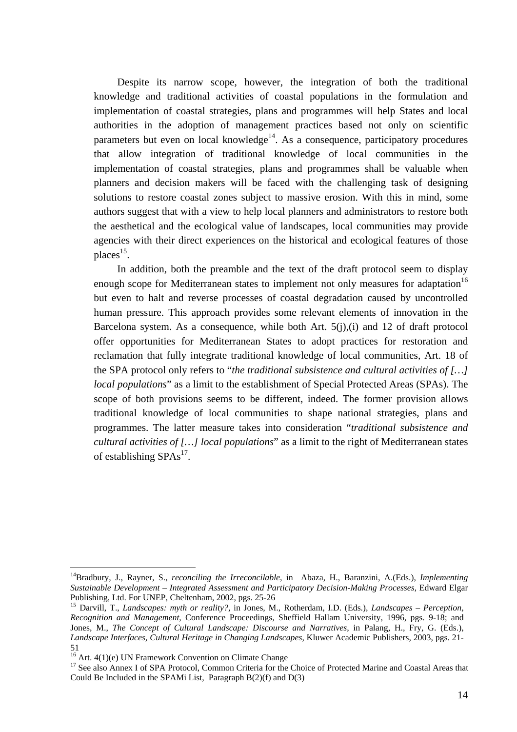Despite its narrow scope, however, the integration of both the traditional knowledge and traditional activities of coastal populations in the formulation and implementation of coastal strategies, plans and programmes will help States and local authorities in the adoption of management practices based not only on scientific parameters but even on local knowledge[14]. As a consequence, participatory procedures that allow integration of traditional knowledge of local communities in the implementation of coastal strategies, plans and programmes shall be valuable when planners and decision makers will be faced with the challenging task of designing solutions to restore coastal zones subject to massive erosion. With this in mind, some authors suggest that with a view to help local planners and administrators to restore both the aesthetical and the ecological value of landscapes, local communities may provide agencies with their direct experiences on the historical and ecological features of those places[15].

In addition, both the preamble and the text of the draft protocol seem to display enough scope for Mediterranean states to implement not only measures for adaptation[16] but even to halt and reverse processes of coastal degradation caused by uncontrolled human pressure. This approach provides some relevant elements of innovation in the Barcelona system. As a consequence, while both Art. 5(j),(i) and 12 of draft protocol offer opportunities for Mediterranean States to adopt practices for restoration and reclamation that fully integrate traditional knowledge of local communities, Art. 18 of the SPA protocol only refers to "*the traditional subsistence and cultural activities of […] local populations*" as a limit to the establishment of Special Protected Areas (SPAs). The scope of both provisions seems to be different, indeed. The former provision allows traditional knowledge of local communities to shape national strategies, plans and programmes. The latter measure takes into consideration "*traditional subsistence and cultural activities of […] local populations*" as a limit to the right of Mediterranean states of establishing SPAs[17].

---

[14] Bradbury, J., Rayner, S., *reconciling the Irreconcilable*, in Abaza, H., Baranzini, A.(Eds.), *Implementing Sustainable Development – Integrated Assessment and Participatory Decision-Making Processes*, Edward Elgar Publishing, Ltd. For UNEP, Cheltenham, 2002, pgs. 25-26

[15] Darvill, T., *Landscapes: myth or reality?*, in Jones, M., Rotherdam, I.D. (Eds.), *Landscapes – Perception, Recognition and Management*, Conference Proceedings, Sheffield Hallam University, 1996, pgs. 9-18; and Jones, M., *The Concept of Cultural Landscape: Discourse and Narratives*, in Palang, H., Fry, G. (Eds.), *Landscape Interfaces, Cultural Heritage in Changing Landscapes*, Kluwer Academic Publishers, 2003, pgs. 21-51

[16] Art. 4(1)(e) UN Framework Convention on Climate Change

[17] See also Annex I of SPA Protocol, Common Criteria for the Choice of Protected Marine and Coastal Areas that Could Be Included in the SPAMi List, Paragraph B(2)(f) and D(3)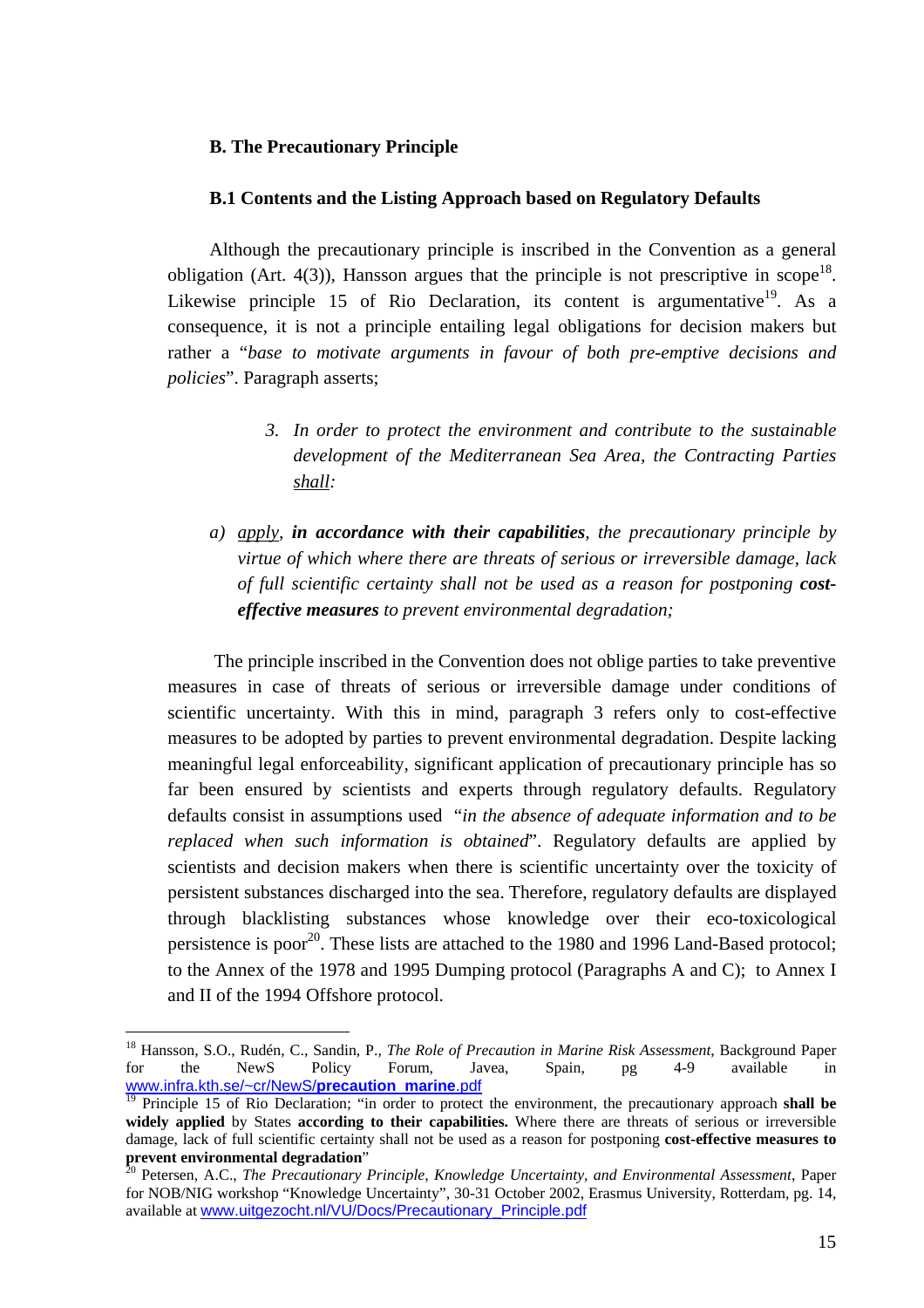### B. The Precautionary Principle

#### B.1 Contents and the Listing Approach based on Regulatory Defaults

Although the precautionary principle is inscribed in the Convention as a general obligation (Art. 4(3)), Hansson argues that the principle is not prescriptive in scope[18]. Likewise principle 15 of Rio Declaration, its content is argumentative[19]. As a consequence, it is not a principle entailing legal obligations for decision makers but rather a "*base to motivate arguments in favour of both pre-emptive decisions and policies*". Paragraph asserts;

> 3. *In order to protect the environment and contribute to the sustainable development of the Mediterranean Sea Area, the Contracting Parties* <u>*shall*</u>*:*

a) <u>*apply*</u>*,* ***in accordance with their capabilities****, the precautionary principle by virtue of which where there are threats of serious or irreversible damage, lack of full scientific certainty shall not be used as a reason for postponing* ***cost-effective measures*** *to prevent environmental degradation;*

The principle inscribed in the Convention does not oblige parties to take preventive measures in case of threats of serious or irreversible damage under conditions of scientific uncertainty. With this in mind, paragraph 3 refers only to cost-effective measures to be adopted by parties to prevent environmental degradation. Despite lacking meaningful legal enforceability, significant application of precautionary principle has so far been ensured by scientists and experts through regulatory defaults. Regulatory defaults consist in assumptions used "*in the absence of adequate information and to be replaced when such information is obtained*". Regulatory defaults are applied by scientists and decision makers when there is scientific uncertainty over the toxicity of persistent substances discharged into the sea. Therefore, regulatory defaults are displayed through blacklisting substances whose knowledge over their eco-toxicological persistence is poor[20]. These lists are attached to the 1980 and 1996 Land-Based protocol; to the Annex of the 1978 and 1995 Dumping protocol (Paragraphs A and C); to Annex I and II of the 1994 Offshore protocol.

---

[18] Hansson, S.O., Rudén, C., Sandin, P., *The Role of Precaution in Marine Risk Assessment*, Background Paper for the NewS Policy Forum, Javea, Spain, pg 4-9 available in www.infra.kth.se/~cr/NewS/**precaution_marine**.pdf

[19] Principle 15 of Rio Declaration; "in order to protect the environment, the precautionary approach **shall be widely applied** by States **according to their capabilities.** Where there are threats of serious or irreversible damage, lack of full scientific certainty shall not be used as a reason for postponing **cost-effective measures to prevent environmental degradation**"

[20] Petersen, A.C., *The Precautionary Principle, Knowledge Uncertainty, and Environmental Assessment*, Paper for NOB/NIG workshop "Knowledge Uncertainty", 30-31 October 2002, Erasmus University, Rotterdam, pg. 14, available at www.uitgezocht.nl/VU/Docs/Precautionary_Principle.pdf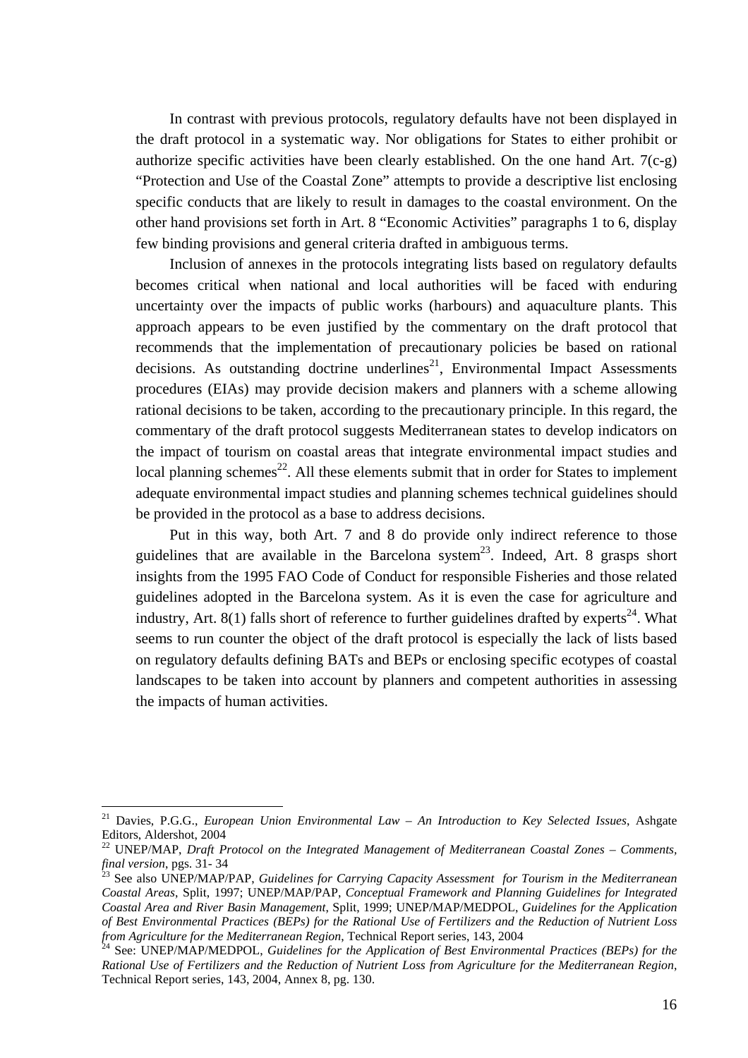In contrast with previous protocols, regulatory defaults have not been displayed in the draft protocol in a systematic way. Nor obligations for States to either prohibit or authorize specific activities have been clearly established. On the one hand Art. 7(c-g) "Protection and Use of the Coastal Zone" attempts to provide a descriptive list enclosing specific conducts that are likely to result in damages to the coastal environment. On the other hand provisions set forth in Art. 8 "Economic Activities" paragraphs 1 to 6, display few binding provisions and general criteria drafted in ambiguous terms.

Inclusion of annexes in the protocols integrating lists based on regulatory defaults becomes critical when national and local authorities will be faced with enduring uncertainty over the impacts of public works (harbours) and aquaculture plants. This approach appears to be even justified by the commentary on the draft protocol that recommends that the implementation of precautionary policies be based on rational decisions. As outstanding doctrine underlines[21], Environmental Impact Assessments procedures (EIAs) may provide decision makers and planners with a scheme allowing rational decisions to be taken, according to the precautionary principle. In this regard, the commentary of the draft protocol suggests Mediterranean states to develop indicators on the impact of tourism on coastal areas that integrate environmental impact studies and local planning schemes[22]. All these elements submit that in order for States to implement adequate environmental impact studies and planning schemes technical guidelines should be provided in the protocol as a base to address decisions.

Put in this way, both Art. 7 and 8 do provide only indirect reference to those guidelines that are available in the Barcelona system[23]. Indeed, Art. 8 grasps short insights from the 1995 FAO Code of Conduct for responsible Fisheries and those related guidelines adopted in the Barcelona system. As it is even the case for agriculture and industry, Art. 8(1) falls short of reference to further guidelines drafted by experts[24]. What seems to run counter the object of the draft protocol is especially the lack of lists based on regulatory defaults defining BATs and BEPs or enclosing specific ecotypes of coastal landscapes to be taken into account by planners and competent authorities in assessing the impacts of human activities.

---

[21] Davies, P.G.G., *European Union Environmental Law – An Introduction to Key Selected Issues*, Ashgate Editors, Aldershot, 2004

[22] UNEP/MAP, *Draft Protocol on the Integrated Management of Mediterranean Coastal Zones – Comments, final version*, pgs. 31- 34

[23] See also UNEP/MAP/PAP, *Guidelines for Carrying Capacity Assessment for Tourism in the Mediterranean Coastal Areas*, Split, 1997; UNEP/MAP/PAP, *Conceptual Framework and Planning Guidelines for Integrated Coastal Area and River Basin Management*, Split, 1999; UNEP/MAP/MEDPOL, *Guidelines for the Application of Best Environmental Practices (BEPs) for the Rational Use of Fertilizers and the Reduction of Nutrient Loss from Agriculture for the Mediterranean Region*, Technical Report series, 143, 2004

[24] See: UNEP/MAP/MEDPOL, *Guidelines for the Application of Best Environmental Practices (BEPs) for the Rational Use of Fertilizers and the Reduction of Nutrient Loss from Agriculture for the Mediterranean Region*, Technical Report series, 143, 2004, Annex 8, pg. 130.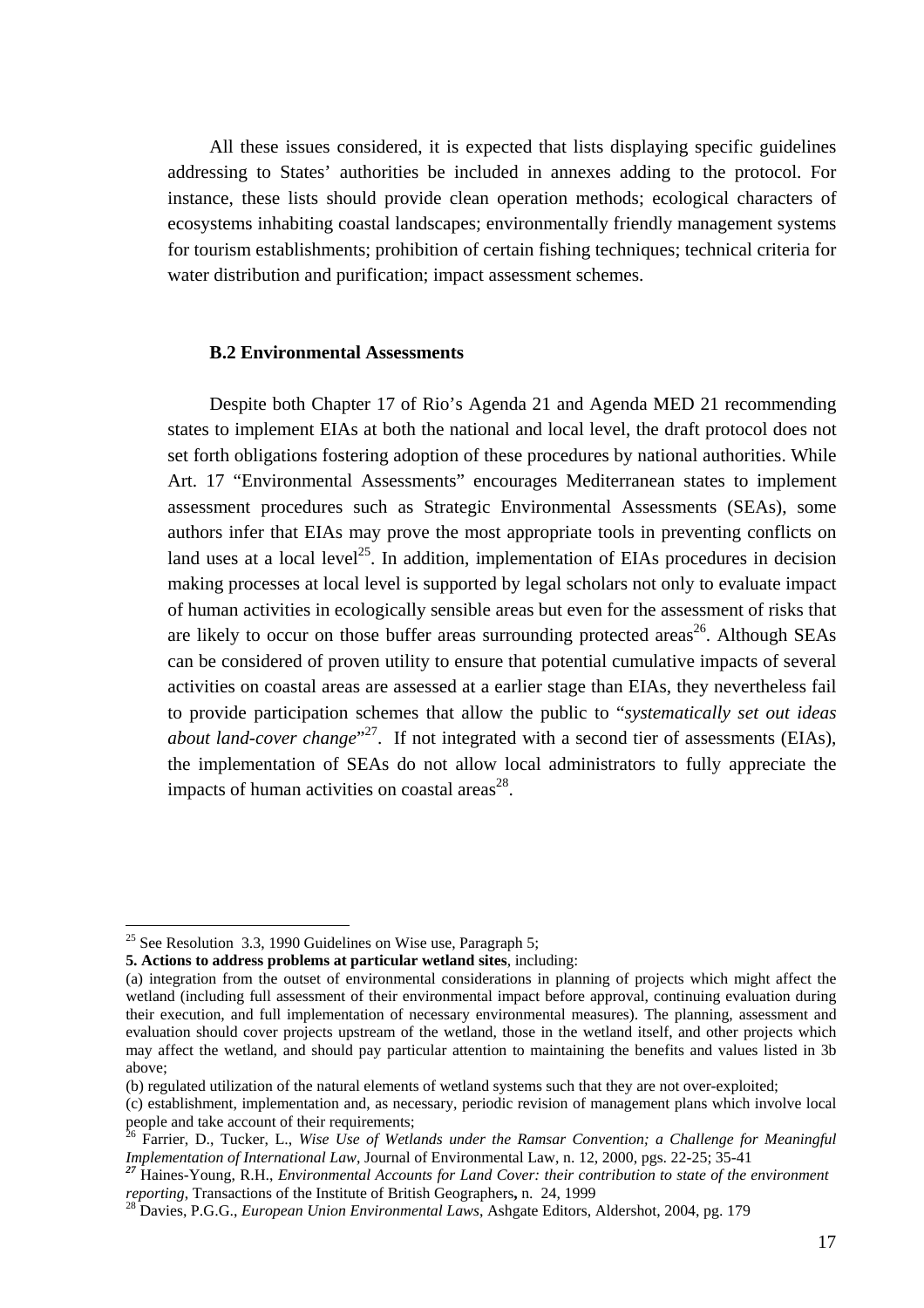All these issues considered, it is expected that lists displaying specific guidelines addressing to States' authorities be included in annexes adding to the protocol. For instance, these lists should provide clean operation methods; ecological characters of ecosystems inhabiting coastal landscapes; environmentally friendly management systems for tourism establishments; prohibition of certain fishing techniques; technical criteria for water distribution and purification; impact assessment schemes.

### B.2 Environmental Assessments

Despite both Chapter 17 of Rio's Agenda 21 and Agenda MED 21 recommending states to implement EIAs at both the national and local level, the draft protocol does not set forth obligations fostering adoption of these procedures by national authorities. While Art. 17 "Environmental Assessments" encourages Mediterranean states to implement assessment procedures such as Strategic Environmental Assessments (SEAs), some authors infer that EIAs may prove the most appropriate tools in preventing conflicts on land uses at a local level[25]. In addition, implementation of EIAs procedures in decision making processes at local level is supported by legal scholars not only to evaluate impact of human activities in ecologically sensible areas but even for the assessment of risks that are likely to occur on those buffer areas surrounding protected areas[26]. Although SEAs can be considered of proven utility to ensure that potential cumulative impacts of several activities on coastal areas are assessed at a earlier stage than EIAs, they nevertheless fail to provide participation schemes that allow the public to "*systematically set out ideas about land-cover change*"[27]. If not integrated with a second tier of assessments (EIAs), the implementation of SEAs do not allow local administrators to fully appreciate the impacts of human activities on coastal areas[28].

---

[25] See Resolution 3.3, 1990 Guidelines on Wise use, Paragraph 5;

**5. Actions to address problems at particular wetland sites**, including:

(a) integration from the outset of environmental considerations in planning of projects which might affect the wetland (including full assessment of their environmental impact before approval, continuing evaluation during their execution, and full implementation of necessary environmental measures). The planning, assessment and evaluation should cover projects upstream of the wetland, those in the wetland itself, and other projects which may affect the wetland, and should pay particular attention to maintaining the benefits and values listed in 3b above;

(b) regulated utilization of the natural elements of wetland systems such that they are not over-exploited;

(c) establishment, implementation and, as necessary, periodic revision of management plans which involve local people and take account of their requirements;

[26] Farrier, D., Tucker, L., *Wise Use of Wetlands under the Ramsar Convention; a Challenge for Meaningful Implementation of International Law*, Journal of Environmental Law, n. 12, 2000, pgs. 22-25; 35-41

[27] Haines-Young, R.H., *Environmental Accounts for Land Cover: their contribution to state of the environment reporting*, Transactions of the Institute of British Geographers**,** n. 24, 1999

[28] Davies, P.G.G., *European Union Environmental Laws*, Ashgate Editors, Aldershot, 2004, pg. 179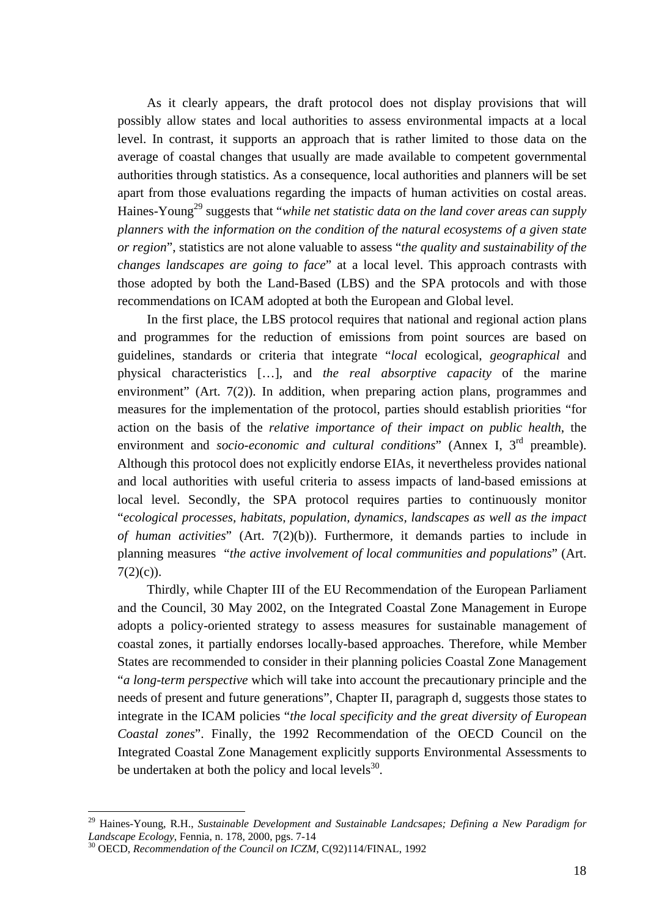As it clearly appears, the draft protocol does not display provisions that will possibly allow states and local authorities to assess environmental impacts at a local level. In contrast, it supports an approach that is rather limited to those data on the average of coastal changes that usually are made available to competent governmental authorities through statistics. As a consequence, local authorities and planners will be set apart from those evaluations regarding the impacts of human activities on costal areas. Haines-Young[29] suggests that "*while net statistic data on the land cover areas can supply planners with the information on the condition of the natural ecosystems of a given state or region*", statistics are not alone valuable to assess "*the quality and sustainability of the changes landscapes are going to face*" at a local level. This approach contrasts with those adopted by both the Land-Based (LBS) and the SPA protocols and with those recommendations on ICAM adopted at both the European and Global level.

In the first place, the LBS protocol requires that national and regional action plans and programmes for the reduction of emissions from point sources are based on guidelines, standards or criteria that integrate "*local* ecological, *geographical* and physical characteristics […], and *the real absorptive capacity* of the marine environment" (Art. 7(2)). In addition, when preparing action plans, programmes and measures for the implementation of the protocol, parties should establish priorities "for action on the basis of the *relative importance of their impact on public health*, the environment and *socio-economic and cultural conditions*" (Annex I, 3rd preamble). Although this protocol does not explicitly endorse EIAs, it nevertheless provides national and local authorities with useful criteria to assess impacts of land-based emissions at local level. Secondly, the SPA protocol requires parties to continuously monitor "*ecological processes, habitats, population, dynamics, landscapes as well as the impact of human activities*" (Art. 7(2)(b)). Furthermore, it demands parties to include in planning measures "*the active involvement of local communities and populations*" (Art. 7(2)(c)).

Thirdly, while Chapter III of the EU Recommendation of the European Parliament and the Council, 30 May 2002, on the Integrated Coastal Zone Management in Europe adopts a policy-oriented strategy to assess measures for sustainable management of coastal zones, it partially endorses locally-based approaches. Therefore, while Member States are recommended to consider in their planning policies Coastal Zone Management "*a long-term perspective* which will take into account the precautionary principle and the needs of present and future generations", Chapter II, paragraph d, suggests those states to integrate in the ICAM policies "*the local specificity and the great diversity of European Coastal zones*". Finally, the 1992 Recommendation of the OECD Council on the Integrated Coastal Zone Management explicitly supports Environmental Assessments to be undertaken at both the policy and local levels[30].

---

[29] Haines-Young, R.H., *Sustainable Development and Sustainable Landcsapes; Defining a New Paradigm for Landscape Ecology*, Fennia, n. 178, 2000, pgs. 7-14

[30] OECD, *Recommendation of the Council on ICZM*, C(92)114/FINAL, 1992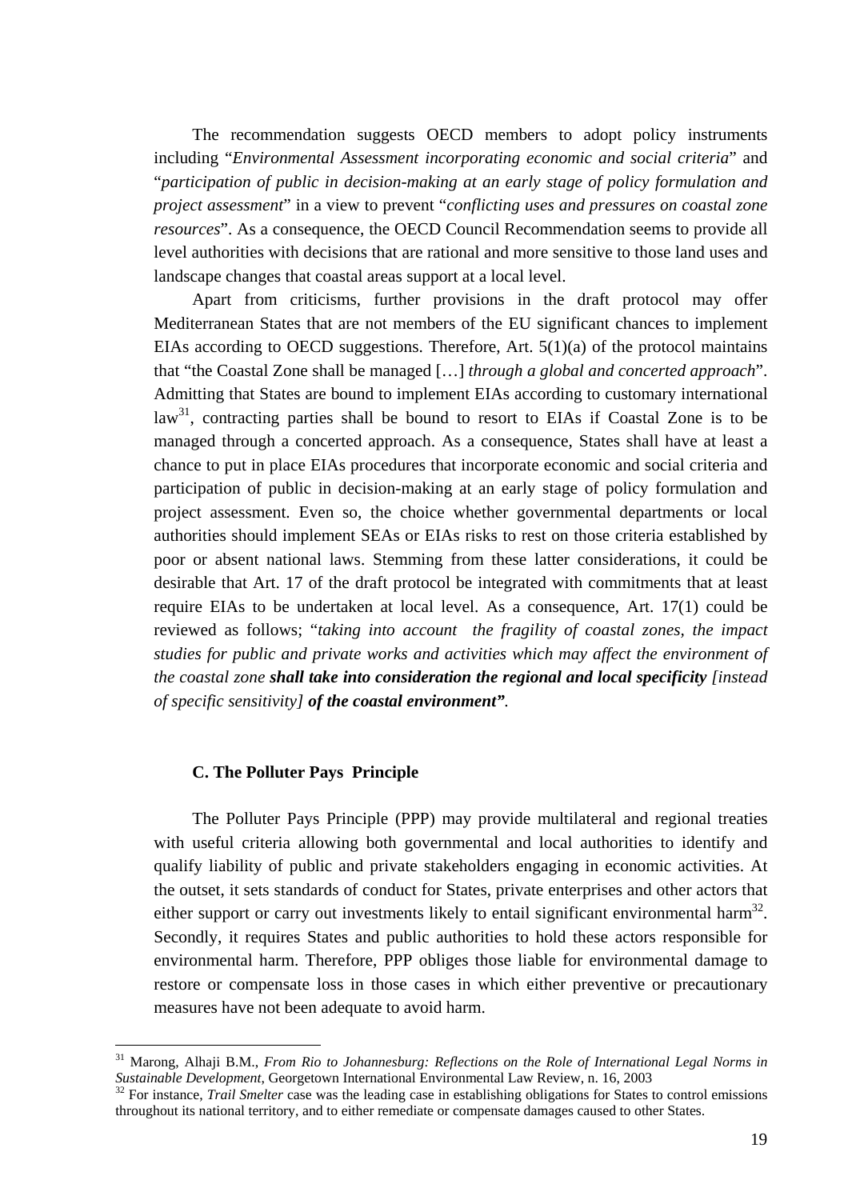The recommendation suggests OECD members to adopt policy instruments including "*Environmental Assessment incorporating economic and social criteria*" and "*participation of public in decision-making at an early stage of policy formulation and project assessment*" in a view to prevent "*conflicting uses and pressures on coastal zone resources*". As a consequence, the OECD Council Recommendation seems to provide all level authorities with decisions that are rational and more sensitive to those land uses and landscape changes that coastal areas support at a local level.

Apart from criticisms, further provisions in the draft protocol may offer Mediterranean States that are not members of the EU significant chances to implement EIAs according to OECD suggestions. Therefore, Art. 5(1)(a) of the protocol maintains that "the Coastal Zone shall be managed […] *through a global and concerted approach*". Admitting that States are bound to implement EIAs according to customary international law[31], contracting parties shall be bound to resort to EIAs if Coastal Zone is to be managed through a concerted approach. As a consequence, States shall have at least a chance to put in place EIAs procedures that incorporate economic and social criteria and participation of public in decision-making at an early stage of policy formulation and project assessment. Even so, the choice whether governmental departments or local authorities should implement SEAs or EIAs risks to rest on those criteria established by poor or absent national laws. Stemming from these latter considerations, it could be desirable that Art. 17 of the draft protocol be integrated with commitments that at least require EIAs to be undertaken at local level. As a consequence, Art. 17(1) could be reviewed as follows; "*taking into account the fragility of coastal zones, the impact studies for public and private works and activities which may affect the environment of the coastal zone* ***shall take into consideration the regional and local specificity*** *[instead of specific sensitivity]* ***of the coastal environment"***.

### C. The Polluter Pays Principle

The Polluter Pays Principle (PPP) may provide multilateral and regional treaties with useful criteria allowing both governmental and local authorities to identify and qualify liability of public and private stakeholders engaging in economic activities. At the outset, it sets standards of conduct for States, private enterprises and other actors that either support or carry out investments likely to entail significant environmental harm[32]. Secondly, it requires States and public authorities to hold these actors responsible for environmental harm. Therefore, PPP obliges those liable for environmental damage to restore or compensate loss in those cases in which either preventive or precautionary measures have not been adequate to avoid harm.

---

[31] Marong, Alhaji B.M., *From Rio to Johannesburg: Reflections on the Role of International Legal Norms in Sustainable Development*, Georgetown International Environmental Law Review, n. 16, 2003

[32] For instance, *Trail Smelter* case was the leading case in establishing obligations for States to control emissions throughout its national territory, and to either remediate or compensate damages caused to other States.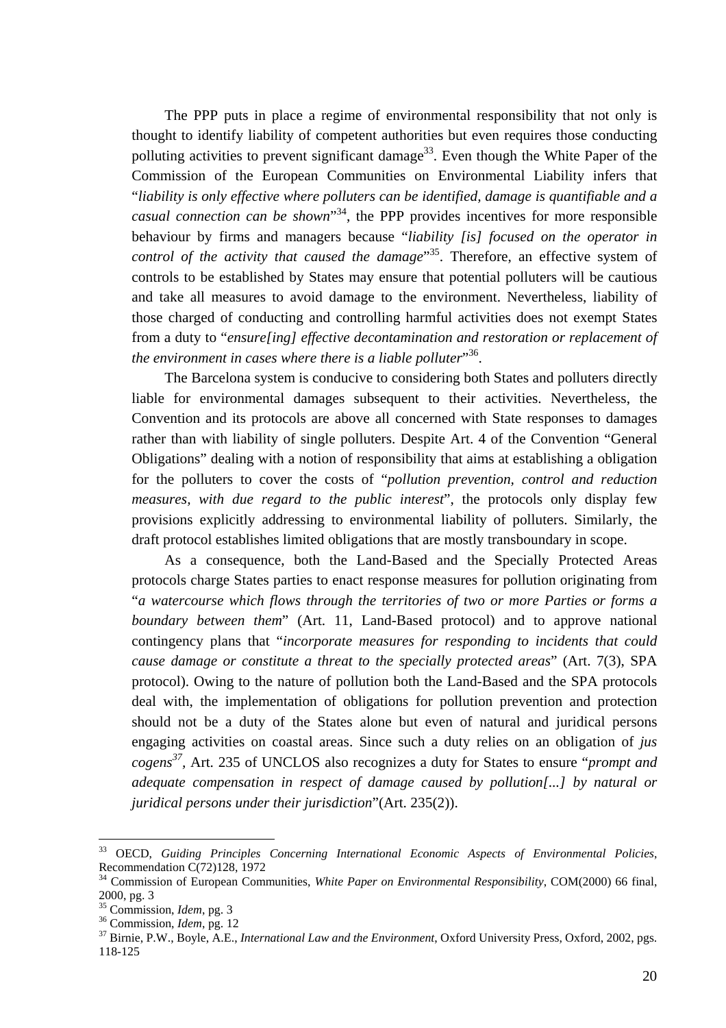The PPP puts in place a regime of environmental responsibility that not only is thought to identify liability of competent authorities but even requires those conducting polluting activities to prevent significant damage[33]. Even though the White Paper of the Commission of the European Communities on Environmental Liability infers that "*liability is only effective where polluters can be identified, damage is quantifiable and a casual connection can be shown*"[34], the PPP provides incentives for more responsible behaviour by firms and managers because "*liability [is] focused on the operator in control of the activity that caused the damage*"[35]. Therefore, an effective system of controls to be established by States may ensure that potential polluters will be cautious and take all measures to avoid damage to the environment. Nevertheless, liability of those charged of conducting and controlling harmful activities does not exempt States from a duty to "*ensure[ing] effective decontamination and restoration or replacement of the environment in cases where there is a liable polluter*"[36].

The Barcelona system is conducive to considering both States and polluters directly liable for environmental damages subsequent to their activities. Nevertheless, the Convention and its protocols are above all concerned with State responses to damages rather than with liability of single polluters. Despite Art. 4 of the Convention "General Obligations" dealing with a notion of responsibility that aims at establishing a obligation for the polluters to cover the costs of "*pollution prevention, control and reduction measures, with due regard to the public interest*", the protocols only display few provisions explicitly addressing to environmental liability of polluters. Similarly, the draft protocol establishes limited obligations that are mostly transboundary in scope.

As a consequence, both the Land-Based and the Specially Protected Areas protocols charge States parties to enact response measures for pollution originating from "*a watercourse which flows through the territories of two or more Parties or forms a boundary between them*" (Art. 11, Land-Based protocol) and to approve national contingency plans that "*incorporate measures for responding to incidents that could cause damage or constitute a threat to the specially protected areas*" (Art. 7(3), SPA protocol). Owing to the nature of pollution both the Land-Based and the SPA protocols deal with, the implementation of obligations for pollution prevention and protection should not be a duty of the States alone but even of natural and juridical persons engaging activities on coastal areas. Since such a duty relies on an obligation of *jus cogens*[37], Art. 235 of UNCLOS also recognizes a duty for States to ensure "*prompt and adequate compensation in respect of damage caused by pollution[...] by natural or juridical persons under their jurisdiction*"(Art. 235(2)).

---

[33] OECD, *Guiding Principles Concerning International Economic Aspects of Environmental Policies*, Recommendation C(72)128, 1972

[34] Commission of European Communities, *White Paper on Environmental Responsibility*, COM(2000) 66 final, 2000, pg. 3

[35] Commission, *Idem*, pg. 3

[36] Commission, *Idem*, pg. 12

[37] Birnie, P.W., Boyle, A.E., *International Law and the Environment*, Oxford University Press, Oxford, 2002, pgs. 118-125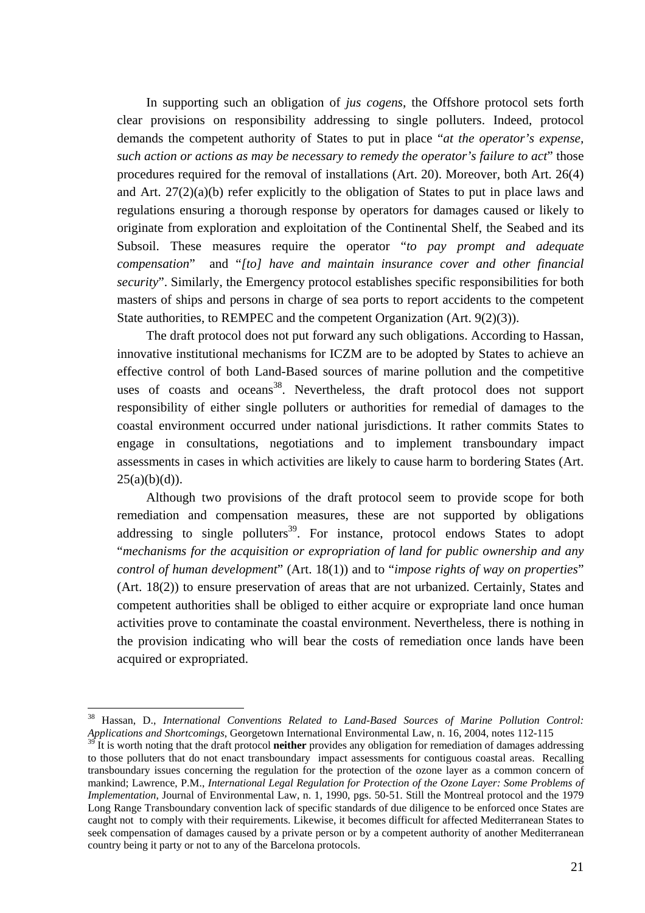In supporting such an obligation of *jus cogens*, the Offshore protocol sets forth clear provisions on responsibility addressing to single polluters. Indeed, protocol demands the competent authority of States to put in place "*at the operator's expense, such action or actions as may be necessary to remedy the operator's failure to act*" those procedures required for the removal of installations (Art. 20). Moreover, both Art. 26(4) and Art. 27(2)(a)(b) refer explicitly to the obligation of States to put in place laws and regulations ensuring a thorough response by operators for damages caused or likely to originate from exploration and exploitation of the Continental Shelf, the Seabed and its Subsoil. These measures require the operator "*to pay prompt and adequate compensation*" and "*[to] have and maintain insurance cover and other financial security*". Similarly, the Emergency protocol establishes specific responsibilities for both masters of ships and persons in charge of sea ports to report accidents to the competent State authorities, to REMPEC and the competent Organization (Art. 9(2)(3)).

The draft protocol does not put forward any such obligations. According to Hassan, innovative institutional mechanisms for ICZM are to be adopted by States to achieve an effective control of both Land-Based sources of marine pollution and the competitive uses of coasts and oceans[38]. Nevertheless, the draft protocol does not support responsibility of either single polluters or authorities for remedial of damages to the coastal environment occurred under national jurisdictions. It rather commits States to engage in consultations, negotiations and to implement transboundary impact assessments in cases in which activities are likely to cause harm to bordering States (Art. 25(a)(b)(d)).

Although two provisions of the draft protocol seem to provide scope for both remediation and compensation measures, these are not supported by obligations addressing to single polluters[39]. For instance, protocol endows States to adopt "*mechanisms for the acquisition or expropriation of land for public ownership and any control of human development*" (Art. 18(1)) and to "*impose rights of way on properties*" (Art. 18(2)) to ensure preservation of areas that are not urbanized. Certainly, States and competent authorities shall be obliged to either acquire or expropriate land once human activities prove to contaminate the coastal environment. Nevertheless, there is nothing in the provision indicating who will bear the costs of remediation once lands have been acquired or expropriated.

---

[38] Hassan, D., *International Conventions Related to Land-Based Sources of Marine Pollution Control: Applications and Shortcomings*, Georgetown International Environmental Law, n. 16, 2004, notes 112-115

[39] It is worth noting that the draft protocol **neither** provides any obligation for remediation of damages addressing to those polluters that do not enact transboundary impact assessments for contiguous coastal areas. Recalling transboundary issues concerning the regulation for the protection of the ozone layer as a common concern of mankind; Lawrence, P.M., *International Legal Regulation for Protection of the Ozone Layer: Some Problems of Implementation*, Journal of Environmental Law, n. 1, 1990, pgs. 50-51. Still the Montreal protocol and the 1979 Long Range Transboundary convention lack of specific standards of due diligence to be enforced once States are caught not to comply with their requirements. Likewise, it becomes difficult for affected Mediterranean States to seek compensation of damages caused by a private person or by a competent authority of another Mediterranean country being it party or not to any of the Barcelona protocols.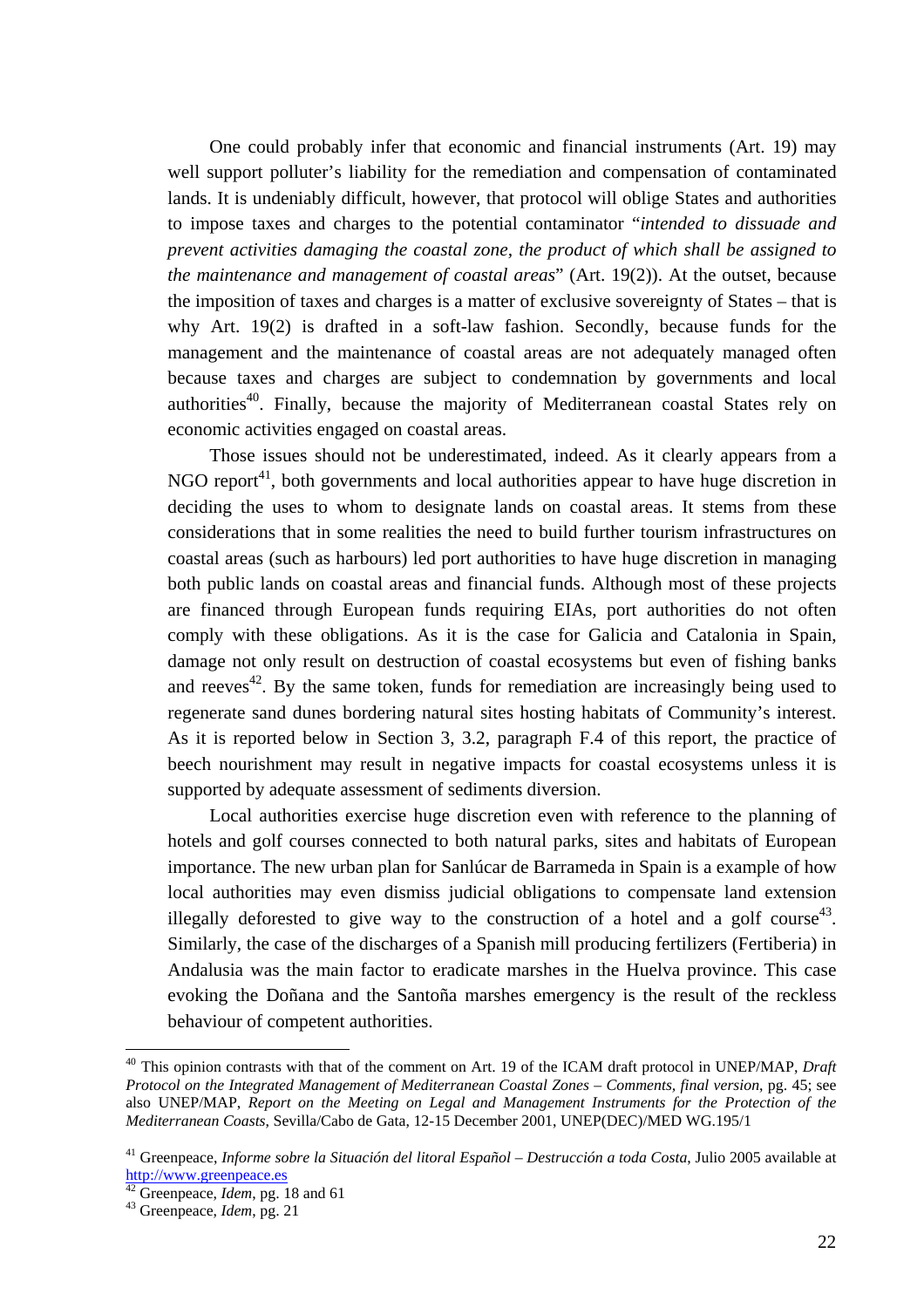One could probably infer that economic and financial instruments (Art. 19) may well support polluter's liability for the remediation and compensation of contaminated lands. It is undeniably difficult, however, that protocol will oblige States and authorities to impose taxes and charges to the potential contaminator "*intended to dissuade and prevent activities damaging the coastal zone, the product of which shall be assigned to the maintenance and management of coastal areas*" (Art. 19(2)). At the outset, because the imposition of taxes and charges is a matter of exclusive sovereignty of States – that is why Art. 19(2) is drafted in a soft-law fashion. Secondly, because funds for the management and the maintenance of coastal areas are not adequately managed often because taxes and charges are subject to condemnation by governments and local authorities[40]. Finally, because the majority of Mediterranean coastal States rely on economic activities engaged on coastal areas.

Those issues should not be underestimated, indeed. As it clearly appears from a NGO report[41], both governments and local authorities appear to have huge discretion in deciding the uses to whom to designate lands on coastal areas. It stems from these considerations that in some realities the need to build further tourism infrastructures on coastal areas (such as harbours) led port authorities to have huge discretion in managing both public lands on coastal areas and financial funds. Although most of these projects are financed through European funds requiring EIAs, port authorities do not often comply with these obligations. As it is the case for Galicia and Catalonia in Spain, damage not only result on destruction of coastal ecosystems but even of fishing banks and reeves[42]. By the same token, funds for remediation are increasingly being used to regenerate sand dunes bordering natural sites hosting habitats of Community's interest. As it is reported below in Section 3, 3.2, paragraph F.4 of this report, the practice of beech nourishment may result in negative impacts for coastal ecosystems unless it is supported by adequate assessment of sediments diversion.

Local authorities exercise huge discretion even with reference to the planning of hotels and golf courses connected to both natural parks, sites and habitats of European importance. The new urban plan for Sanlúcar de Barrameda in Spain is a example of how local authorities may even dismiss judicial obligations to compensate land extension illegally deforested to give way to the construction of a hotel and a golf course[43]. Similarly, the case of the discharges of a Spanish mill producing fertilizers (Fertiberia) in Andalusia was the main factor to eradicate marshes in the Huelva province. This case evoking the Doñana and the Santoña marshes emergency is the result of the reckless behaviour of competent authorities.

---

[40] This opinion contrasts with that of the comment on Art. 19 of the ICAM draft protocol in UNEP/MAP, *Draft Protocol on the Integrated Management of Mediterranean Coastal Zones – Comments, final version*, pg. 45; see also UNEP/MAP, *Report on the Meeting on Legal and Management Instruments for the Protection of the Mediterranean Coasts*, Sevilla/Cabo de Gata, 12-15 December 2001, UNEP(DEC)/MED WG.195/1

[41] Greenpeace, *Informe sobre la Situación del litoral Español – Destrucción a toda Costa*, Julio 2005 available at http://www.greenpeace.es

[42] Greenpeace, *Idem*, pg. 18 and 61

[43] Greenpeace, *Idem*, pg. 21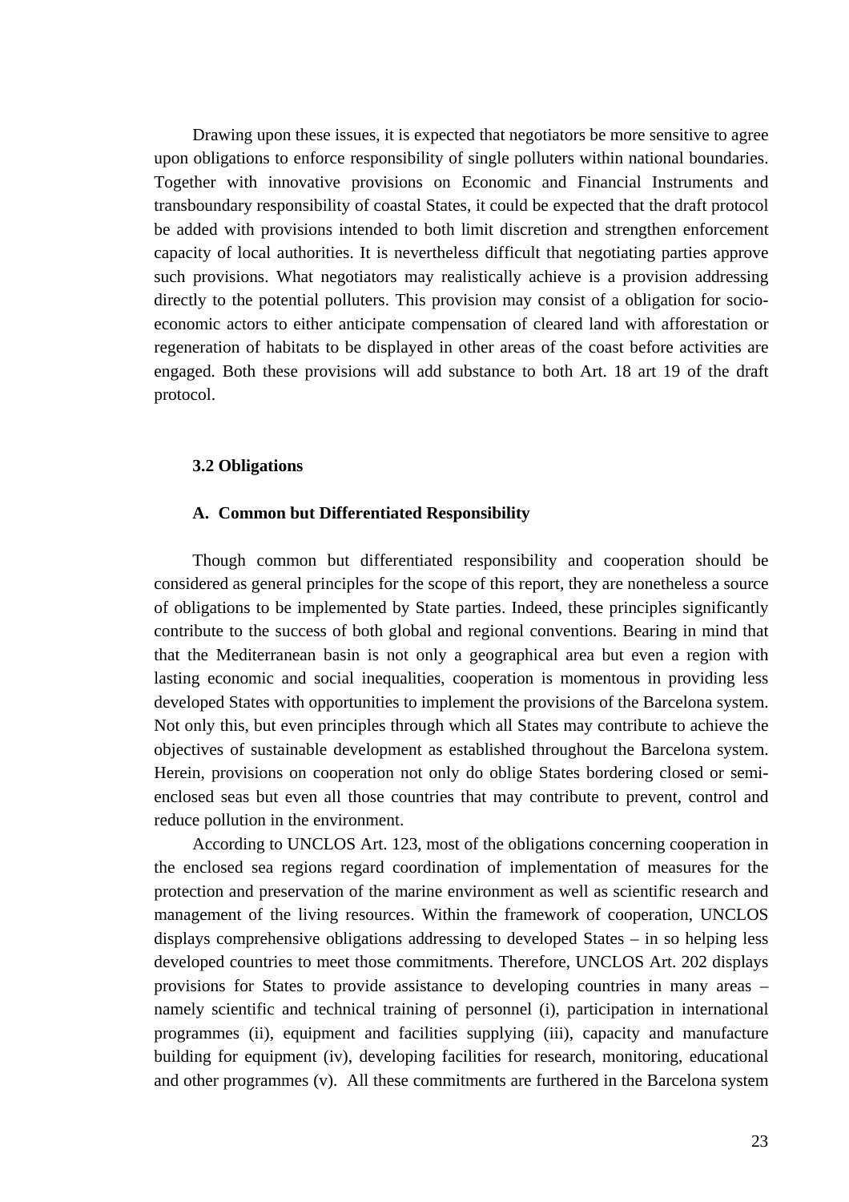Drawing upon these issues, it is expected that negotiators be more sensitive to agree upon obligations to enforce responsibility of single polluters within national boundaries. Together with innovative provisions on Economic and Financial Instruments and transboundary responsibility of coastal States, it could be expected that the draft protocol be added with provisions intended to both limit discretion and strengthen enforcement capacity of local authorities. It is nevertheless difficult that negotiating parties approve such provisions. What negotiators may realistically achieve is a provision addressing directly to the potential polluters. This provision may consist of a obligation for socio-economic actors to either anticipate compensation of cleared land with afforestation or regeneration of habitats to be displayed in other areas of the coast before activities are engaged. Both these provisions will add substance to both Art. 18 art 19 of the draft protocol.

### 3.2 Obligations

#### A. Common but Differentiated Responsibility

Though common but differentiated responsibility and cooperation should be considered as general principles for the scope of this report, they are nonetheless a source of obligations to be implemented by State parties. Indeed, these principles significantly contribute to the success of both global and regional conventions. Bearing in mind that that the Mediterranean basin is not only a geographical area but even a region with lasting economic and social inequalities, cooperation is momentous in providing less developed States with opportunities to implement the provisions of the Barcelona system. Not only this, but even principles through which all States may contribute to achieve the objectives of sustainable development as established throughout the Barcelona system. Herein, provisions on cooperation not only do oblige States bordering closed or semi-enclosed seas but even all those countries that may contribute to prevent, control and reduce pollution in the environment.

According to UNCLOS Art. 123, most of the obligations concerning cooperation in the enclosed sea regions regard coordination of implementation of measures for the protection and preservation of the marine environment as well as scientific research and management of the living resources. Within the framework of cooperation, UNCLOS displays comprehensive obligations addressing to developed States – in so helping less developed countries to meet those commitments. Therefore, UNCLOS Art. 202 displays provisions for States to provide assistance to developing countries in many areas – namely scientific and technical training of personnel (i), participation in international programmes (ii), equipment and facilities supplying (iii), capacity and manufacture building for equipment (iv), developing facilities for research, monitoring, educational and other programmes (v). All these commitments are furthered in the Barcelona system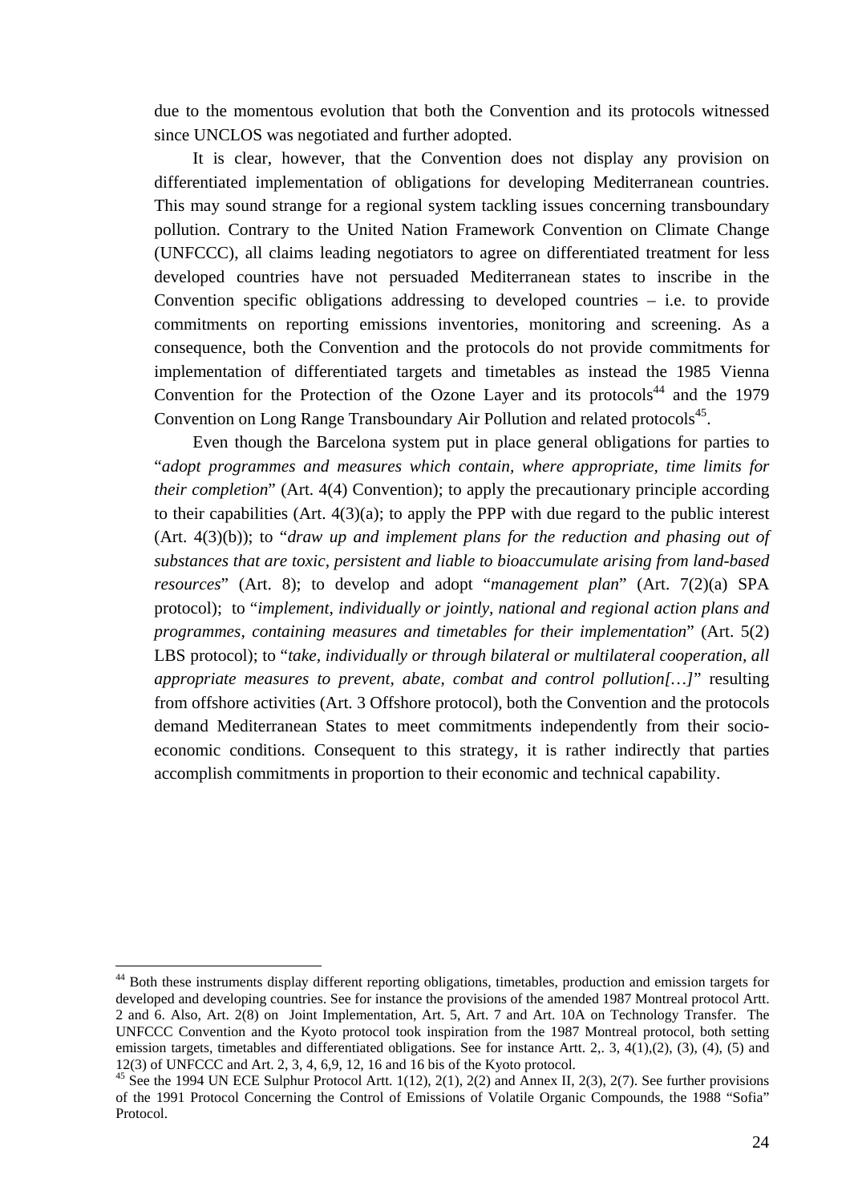due to the momentous evolution that both the Convention and its protocols witnessed since UNCLOS was negotiated and further adopted.

It is clear, however, that the Convention does not display any provision on differentiated implementation of obligations for developing Mediterranean countries. This may sound strange for a regional system tackling issues concerning transboundary pollution. Contrary to the United Nation Framework Convention on Climate Change (UNFCCC), all claims leading negotiators to agree on differentiated treatment for less developed countries have not persuaded Mediterranean states to inscribe in the Convention specific obligations addressing to developed countries – i.e. to provide commitments on reporting emissions inventories, monitoring and screening. As a consequence, both the Convention and the protocols do not provide commitments for implementation of differentiated targets and timetables as instead the 1985 Vienna Convention for the Protection of the Ozone Layer and its protocols[44] and the 1979 Convention on Long Range Transboundary Air Pollution and related protocols[45].

Even though the Barcelona system put in place general obligations for parties to "*adopt programmes and measures which contain, where appropriate, time limits for their completion*" (Art. 4(4) Convention); to apply the precautionary principle according to their capabilities (Art. 4(3)(a); to apply the PPP with due regard to the public interest (Art. 4(3)(b)); to "*draw up and implement plans for the reduction and phasing out of substances that are toxic, persistent and liable to bioaccumulate arising from land-based resources*" (Art. 8); to develop and adopt "*management plan*" (Art. 7(2)(a) SPA protocol); to "*implement, individually or jointly, national and regional action plans and programmes, containing measures and timetables for their implementation*" (Art. 5(2) LBS protocol); to "*take, individually or through bilateral or multilateral cooperation, all appropriate measures to prevent, abate, combat and control pollution[…]*" resulting from offshore activities (Art. 3 Offshore protocol), both the Convention and the protocols demand Mediterranean States to meet commitments independently from their socio-economic conditions. Consequent to this strategy, it is rather indirectly that parties accomplish commitments in proportion to their economic and technical capability.

---

[44] Both these instruments display different reporting obligations, timetables, production and emission targets for developed and developing countries. See for instance the provisions of the amended 1987 Montreal protocol Artt. 2 and 6. Also, Art. 2(8) on Joint Implementation, Art. 5, Art. 7 and Art. 10A on Technology Transfer. The UNFCCC Convention and the Kyoto protocol took inspiration from the 1987 Montreal protocol, both setting emission targets, timetables and differentiated obligations. See for instance Artt. 2,. 3, 4(1),(2), (3), (4), (5) and 12(3) of UNFCCC and Art. 2, 3, 4, 6,9, 12, 16 and 16 bis of the Kyoto protocol.

[45] See the 1994 UN ECE Sulphur Protocol Artt. 1(12), 2(1), 2(2) and Annex II, 2(3), 2(7). See further provisions of the 1991 Protocol Concerning the Control of Emissions of Volatile Organic Compounds, the 1988 "Sofia" Protocol.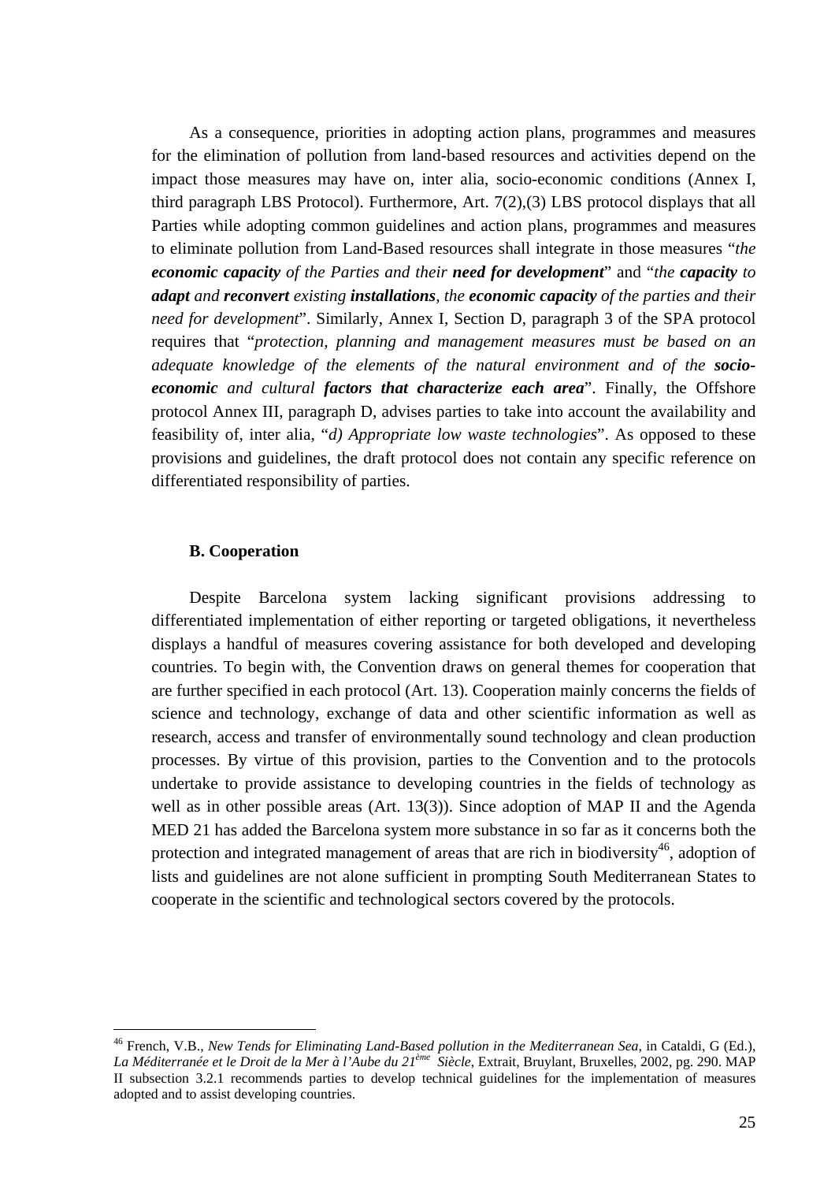As a consequence, priorities in adopting action plans, programmes and measures for the elimination of pollution from land-based resources and activities depend on the impact those measures may have on, inter alia, socio-economic conditions (Annex I, third paragraph LBS Protocol). Furthermore, Art. 7(2),(3) LBS protocol displays that all Parties while adopting common guidelines and action plans, programmes and measures to eliminate pollution from Land-Based resources shall integrate in those measures "*the **economic capacity** of the Parties and their **need for development***" and "*the **capacity** to **adapt** and **reconvert** existing **installations**, the **economic capacity** of the parties and their need for development*". Similarly, Annex I, Section D, paragraph 3 of the SPA protocol requires that "*protection, planning and management measures must be based on an adequate knowledge of the elements of the natural environment and of the **socio-economic** and cultural **factors that characterize each area***". Finally, the Offshore protocol Annex III, paragraph D, advises parties to take into account the availability and feasibility of, inter alia, "*d) Appropriate low waste technologies*". As opposed to these provisions and guidelines, the draft protocol does not contain any specific reference on differentiated responsibility of parties.

**B. Cooperation**

Despite Barcelona system lacking significant provisions addressing to differentiated implementation of either reporting or targeted obligations, it nevertheless displays a handful of measures covering assistance for both developed and developing countries. To begin with, the Convention draws on general themes for cooperation that are further specified in each protocol (Art. 13). Cooperation mainly concerns the fields of science and technology, exchange of data and other scientific information as well as research, access and transfer of environmentally sound technology and clean production processes. By virtue of this provision, parties to the Convention and to the protocols undertake to provide assistance to developing countries in the fields of technology as well as in other possible areas (Art. 13(3)). Since adoption of MAP II and the Agenda MED 21 has added the Barcelona system more substance in so far as it concerns both the protection and integrated management of areas that are rich in biodiversity[46], adoption of lists and guidelines are not alone sufficient in prompting South Mediterranean States to cooperate in the scientific and technological sectors covered by the protocols.

---

[46] French, V.B., *New Tends for Eliminating Land-Based pollution in the Mediterranean Sea*, in Cataldi, G (Ed.), *La Méditerranée et le Droit de la Mer à l'Aube du 21ème Siècle*, Extrait, Bruylant, Bruxelles, 2002, pg. 290. MAP II subsection 3.2.1 recommends parties to develop technical guidelines for the implementation of measures adopted and to assist developing countries.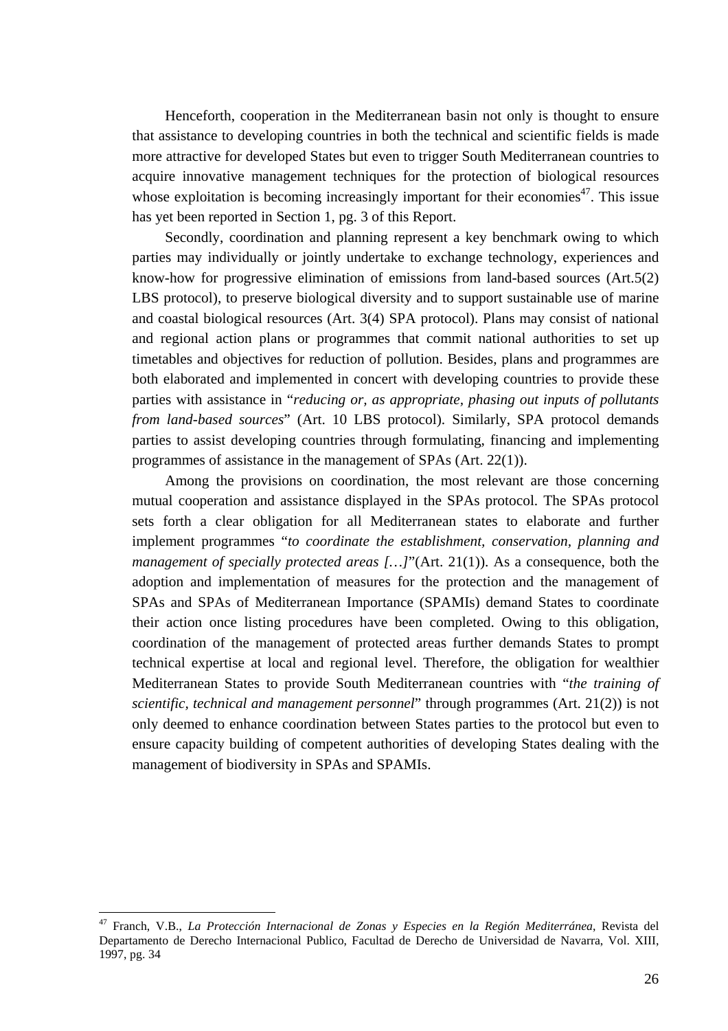Henceforth, cooperation in the Mediterranean basin not only is thought to ensure that assistance to developing countries in both the technical and scientific fields is made more attractive for developed States but even to trigger South Mediterranean countries to acquire innovative management techniques for the protection of biological resources whose exploitation is becoming increasingly important for their economies[47]. This issue has yet been reported in Section 1, pg. 3 of this Report.

Secondly, coordination and planning represent a key benchmark owing to which parties may individually or jointly undertake to exchange technology, experiences and know-how for progressive elimination of emissions from land-based sources (Art.5(2) LBS protocol), to preserve biological diversity and to support sustainable use of marine and coastal biological resources (Art. 3(4) SPA protocol). Plans may consist of national and regional action plans or programmes that commit national authorities to set up timetables and objectives for reduction of pollution. Besides, plans and programmes are both elaborated and implemented in concert with developing countries to provide these parties with assistance in "*reducing or, as appropriate, phasing out inputs of pollutants from land-based sources*" (Art. 10 LBS protocol). Similarly, SPA protocol demands parties to assist developing countries through formulating, financing and implementing programmes of assistance in the management of SPAs (Art. 22(1)).

Among the provisions on coordination, the most relevant are those concerning mutual cooperation and assistance displayed in the SPAs protocol. The SPAs protocol sets forth a clear obligation for all Mediterranean states to elaborate and further implement programmes "*to coordinate the establishment, conservation, planning and management of specially protected areas […]*"(Art. 21(1)). As a consequence, both the adoption and implementation of measures for the protection and the management of SPAs and SPAs of Mediterranean Importance (SPAMIs) demand States to coordinate their action once listing procedures have been completed. Owing to this obligation, coordination of the management of protected areas further demands States to prompt technical expertise at local and regional level. Therefore, the obligation for wealthier Mediterranean States to provide South Mediterranean countries with "*the training of scientific, technical and management personnel*" through programmes (Art. 21(2)) is not only deemed to enhance coordination between States parties to the protocol but even to ensure capacity building of competent authorities of developing States dealing with the management of biodiversity in SPAs and SPAMIs.

---

[47] Franch, V.B., *La Protección Internacional de Zonas y Especies en la Región Mediterránea*, Revista del Departamento de Derecho Internacional Publico, Facultad de Derecho de Universidad de Navarra, Vol. XIII, 1997, pg. 34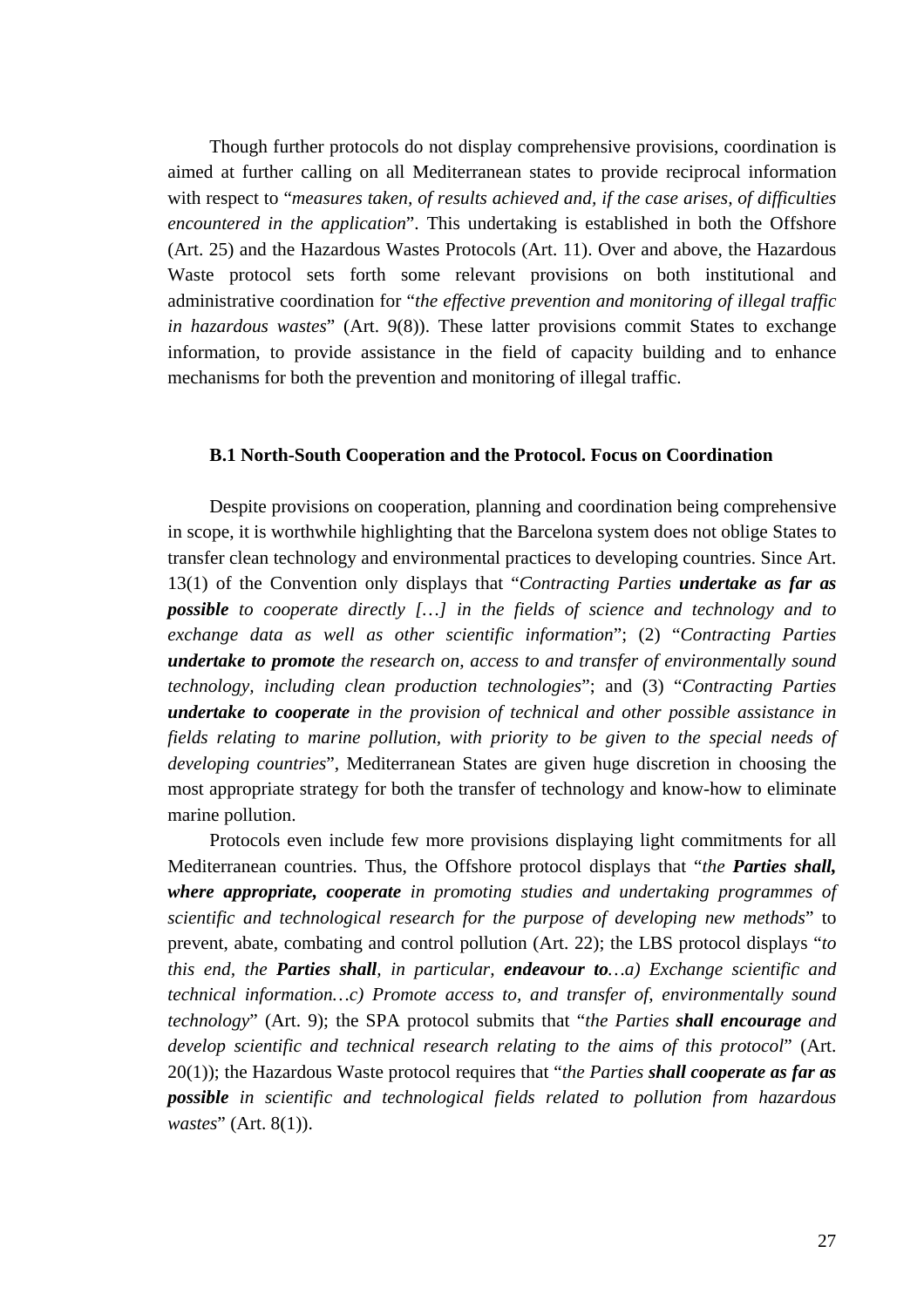Though further protocols do not display comprehensive provisions, coordination is aimed at further calling on all Mediterranean states to provide reciprocal information with respect to "*measures taken, of results achieved and, if the case arises, of difficulties encountered in the application*". This undertaking is established in both the Offshore (Art. 25) and the Hazardous Wastes Protocols (Art. 11). Over and above, the Hazardous Waste protocol sets forth some relevant provisions on both institutional and administrative coordination for "*the effective prevention and monitoring of illegal traffic in hazardous wastes*" (Art. 9(8)). These latter provisions commit States to exchange information, to provide assistance in the field of capacity building and to enhance mechanisms for both the prevention and monitoring of illegal traffic.

### B.1 North-South Cooperation and the Protocol. Focus on Coordination

Despite provisions on cooperation, planning and coordination being comprehensive in scope, it is worthwhile highlighting that the Barcelona system does not oblige States to transfer clean technology and environmental practices to developing countries. Since Art. 13(1) of the Convention only displays that "*Contracting Parties **undertake as far as possible** to cooperate directly […] in the fields of science and technology and to exchange data as well as other scientific information*"; (2) "*Contracting Parties **undertake to promote** the research on, access to and transfer of environmentally sound technology, including clean production technologies*"; and (3) "*Contracting Parties **undertake to cooperate** in the provision of technical and other possible assistance in fields relating to marine pollution, with priority to be given to the special needs of developing countries*", Mediterranean States are given huge discretion in choosing the most appropriate strategy for both the transfer of technology and know-how to eliminate marine pollution.

Protocols even include few more provisions displaying light commitments for all Mediterranean countries. Thus, the Offshore protocol displays that "*the **Parties shall, where appropriate, cooperate** in promoting studies and undertaking programmes of scientific and technological research for the purpose of developing new methods*" to prevent, abate, combating and control pollution (Art. 22); the LBS protocol displays "*to this end, the **Parties shall**, in particular, **endeavour to**…a) Exchange scientific and technical information…c) Promote access to, and transfer of, environmentally sound technology*" (Art. 9); the SPA protocol submits that "*the Parties **shall encourage** and develop scientific and technical research relating to the aims of this protocol*" (Art. 20(1)); the Hazardous Waste protocol requires that "*the Parties **shall cooperate as far as possible** in scientific and technological fields related to pollution from hazardous wastes*" (Art. 8(1)).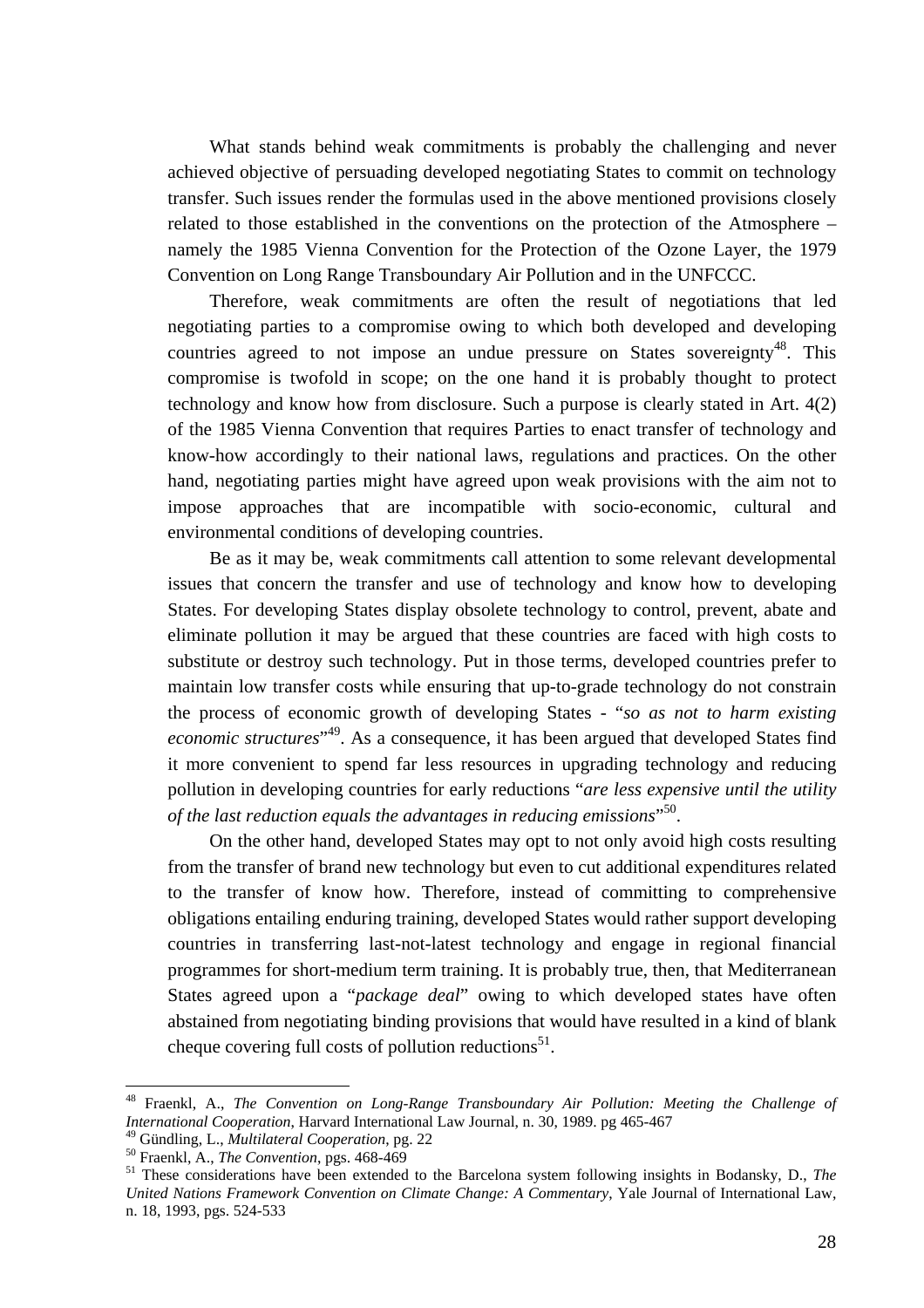What stands behind weak commitments is probably the challenging and never achieved objective of persuading developed negotiating States to commit on technology transfer. Such issues render the formulas used in the above mentioned provisions closely related to those established in the conventions on the protection of the Atmosphere – namely the 1985 Vienna Convention for the Protection of the Ozone Layer, the 1979 Convention on Long Range Transboundary Air Pollution and in the UNFCCC.

Therefore, weak commitments are often the result of negotiations that led negotiating parties to a compromise owing to which both developed and developing countries agreed to not impose an undue pressure on States sovereignty[48]. This compromise is twofold in scope; on the one hand it is probably thought to protect technology and know how from disclosure. Such a purpose is clearly stated in Art. 4(2) of the 1985 Vienna Convention that requires Parties to enact transfer of technology and know-how accordingly to their national laws, regulations and practices. On the other hand, negotiating parties might have agreed upon weak provisions with the aim not to impose approaches that are incompatible with socio-economic, cultural and environmental conditions of developing countries.

Be as it may be, weak commitments call attention to some relevant developmental issues that concern the transfer and use of technology and know how to developing States. For developing States display obsolete technology to control, prevent, abate and eliminate pollution it may be argued that these countries are faced with high costs to substitute or destroy such technology. Put in those terms, developed countries prefer to maintain low transfer costs while ensuring that up-to-grade technology do not constrain the process of economic growth of developing States - "*so as not to harm existing economic structures*"[49]. As a consequence, it has been argued that developed States find it more convenient to spend far less resources in upgrading technology and reducing pollution in developing countries for early reductions "*are less expensive until the utility of the last reduction equals the advantages in reducing emissions*"[50].

On the other hand, developed States may opt to not only avoid high costs resulting from the transfer of brand new technology but even to cut additional expenditures related to the transfer of know how. Therefore, instead of committing to comprehensive obligations entailing enduring training, developed States would rather support developing countries in transferring last-not-latest technology and engage in regional financial programmes for short-medium term training. It is probably true, then, that Mediterranean States agreed upon a "*package deal*" owing to which developed states have often abstained from negotiating binding provisions that would have resulted in a kind of blank cheque covering full costs of pollution reductions[51].

---

[48] Fraenkl, A., *The Convention on Long-Range Transboundary Air Pollution: Meeting the Challenge of International Cooperation*, Harvard International Law Journal, n. 30, 1989. pg 465-467

[49] Gündling, L., *Multilateral Cooperation*, pg. 22

[50] Fraenkl, A., *The Convention*, pgs. 468-469

[51] These considerations have been extended to the Barcelona system following insights in Bodansky, D., *The United Nations Framework Convention on Climate Change: A Commentary*, Yale Journal of International Law, n. 18, 1993, pgs. 524-533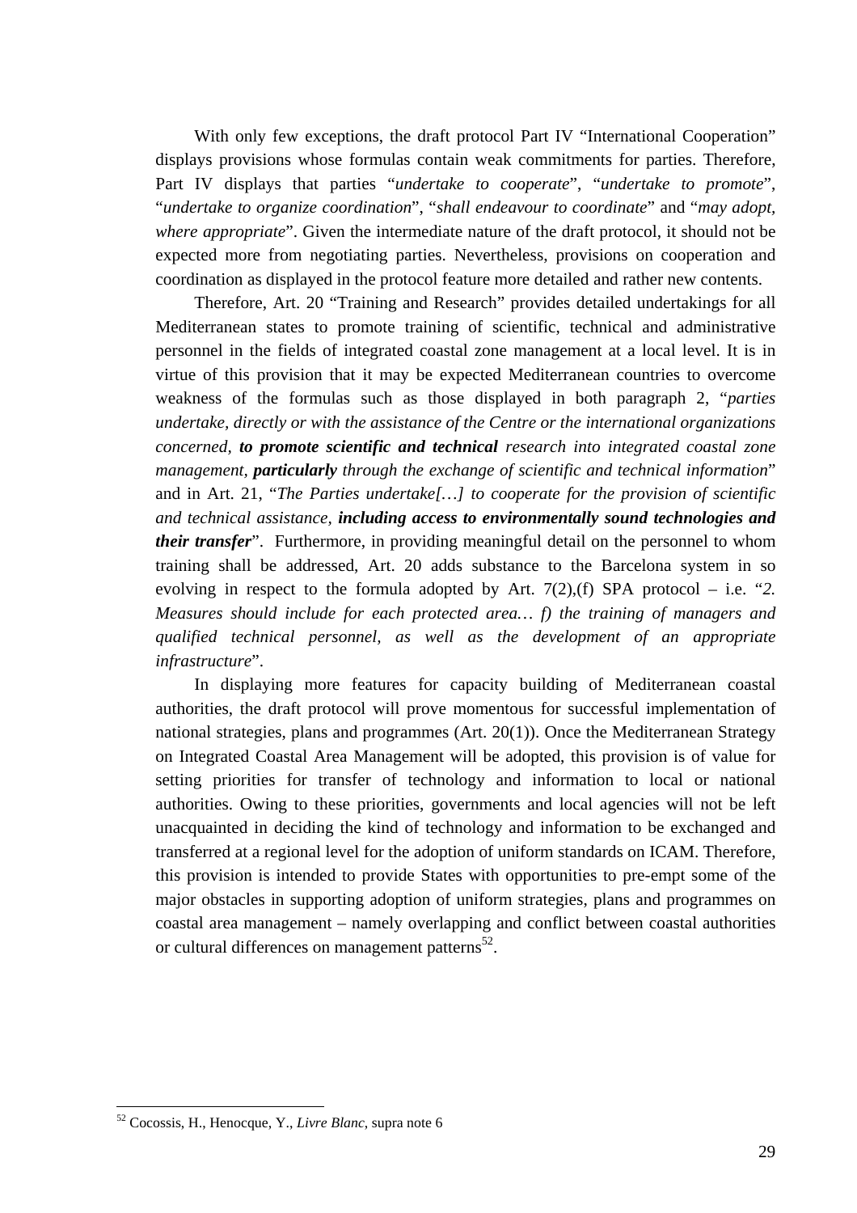With only few exceptions, the draft protocol Part IV "International Cooperation" displays provisions whose formulas contain weak commitments for parties. Therefore, Part IV displays that parties "*undertake to cooperate*", "*undertake to promote*", "*undertake to organize coordination*", "*shall endeavour to coordinate*" and "*may adopt, where appropriate*". Given the intermediate nature of the draft protocol, it should not be expected more from negotiating parties. Nevertheless, provisions on cooperation and coordination as displayed in the protocol feature more detailed and rather new contents.

Therefore, Art. 20 "Training and Research" provides detailed undertakings for all Mediterranean states to promote training of scientific, technical and administrative personnel in the fields of integrated coastal zone management at a local level. It is in virtue of this provision that it may be expected Mediterranean countries to overcome weakness of the formulas such as those displayed in both paragraph 2, "*parties undertake, directly or with the assistance of the Centre or the international organizations concerned, **to promote scientific and technical** research into integrated coastal zone management, **particularly** through the exchange of scientific and technical information*" and in Art. 21, "*The Parties undertake[…] to cooperate for the provision of scientific and technical assistance, **including access to environmentally sound technologies and their transfer***". Furthermore, in providing meaningful detail on the personnel to whom training shall be addressed, Art. 20 adds substance to the Barcelona system in so evolving in respect to the formula adopted by Art. 7(2),(f) SPA protocol – i.e. "*2. Measures should include for each protected area… f) the training of managers and qualified technical personnel, as well as the development of an appropriate infrastructure*".

In displaying more features for capacity building of Mediterranean coastal authorities, the draft protocol will prove momentous for successful implementation of national strategies, plans and programmes (Art. 20(1)). Once the Mediterranean Strategy on Integrated Coastal Area Management will be adopted, this provision is of value for setting priorities for transfer of technology and information to local or national authorities. Owing to these priorities, governments and local agencies will not be left unacquainted in deciding the kind of technology and information to be exchanged and transferred at a regional level for the adoption of uniform standards on ICAM. Therefore, this provision is intended to provide States with opportunities to pre-empt some of the major obstacles in supporting adoption of uniform strategies, plans and programmes on coastal area management – namely overlapping and conflict between coastal authorities or cultural differences on management patterns[52].

---

[52] Cocossis, H., Henocque, Y., *Livre Blanc*, supra note 6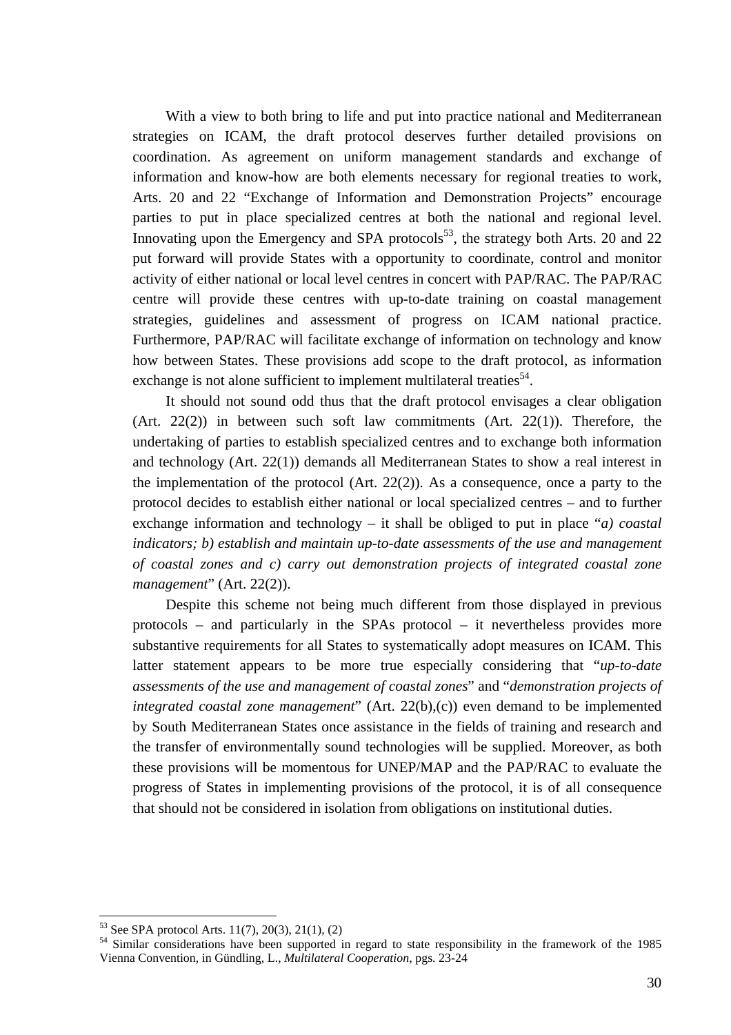With a view to both bring to life and put into practice national and Mediterranean strategies on ICAM, the draft protocol deserves further detailed provisions on coordination. As agreement on uniform management standards and exchange of information and know-how are both elements necessary for regional treaties to work, Arts. 20 and 22 "Exchange of Information and Demonstration Projects" encourage parties to put in place specialized centres at both the national and regional level. Innovating upon the Emergency and SPA protocols[53], the strategy both Arts. 20 and 22 put forward will provide States with a opportunity to coordinate, control and monitor activity of either national or local level centres in concert with PAP/RAC. The PAP/RAC centre will provide these centres with up-to-date training on coastal management strategies, guidelines and assessment of progress on ICAM national practice. Furthermore, PAP/RAC will facilitate exchange of information on technology and know how between States. These provisions add scope to the draft protocol, as information exchange is not alone sufficient to implement multilateral treaties[54].

It should not sound odd thus that the draft protocol envisages a clear obligation (Art. 22(2)) in between such soft law commitments (Art. 22(1)). Therefore, the undertaking of parties to establish specialized centres and to exchange both information and technology (Art. 22(1)) demands all Mediterranean States to show a real interest in the implementation of the protocol (Art. 22(2)). As a consequence, once a party to the protocol decides to establish either national or local specialized centres – and to further exchange information and technology – it shall be obliged to put in place "*a) coastal indicators; b) establish and maintain up-to-date assessments of the use and management of coastal zones and c) carry out demonstration projects of integrated coastal zone management*" (Art. 22(2)).

Despite this scheme not being much different from those displayed in previous protocols – and particularly in the SPAs protocol – it nevertheless provides more substantive requirements for all States to systematically adopt measures on ICAM. This latter statement appears to be more true especially considering that "*up-to-date assessments of the use and management of coastal zones*" and "*demonstration projects of integrated coastal zone management*" (Art. 22(b),(c)) even demand to be implemented by South Mediterranean States once assistance in the fields of training and research and the transfer of environmentally sound technologies will be supplied. Moreover, as both these provisions will be momentous for UNEP/MAP and the PAP/RAC to evaluate the progress of States in implementing provisions of the protocol, it is of all consequence that should not be considered in isolation from obligations on institutional duties.

---

[53] See SPA protocol Arts. 11(7), 20(3), 21(1), (2)

[54] Similar considerations have been supported in regard to state responsibility in the framework of the 1985 Vienna Convention, in Gündling, L., *Multilateral Cooperation*, pgs. 23-24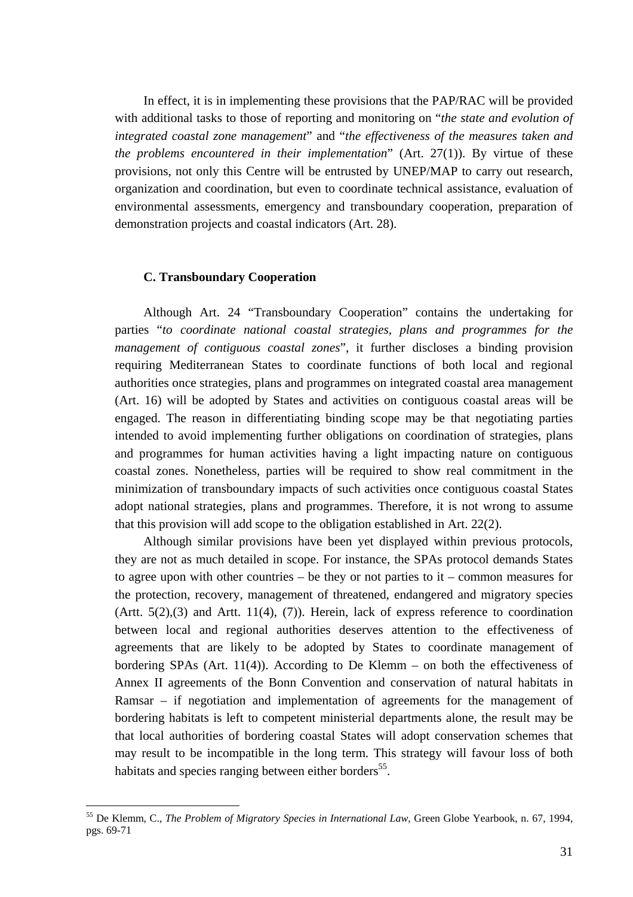In effect, it is in implementing these provisions that the PAP/RAC will be provided with additional tasks to those of reporting and monitoring on "*the state and evolution of integrated coastal zone management*" and "*the effectiveness of the measures taken and the problems encountered in their implementation*" (Art. 27(1)). By virtue of these provisions, not only this Centre will be entrusted by UNEP/MAP to carry out research, organization and coordination, but even to coordinate technical assistance, evaluation of environmental assessments, emergency and transboundary cooperation, preparation of demonstration projects and coastal indicators (Art. 28).

### C. Transboundary Cooperation

Although Art. 24 "Transboundary Cooperation" contains the undertaking for parties "*to coordinate national coastal strategies, plans and programmes for the management of contiguous coastal zones*", it further discloses a binding provision requiring Mediterranean States to coordinate functions of both local and regional authorities once strategies, plans and programmes on integrated coastal area management (Art. 16) will be adopted by States and activities on contiguous coastal areas will be engaged. The reason in differentiating binding scope may be that negotiating parties intended to avoid implementing further obligations on coordination of strategies, plans and programmes for human activities having a light impacting nature on contiguous coastal zones. Nonetheless, parties will be required to show real commitment in the minimization of transboundary impacts of such activities once contiguous coastal States adopt national strategies, plans and programmes. Therefore, it is not wrong to assume that this provision will add scope to the obligation established in Art. 22(2).

Although similar provisions have been yet displayed within previous protocols, they are not as much detailed in scope. For instance, the SPAs protocol demands States to agree upon with other countries – be they or not parties to it – common measures for the protection, recovery, management of threatened, endangered and migratory species (Artt. 5(2),(3) and Artt. 11(4), (7)). Herein, lack of express reference to coordination between local and regional authorities deserves attention to the effectiveness of agreements that are likely to be adopted by States to coordinate management of bordering SPAs (Art. 11(4)). According to De Klemm – on both the effectiveness of Annex II agreements of the Bonn Convention and conservation of natural habitats in Ramsar – if negotiation and implementation of agreements for the management of bordering habitats is left to competent ministerial departments alone, the result may be that local authorities of bordering coastal States will adopt conservation schemes that may result to be incompatible in the long term. This strategy will favour loss of both habitats and species ranging between either borders[55].

---

[55] De Klemm, C., *The Problem of Migratory Species in International Law*, Green Globe Yearbook, n. 67, 1994, pgs. 69-71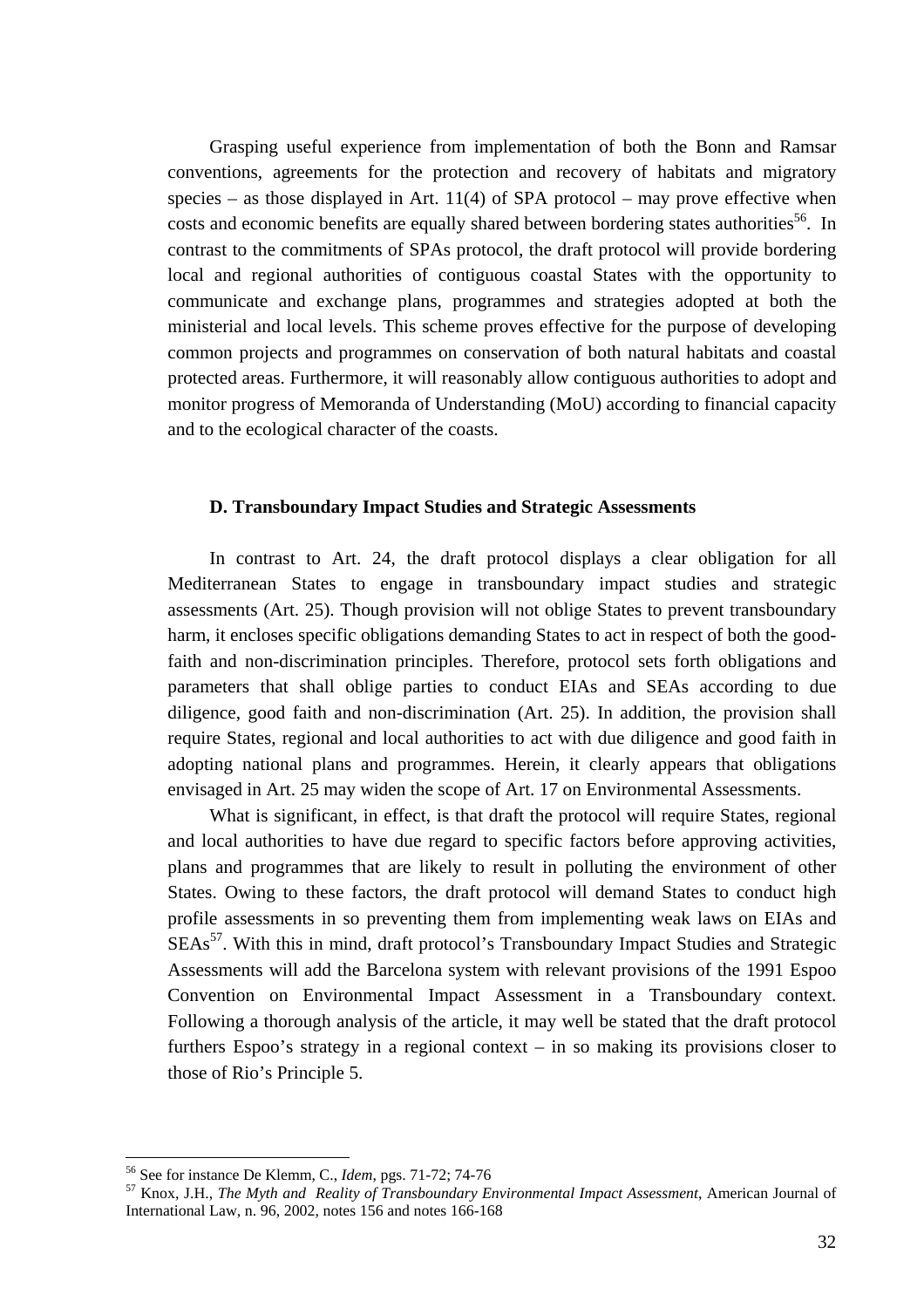Grasping useful experience from implementation of both the Bonn and Ramsar conventions, agreements for the protection and recovery of habitats and migratory species – as those displayed in Art. 11(4) of SPA protocol – may prove effective when costs and economic benefits are equally shared between bordering states authorities[56]. In contrast to the commitments of SPAs protocol, the draft protocol will provide bordering local and regional authorities of contiguous coastal States with the opportunity to communicate and exchange plans, programmes and strategies adopted at both the ministerial and local levels. This scheme proves effective for the purpose of developing common projects and programmes on conservation of both natural habitats and coastal protected areas. Furthermore, it will reasonably allow contiguous authorities to adopt and monitor progress of Memoranda of Understanding (MoU) according to financial capacity and to the ecological character of the coasts.

### D. Transboundary Impact Studies and Strategic Assessments

In contrast to Art. 24, the draft protocol displays a clear obligation for all Mediterranean States to engage in transboundary impact studies and strategic assessments (Art. 25). Though provision will not oblige States to prevent transboundary harm, it encloses specific obligations demanding States to act in respect of both the good-faith and non-discrimination principles. Therefore, protocol sets forth obligations and parameters that shall oblige parties to conduct EIAs and SEAs according to due diligence, good faith and non-discrimination (Art. 25). In addition, the provision shall require States, regional and local authorities to act with due diligence and good faith in adopting national plans and programmes. Herein, it clearly appears that obligations envisaged in Art. 25 may widen the scope of Art. 17 on Environmental Assessments.

What is significant, in effect, is that draft the protocol will require States, regional and local authorities to have due regard to specific factors before approving activities, plans and programmes that are likely to result in polluting the environment of other States. Owing to these factors, the draft protocol will demand States to conduct high profile assessments in so preventing them from implementing weak laws on EIAs and SEAs[57]. With this in mind, draft protocol's Transboundary Impact Studies and Strategic Assessments will add the Barcelona system with relevant provisions of the 1991 Espoo Convention on Environmental Impact Assessment in a Transboundary context. Following a thorough analysis of the article, it may well be stated that the draft protocol furthers Espoo's strategy in a regional context – in so making its provisions closer to those of Rio's Principle 5.

---

[56] See for instance De Klemm, C., *Idem*, pgs. 71-72; 74-76

[57] Knox, J.H., *The Myth and Reality of Transboundary Environmental Impact Assessment*, American Journal of International Law, n. 96, 2002, notes 156 and notes 166-168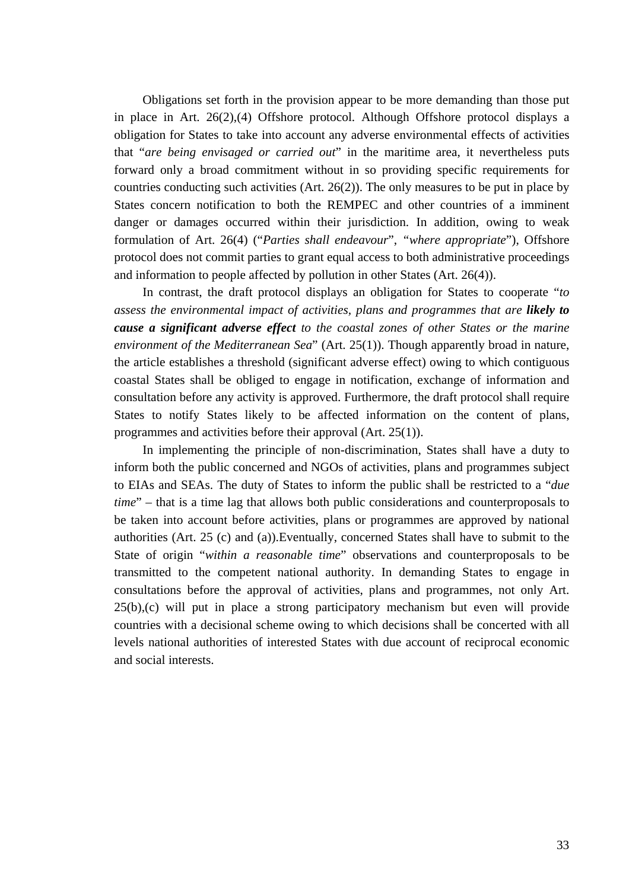Obligations set forth in the provision appear to be more demanding than those put in place in Art. 26(2),(4) Offshore protocol. Although Offshore protocol displays a obligation for States to take into account any adverse environmental effects of activities that "*are being envisaged or carried out*" in the maritime area, it nevertheless puts forward only a broad commitment without in so providing specific requirements for countries conducting such activities (Art. 26(2)). The only measures to be put in place by States concern notification to both the REMPEC and other countries of a imminent danger or damages occurred within their jurisdiction. In addition, owing to weak formulation of Art. 26(4) ("*Parties shall endeavour*", "*where appropriate*"), Offshore protocol does not commit parties to grant equal access to both administrative proceedings and information to people affected by pollution in other States (Art. 26(4)).

In contrast, the draft protocol displays an obligation for States to cooperate "*to assess the environmental impact of activities, plans and programmes that are* ***likely to cause a significant adverse effect*** *to the coastal zones of other States or the marine environment of the Mediterranean Sea*" (Art. 25(1)). Though apparently broad in nature, the article establishes a threshold (significant adverse effect) owing to which contiguous coastal States shall be obliged to engage in notification, exchange of information and consultation before any activity is approved. Furthermore, the draft protocol shall require States to notify States likely to be affected information on the content of plans, programmes and activities before their approval (Art. 25(1)).

In implementing the principle of non-discrimination, States shall have a duty to inform both the public concerned and NGOs of activities, plans and programmes subject to EIAs and SEAs. The duty of States to inform the public shall be restricted to a "*due time*" – that is a time lag that allows both public considerations and counterproposals to be taken into account before activities, plans or programmes are approved by national authorities (Art. 25 (c) and (a)).Eventually, concerned States shall have to submit to the State of origin "*within a reasonable time*" observations and counterproposals to be transmitted to the competent national authority. In demanding States to engage in consultations before the approval of activities, plans and programmes, not only Art. 25(b),(c) will put in place a strong participatory mechanism but even will provide countries with a decisional scheme owing to which decisions shall be concerted with all levels national authorities of interested States with due account of reciprocal economic and social interests.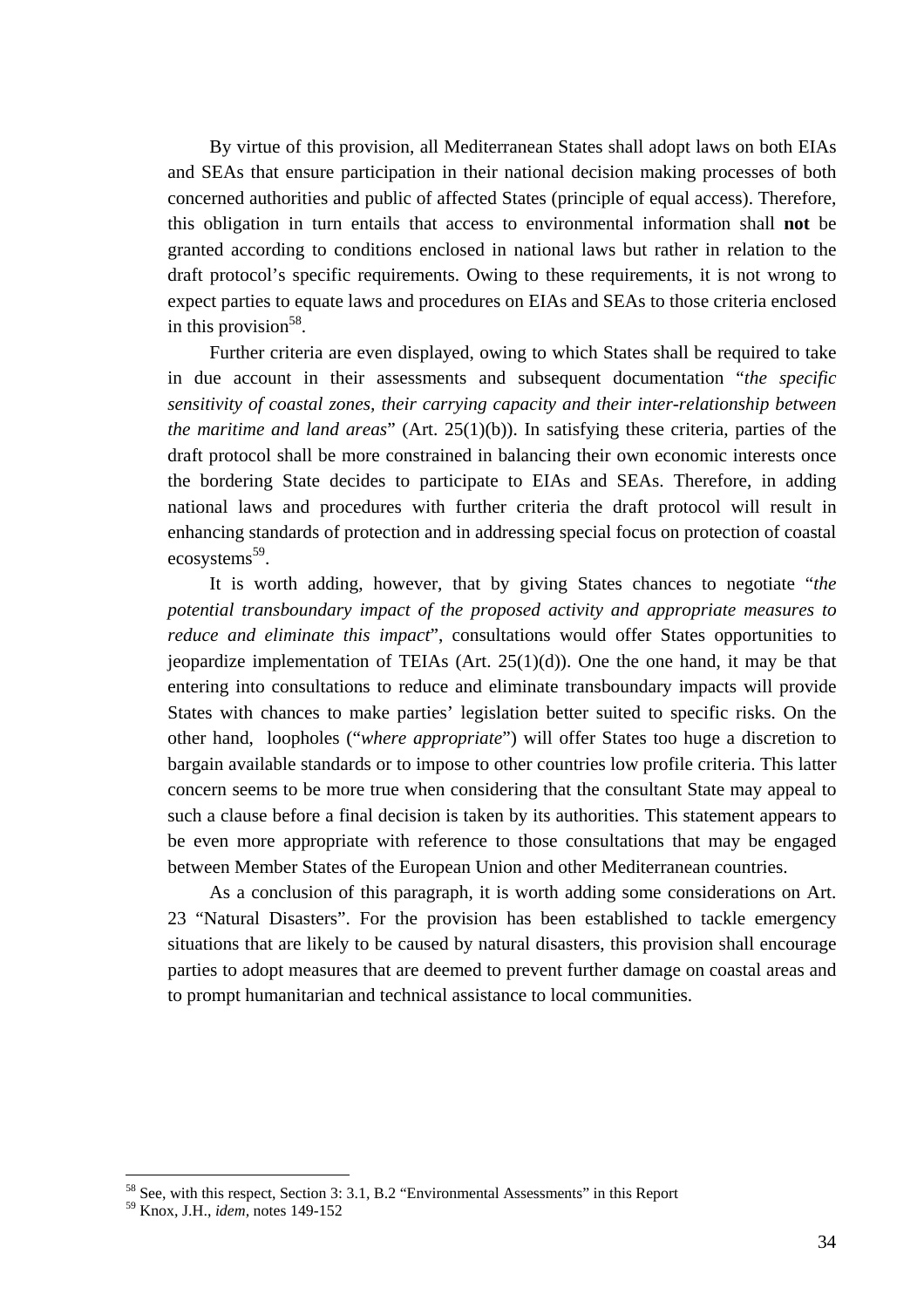By virtue of this provision, all Mediterranean States shall adopt laws on both EIAs and SEAs that ensure participation in their national decision making processes of both concerned authorities and public of affected States (principle of equal access). Therefore, this obligation in turn entails that access to environmental information shall **not** be granted according to conditions enclosed in national laws but rather in relation to the draft protocol's specific requirements. Owing to these requirements, it is not wrong to expect parties to equate laws and procedures on EIAs and SEAs to those criteria enclosed in this provision[58].

Further criteria are even displayed, owing to which States shall be required to take in due account in their assessments and subsequent documentation "*the specific sensitivity of coastal zones, their carrying capacity and their inter-relationship between the maritime and land areas*" (Art. 25(1)(b)). In satisfying these criteria, parties of the draft protocol shall be more constrained in balancing their own economic interests once the bordering State decides to participate to EIAs and SEAs. Therefore, in adding national laws and procedures with further criteria the draft protocol will result in enhancing standards of protection and in addressing special focus on protection of coastal ecosystems[59].

It is worth adding, however, that by giving States chances to negotiate "*the potential transboundary impact of the proposed activity and appropriate measures to reduce and eliminate this impact*", consultations would offer States opportunities to jeopardize implementation of TEIAs (Art. 25(1)(d)). One the one hand, it may be that entering into consultations to reduce and eliminate transboundary impacts will provide States with chances to make parties' legislation better suited to specific risks. On the other hand, loopholes ("*where appropriate*") will offer States too huge a discretion to bargain available standards or to impose to other countries low profile criteria. This latter concern seems to be more true when considering that the consultant State may appeal to such a clause before a final decision is taken by its authorities. This statement appears to be even more appropriate with reference to those consultations that may be engaged between Member States of the European Union and other Mediterranean countries.

As a conclusion of this paragraph, it is worth adding some considerations on Art. 23 "Natural Disasters". For the provision has been established to tackle emergency situations that are likely to be caused by natural disasters, this provision shall encourage parties to adopt measures that are deemed to prevent further damage on coastal areas and to prompt humanitarian and technical assistance to local communities.

---

[58] See, with this respect, Section 3: 3.1, B.2 "Environmental Assessments" in this Report

[59] Knox, J.H., *idem,* notes 149-152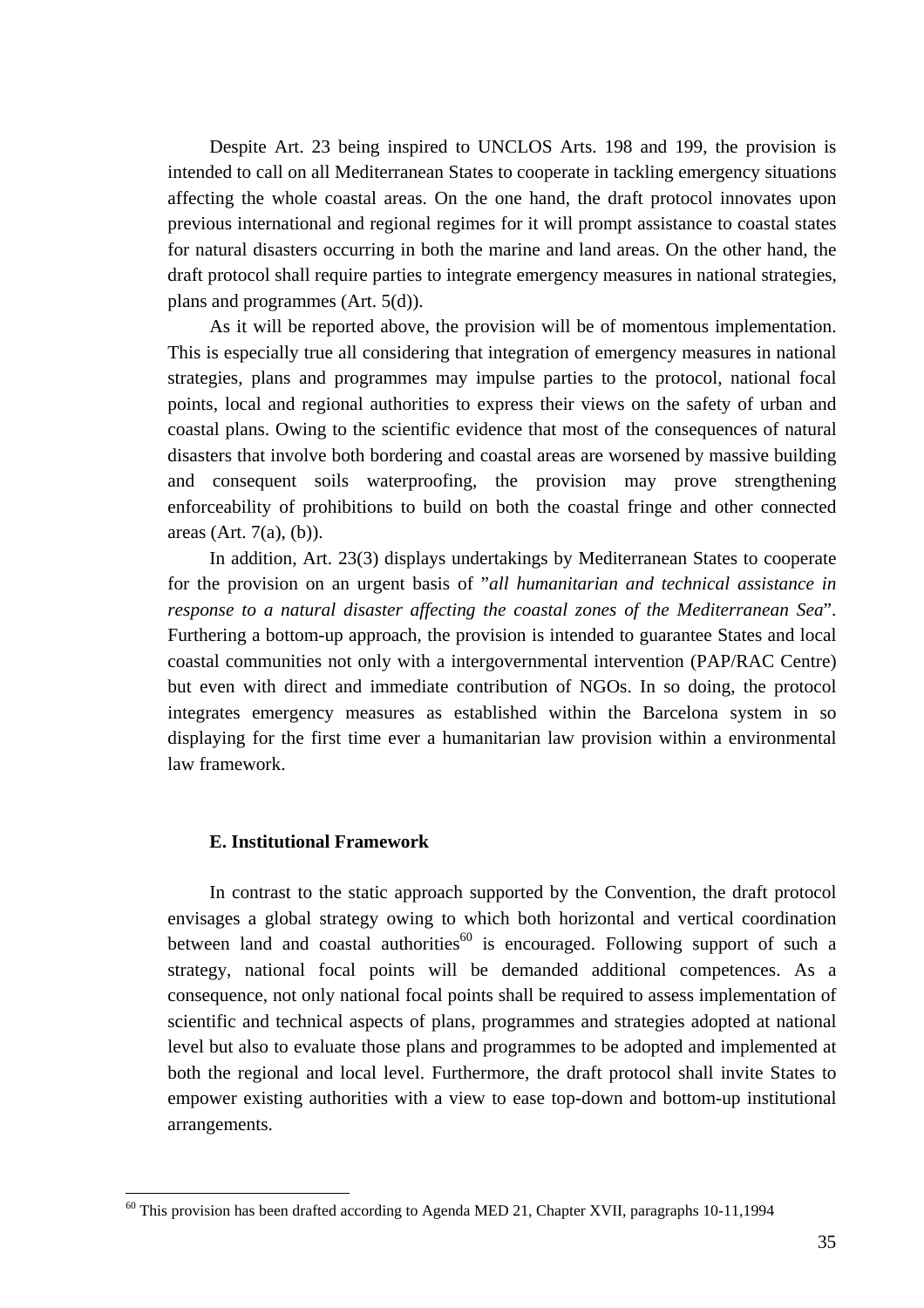Despite Art. 23 being inspired to UNCLOS Arts. 198 and 199, the provision is intended to call on all Mediterranean States to cooperate in tackling emergency situations affecting the whole coastal areas. On the one hand, the draft protocol innovates upon previous international and regional regimes for it will prompt assistance to coastal states for natural disasters occurring in both the marine and land areas. On the other hand, the draft protocol shall require parties to integrate emergency measures in national strategies, plans and programmes (Art. 5(d)).

As it will be reported above, the provision will be of momentous implementation. This is especially true all considering that integration of emergency measures in national strategies, plans and programmes may impulse parties to the protocol, national focal points, local and regional authorities to express their views on the safety of urban and coastal plans. Owing to the scientific evidence that most of the consequences of natural disasters that involve both bordering and coastal areas are worsened by massive building and consequent soils waterproofing, the provision may prove strengthening enforceability of prohibitions to build on both the coastal fringe and other connected areas (Art. 7(a), (b)).

In addition, Art. 23(3) displays undertakings by Mediterranean States to cooperate for the provision on an urgent basis of "*all humanitarian and technical assistance in response to a natural disaster affecting the coastal zones of the Mediterranean Sea*". Furthering a bottom-up approach, the provision is intended to guarantee States and local coastal communities not only with a intergovernmental intervention (PAP/RAC Centre) but even with direct and immediate contribution of NGOs. In so doing, the protocol integrates emergency measures as established within the Barcelona system in so displaying for the first time ever a humanitarian law provision within a environmental law framework.

### E. Institutional Framework

In contrast to the static approach supported by the Convention, the draft protocol envisages a global strategy owing to which both horizontal and vertical coordination between land and coastal authorities[60] is encouraged. Following support of such a strategy, national focal points will be demanded additional competences. As a consequence, not only national focal points shall be required to assess implementation of scientific and technical aspects of plans, programmes and strategies adopted at national level but also to evaluate those plans and programmes to be adopted and implemented at both the regional and local level. Furthermore, the draft protocol shall invite States to empower existing authorities with a view to ease top-down and bottom-up institutional arrangements.

[60] This provision has been drafted according to Agenda MED 21, Chapter XVII, paragraphs 10-11,1994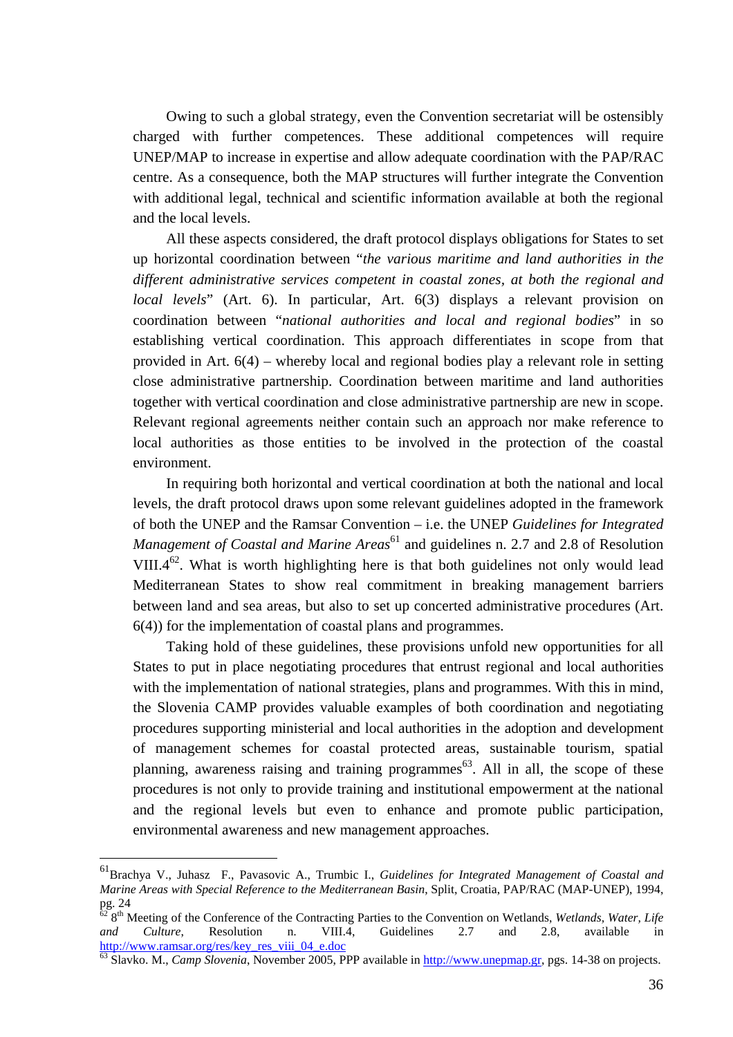Owing to such a global strategy, even the Convention secretariat will be ostensibly charged with further competences. These additional competences will require UNEP/MAP to increase in expertise and allow adequate coordination with the PAP/RAC centre. As a consequence, both the MAP structures will further integrate the Convention with additional legal, technical and scientific information available at both the regional and the local levels.

All these aspects considered, the draft protocol displays obligations for States to set up horizontal coordination between "*the various maritime and land authorities in the different administrative services competent in coastal zones, at both the regional and local levels*" (Art. 6). In particular, Art. 6(3) displays a relevant provision on coordination between "*national authorities and local and regional bodies*" in so establishing vertical coordination. This approach differentiates in scope from that provided in Art. 6(4) – whereby local and regional bodies play a relevant role in setting close administrative partnership. Coordination between maritime and land authorities together with vertical coordination and close administrative partnership are new in scope. Relevant regional agreements neither contain such an approach nor make reference to local authorities as those entities to be involved in the protection of the coastal environment.

In requiring both horizontal and vertical coordination at both the national and local levels, the draft protocol draws upon some relevant guidelines adopted in the framework of both the UNEP and the Ramsar Convention – i.e. the UNEP *Guidelines for Integrated Management of Coastal and Marine Areas*[61] and guidelines n. 2.7 and 2.8 of Resolution VIII.4[62]. What is worth highlighting here is that both guidelines not only would lead Mediterranean States to show real commitment in breaking management barriers between land and sea areas, but also to set up concerted administrative procedures (Art. 6(4)) for the implementation of coastal plans and programmes.

Taking hold of these guidelines, these provisions unfold new opportunities for all States to put in place negotiating procedures that entrust regional and local authorities with the implementation of national strategies, plans and programmes. With this in mind, the Slovenia CAMP provides valuable examples of both coordination and negotiating procedures supporting ministerial and local authorities in the adoption and development of management schemes for coastal protected areas, sustainable tourism, spatial planning, awareness raising and training programmes[63]. All in all, the scope of these procedures is not only to provide training and institutional empowerment at the national and the regional levels but even to enhance and promote public participation, environmental awareness and new management approaches.

---

[61] Brachya V., Juhasz F., Pavasovic A., Trumbic I., *Guidelines for Integrated Management of Coastal and Marine Areas with Special Reference to the Mediterranean Basin*, Split, Croatia, PAP/RAC (MAP-UNEP), 1994, pg. 24

[62] 8th Meeting of the Conference of the Contracting Parties to the Convention on Wetlands, *Wetlands, Water, Life and Culture*, Resolution n. VIII.4, Guidelines 2.7 and 2.8, available in http://www.ramsar.org/res/key_res_viii_04_e.doc

[63] Slavko. M., *Camp Slovenia*, November 2005, PPP available in http://www.unepmap.gr, pgs. 14-38 on projects.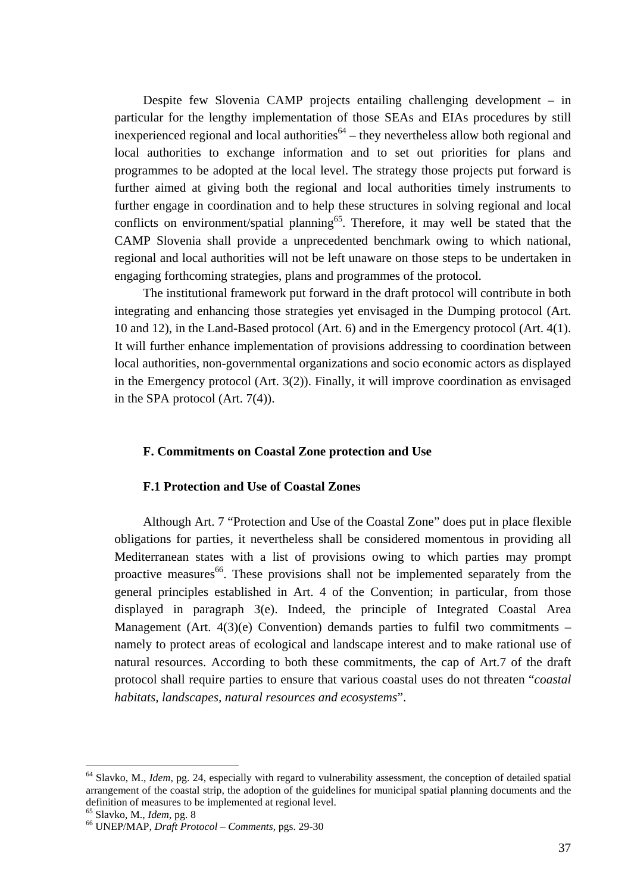Despite few Slovenia CAMP projects entailing challenging development – in particular for the lengthy implementation of those SEAs and EIAs procedures by still inexperienced regional and local authorities[64] – they nevertheless allow both regional and local authorities to exchange information and to set out priorities for plans and programmes to be adopted at the local level. The strategy those projects put forward is further aimed at giving both the regional and local authorities timely instruments to further engage in coordination and to help these structures in solving regional and local conflicts on environment/spatial planning[65]. Therefore, it may well be stated that the CAMP Slovenia shall provide a unprecedented benchmark owing to which national, regional and local authorities will not be left unaware on those steps to be undertaken in engaging forthcoming strategies, plans and programmes of the protocol.

The institutional framework put forward in the draft protocol will contribute in both integrating and enhancing those strategies yet envisaged in the Dumping protocol (Art. 10 and 12), in the Land-Based protocol (Art. 6) and in the Emergency protocol (Art. 4(1). It will further enhance implementation of provisions addressing to coordination between local authorities, non-governmental organizations and socio economic actors as displayed in the Emergency protocol (Art. 3(2)). Finally, it will improve coordination as envisaged in the SPA protocol (Art. 7(4)).

**F. Commitments on Coastal Zone protection and Use**

**F.1 Protection and Use of Coastal Zones**

Although Art. 7 "Protection and Use of the Coastal Zone" does put in place flexible obligations for parties, it nevertheless shall be considered momentous in providing all Mediterranean states with a list of provisions owing to which parties may prompt proactive measures[66]. These provisions shall not be implemented separately from the general principles established in Art. 4 of the Convention; in particular, from those displayed in paragraph 3(e). Indeed, the principle of Integrated Coastal Area Management (Art. 4(3)(e) Convention) demands parties to fulfil two commitments – namely to protect areas of ecological and landscape interest and to make rational use of natural resources. According to both these commitments, the cap of Art.7 of the draft protocol shall require parties to ensure that various coastal uses do not threaten "*coastal habitats, landscapes, natural resources and ecosystems*".

---

[64] Slavko, M., *Idem*, pg. 24, especially with regard to vulnerability assessment, the conception of detailed spatial arrangement of the coastal strip, the adoption of the guidelines for municipal spatial planning documents and the definition of measures to be implemented at regional level.

[65] Slavko, M., *Idem*, pg. 8

[66] UNEP/MAP, *Draft Protocol – Comments*, pgs. 29-30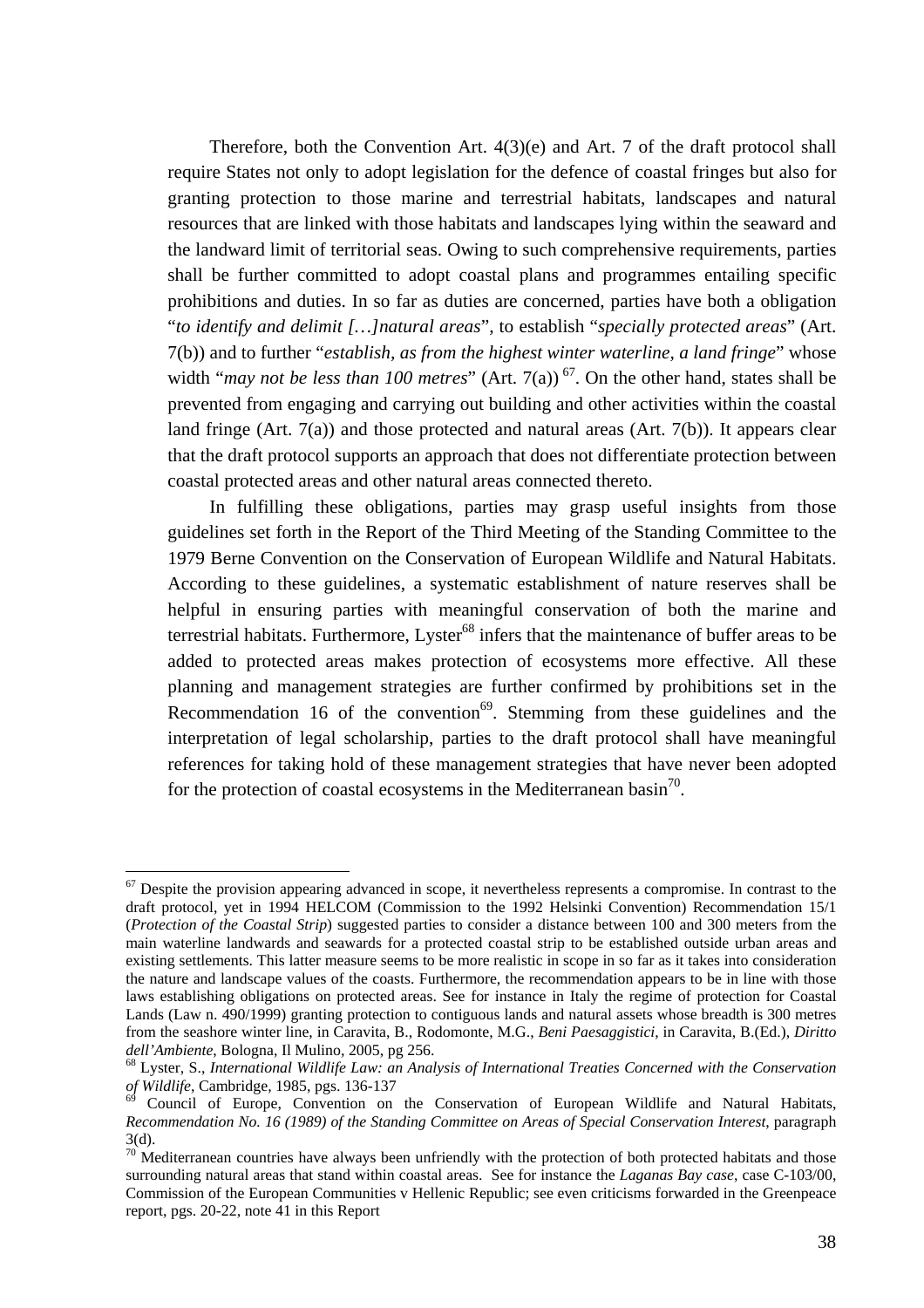Therefore, both the Convention Art. 4(3)(e) and Art. 7 of the draft protocol shall require States not only to adopt legislation for the defence of coastal fringes but also for granting protection to those marine and terrestrial habitats, landscapes and natural resources that are linked with those habitats and landscapes lying within the seaward and the landward limit of territorial seas. Owing to such comprehensive requirements, parties shall be further committed to adopt coastal plans and programmes entailing specific prohibitions and duties. In so far as duties are concerned, parties have both a obligation "*to identify and delimit […]natural areas*", to establish "*specially protected areas*" (Art. 7(b)) and to further "*establish, as from the highest winter waterline, a land fringe*" whose width "*may not be less than 100 metres*" (Art. 7(a)) [67]. On the other hand, states shall be prevented from engaging and carrying out building and other activities within the coastal land fringe (Art. 7(a)) and those protected and natural areas (Art. 7(b)). It appears clear that the draft protocol supports an approach that does not differentiate protection between coastal protected areas and other natural areas connected thereto.

In fulfilling these obligations, parties may grasp useful insights from those guidelines set forth in the Report of the Third Meeting of the Standing Committee to the 1979 Berne Convention on the Conservation of European Wildlife and Natural Habitats. According to these guidelines, a systematic establishment of nature reserves shall be helpful in ensuring parties with meaningful conservation of both the marine and terrestrial habitats. Furthermore, Lyster[68] infers that the maintenance of buffer areas to be added to protected areas makes protection of ecosystems more effective. All these planning and management strategies are further confirmed by prohibitions set in the Recommendation 16 of the convention[69]. Stemming from these guidelines and the interpretation of legal scholarship, parties to the draft protocol shall have meaningful references for taking hold of these management strategies that have never been adopted for the protection of coastal ecosystems in the Mediterranean basin[70].

---

[67] Despite the provision appearing advanced in scope, it nevertheless represents a compromise. In contrast to the draft protocol, yet in 1994 HELCOM (Commission to the 1992 Helsinki Convention) Recommendation 15/1 (*Protection of the Coastal Strip*) suggested parties to consider a distance between 100 and 300 meters from the main waterline landwards and seawards for a protected coastal strip to be established outside urban areas and existing settlements. This latter measure seems to be more realistic in scope in so far as it takes into consideration the nature and landscape values of the coasts. Furthermore, the recommendation appears to be in line with those laws establishing obligations on protected areas. See for instance in Italy the regime of protection for Coastal Lands (Law n. 490/1999) granting protection to contiguous lands and natural assets whose breadth is 300 metres from the seashore winter line, in Caravita, B., Rodomonte, M.G., *Beni Paesaggistici*, in Caravita, B.(Ed.), *Diritto dell'Ambiente*, Bologna, Il Mulino, 2005, pg 256.

[68] Lyster, S., *International Wildlife Law: an Analysis of International Treaties Concerned with the Conservation of Wildlife*, Cambridge, 1985, pgs. 136-137

[69] Council of Europe, Convention on the Conservation of European Wildlife and Natural Habitats, *Recommendation No. 16 (1989) of the Standing Committee on Areas of Special Conservation Interest*, paragraph 3(d).

[70] Mediterranean countries have always been unfriendly with the protection of both protected habitats and those surrounding natural areas that stand within coastal areas. See for instance the *Laganas Bay case*, case C-103/00, Commission of the European Communities v Hellenic Republic; see even criticisms forwarded in the Greenpeace report, pgs. 20-22, note 41 in this Report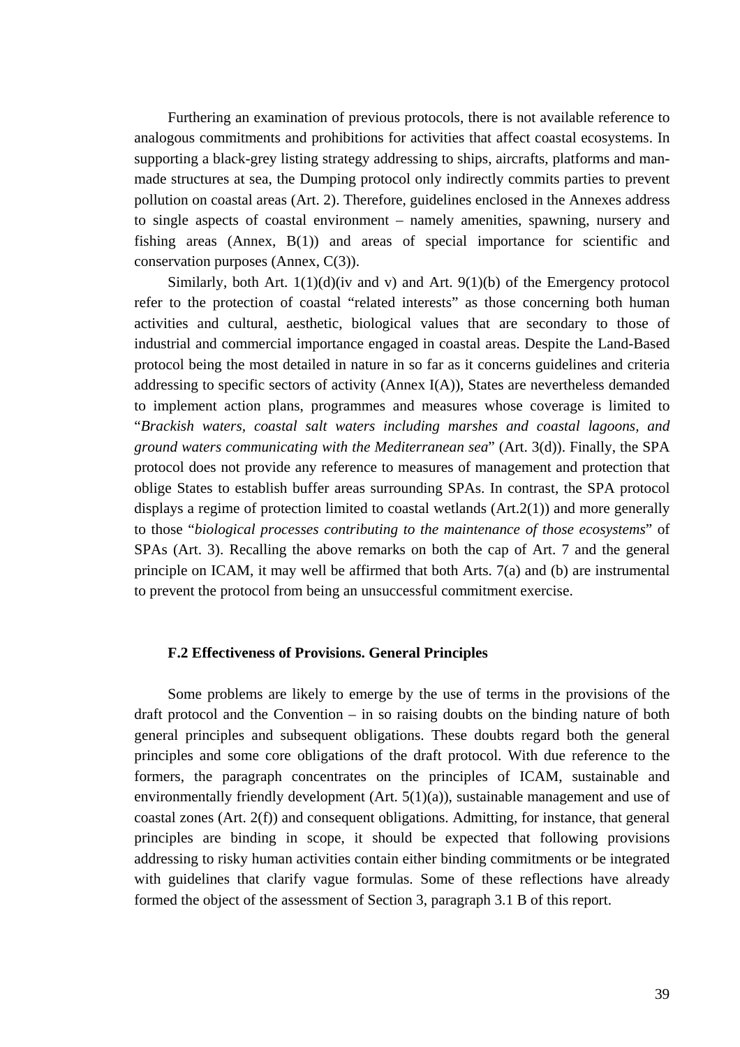Furthering an examination of previous protocols, there is not available reference to analogous commitments and prohibitions for activities that affect coastal ecosystems. In supporting a black-grey listing strategy addressing to ships, aircrafts, platforms and man-made structures at sea, the Dumping protocol only indirectly commits parties to prevent pollution on coastal areas (Art. 2). Therefore, guidelines enclosed in the Annexes address to single aspects of coastal environment – namely amenities, spawning, nursery and fishing areas (Annex, B(1)) and areas of special importance for scientific and conservation purposes (Annex, C(3)).

Similarly, both Art. 1(1)(d)(iv and v) and Art. 9(1)(b) of the Emergency protocol refer to the protection of coastal "related interests" as those concerning both human activities and cultural, aesthetic, biological values that are secondary to those of industrial and commercial importance engaged in coastal areas. Despite the Land-Based protocol being the most detailed in nature in so far as it concerns guidelines and criteria addressing to specific sectors of activity (Annex I(A)), States are nevertheless demanded to implement action plans, programmes and measures whose coverage is limited to "*Brackish waters, coastal salt waters including marshes and coastal lagoons, and ground waters communicating with the Mediterranean sea*" (Art. 3(d)). Finally, the SPA protocol does not provide any reference to measures of management and protection that oblige States to establish buffer areas surrounding SPAs. In contrast, the SPA protocol displays a regime of protection limited to coastal wetlands (Art.2(1)) and more generally to those "*biological processes contributing to the maintenance of those ecosystems*" of SPAs (Art. 3). Recalling the above remarks on both the cap of Art. 7 and the general principle on ICAM, it may well be affirmed that both Arts. 7(a) and (b) are instrumental to prevent the protocol from being an unsuccessful commitment exercise.

#### F.2 Effectiveness of Provisions. General Principles

Some problems are likely to emerge by the use of terms in the provisions of the draft protocol and the Convention – in so raising doubts on the binding nature of both general principles and subsequent obligations. These doubts regard both the general principles and some core obligations of the draft protocol. With due reference to the formers, the paragraph concentrates on the principles of ICAM, sustainable and environmentally friendly development (Art. 5(1)(a)), sustainable management and use of coastal zones (Art. 2(f)) and consequent obligations. Admitting, for instance, that general principles are binding in scope, it should be expected that following provisions addressing to risky human activities contain either binding commitments or be integrated with guidelines that clarify vague formulas. Some of these reflections have already formed the object of the assessment of Section 3, paragraph 3.1 B of this report.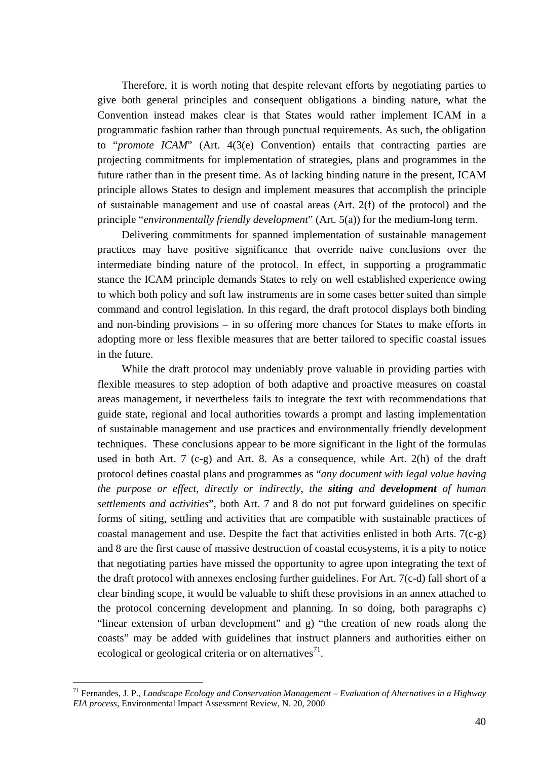Therefore, it is worth noting that despite relevant efforts by negotiating parties to give both general principles and consequent obligations a binding nature, what the Convention instead makes clear is that States would rather implement ICAM in a programmatic fashion rather than through punctual requirements. As such, the obligation to "*promote ICAM*" (Art. 4(3(e) Convention) entails that contracting parties are projecting commitments for implementation of strategies, plans and programmes in the future rather than in the present time. As of lacking binding nature in the present, ICAM principle allows States to design and implement measures that accomplish the principle of sustainable management and use of coastal areas (Art. 2(f) of the protocol) and the principle "*environmentally friendly development*" (Art. 5(a)) for the medium-long term.

Delivering commitments for spanned implementation of sustainable management practices may have positive significance that override naive conclusions over the intermediate binding nature of the protocol. In effect, in supporting a programmatic stance the ICAM principle demands States to rely on well established experience owing to which both policy and soft law instruments are in some cases better suited than simple command and control legislation. In this regard, the draft protocol displays both binding and non-binding provisions – in so offering more chances for States to make efforts in adopting more or less flexible measures that are better tailored to specific coastal issues in the future.

While the draft protocol may undeniably prove valuable in providing parties with flexible measures to step adoption of both adaptive and proactive measures on coastal areas management, it nevertheless fails to integrate the text with recommendations that guide state, regional and local authorities towards a prompt and lasting implementation of sustainable management and use practices and environmentally friendly development techniques. These conclusions appear to be more significant in the light of the formulas used in both Art. 7 (c-g) and Art. 8. As a consequence, while Art. 2(h) of the draft protocol defines coastal plans and programmes as "*any document with legal value having the purpose or effect, directly or indirectly, the* ***siting*** *and* ***development*** *of human settlements and activities*", both Art. 7 and 8 do not put forward guidelines on specific forms of siting, settling and activities that are compatible with sustainable practices of coastal management and use. Despite the fact that activities enlisted in both Arts. 7(c-g) and 8 are the first cause of massive destruction of coastal ecosystems, it is a pity to notice that negotiating parties have missed the opportunity to agree upon integrating the text of the draft protocol with annexes enclosing further guidelines. For Art. 7(c-d) fall short of a clear binding scope, it would be valuable to shift these provisions in an annex attached to the protocol concerning development and planning. In so doing, both paragraphs c) "linear extension of urban development" and g) "the creation of new roads along the coasts" may be added with guidelines that instruct planners and authorities either on ecological or geological criteria or on alternatives[71].

[71] Fernandes, J. P., *Landscape Ecology and Conservation Management – Evaluation of Alternatives in a Highway EIA process*, Environmental Impact Assessment Review, N. 20, 2000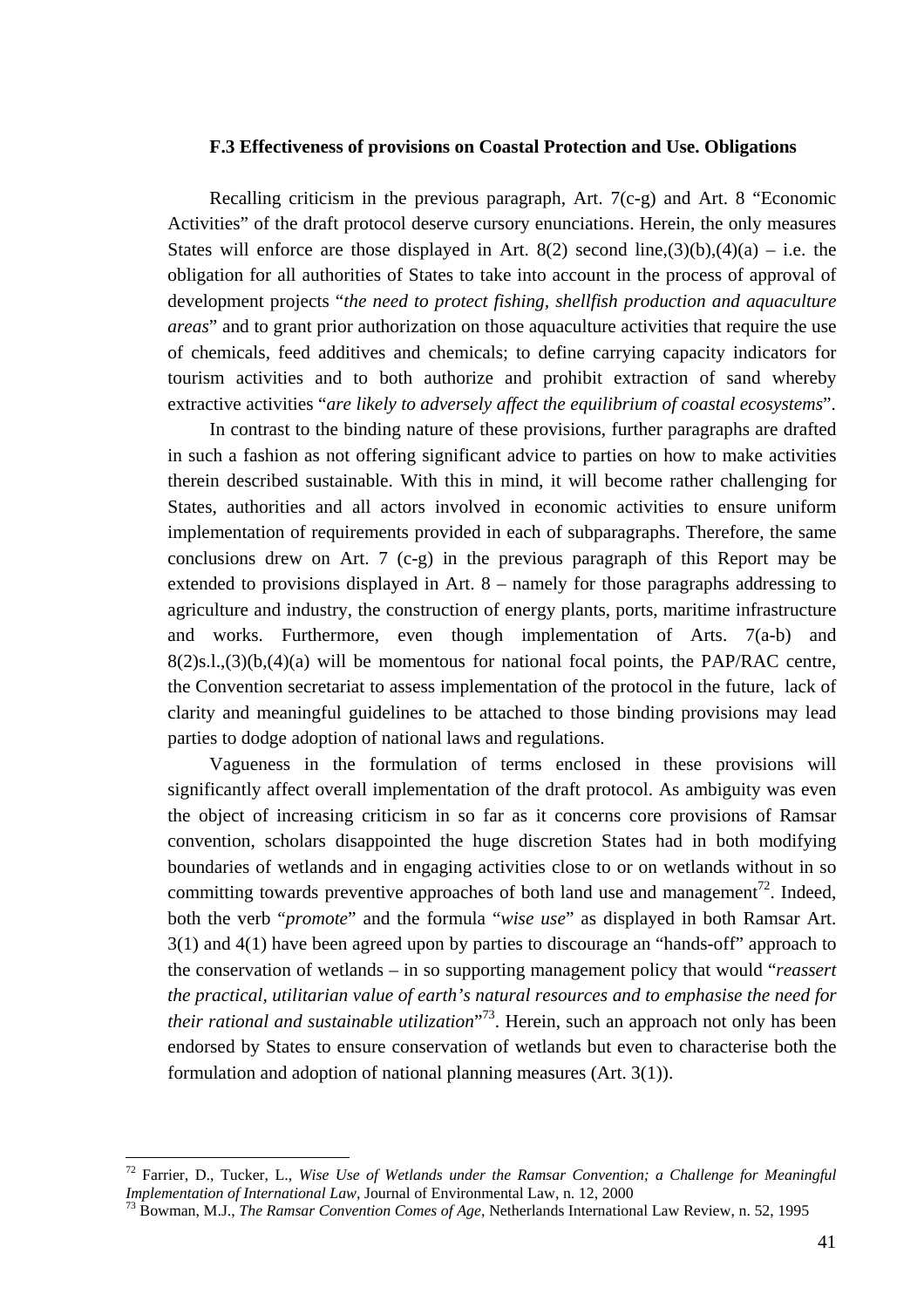**F.3 Effectiveness of provisions on Coastal Protection and Use. Obligations**

Recalling criticism in the previous paragraph, Art. 7(c-g) and Art. 8 "Economic Activities" of the draft protocol deserve cursory enunciations. Herein, the only measures States will enforce are those displayed in Art. 8(2) second line,(3)(b),(4)(a) – i.e. the obligation for all authorities of States to take into account in the process of approval of development projects "*the need to protect fishing, shellfish production and aquaculture areas*" and to grant prior authorization on those aquaculture activities that require the use of chemicals, feed additives and chemicals; to define carrying capacity indicators for tourism activities and to both authorize and prohibit extraction of sand whereby extractive activities "*are likely to adversely affect the equilibrium of coastal ecosystems*".

In contrast to the binding nature of these provisions, further paragraphs are drafted in such a fashion as not offering significant advice to parties on how to make activities therein described sustainable. With this in mind, it will become rather challenging for States, authorities and all actors involved in economic activities to ensure uniform implementation of requirements provided in each of subparagraphs. Therefore, the same conclusions drew on Art. 7 (c-g) in the previous paragraph of this Report may be extended to provisions displayed in Art. 8 – namely for those paragraphs addressing to agriculture and industry, the construction of energy plants, ports, maritime infrastructure and works. Furthermore, even though implementation of Arts. 7(a-b) and 8(2)s.l.,(3)(b,(4)(a) will be momentous for national focal points, the PAP/RAC centre, the Convention secretariat to assess implementation of the protocol in the future, lack of clarity and meaningful guidelines to be attached to those binding provisions may lead parties to dodge adoption of national laws and regulations.

Vagueness in the formulation of terms enclosed in these provisions will significantly affect overall implementation of the draft protocol. As ambiguity was even the object of increasing criticism in so far as it concerns core provisions of Ramsar convention, scholars disappointed the huge discretion States had in both modifying boundaries of wetlands and in engaging activities close to or on wetlands without in so committing towards preventive approaches of both land use and management[72]. Indeed, both the verb "*promote*" and the formula "*wise use*" as displayed in both Ramsar Art. 3(1) and 4(1) have been agreed upon by parties to discourage an "hands-off" approach to the conservation of wetlands – in so supporting management policy that would "*reassert the practical, utilitarian value of earth's natural resources and to emphasise the need for their rational and sustainable utilization*"[73]. Herein, such an approach not only has been endorsed by States to ensure conservation of wetlands but even to characterise both the formulation and adoption of national planning measures (Art. 3(1)).

---

[72] Farrier, D., Tucker, L., *Wise Use of Wetlands under the Ramsar Convention; a Challenge for Meaningful Implementation of International Law*, Journal of Environmental Law, n. 12, 2000

[73] Bowman, M.J., *The Ramsar Convention Comes of Age*, Netherlands International Law Review, n. 52, 1995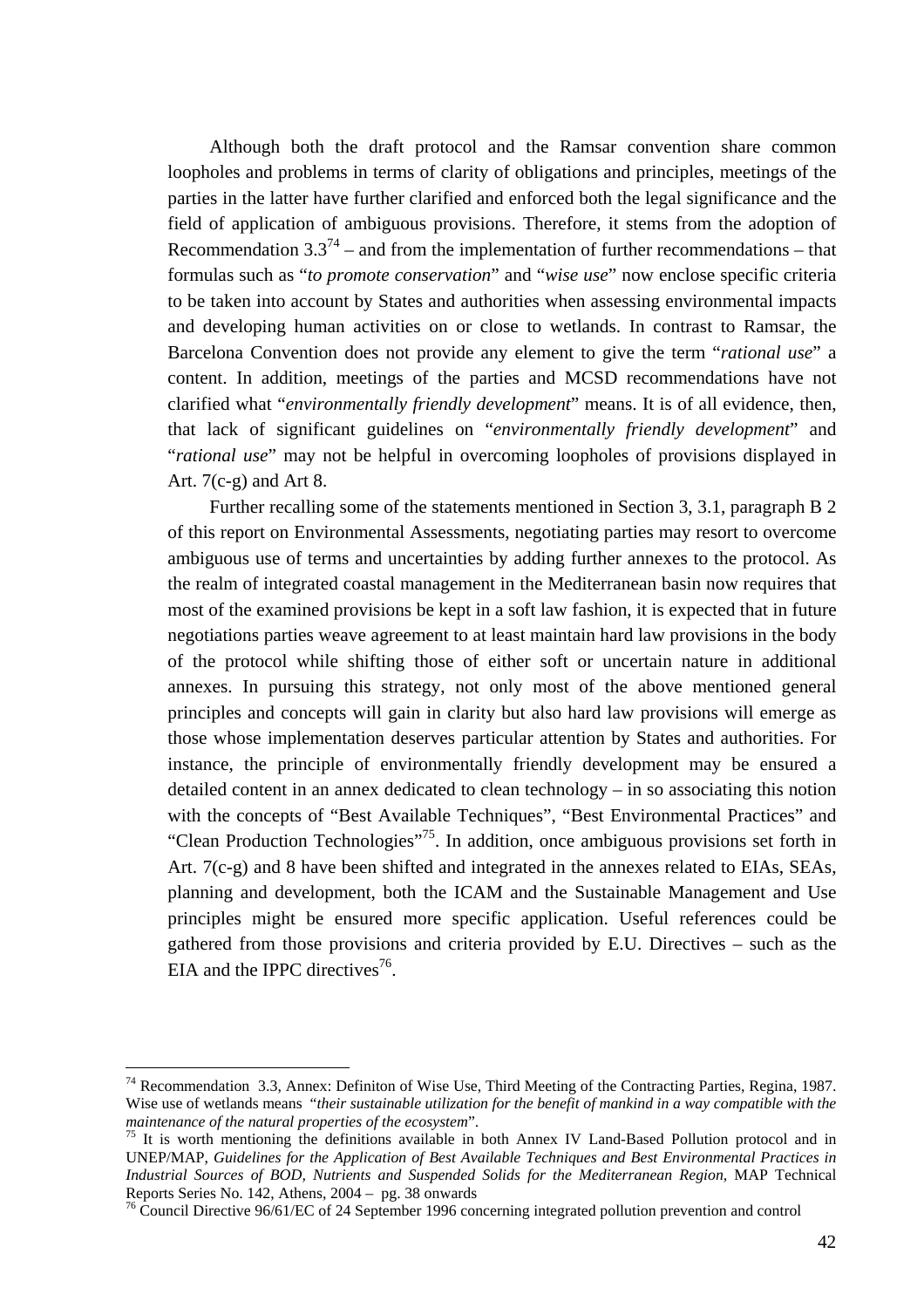Although both the draft protocol and the Ramsar convention share common loopholes and problems in terms of clarity of obligations and principles, meetings of the parties in the latter have further clarified and enforced both the legal significance and the field of application of ambiguous provisions. Therefore, it stems from the adoption of Recommendation 3.3[74] – and from the implementation of further recommendations – that formulas such as "*to promote conservation*" and "*wise use*" now enclose specific criteria to be taken into account by States and authorities when assessing environmental impacts and developing human activities on or close to wetlands. In contrast to Ramsar, the Barcelona Convention does not provide any element to give the term "*rational use*" a content. In addition, meetings of the parties and MCSD recommendations have not clarified what "*environmentally friendly development*" means. It is of all evidence, then, that lack of significant guidelines on "*environmentally friendly development*" and "*rational use*" may not be helpful in overcoming loopholes of provisions displayed in Art. 7(c-g) and Art 8.

Further recalling some of the statements mentioned in Section 3, 3.1, paragraph B 2 of this report on Environmental Assessments, negotiating parties may resort to overcome ambiguous use of terms and uncertainties by adding further annexes to the protocol. As the realm of integrated coastal management in the Mediterranean basin now requires that most of the examined provisions be kept in a soft law fashion, it is expected that in future negotiations parties weave agreement to at least maintain hard law provisions in the body of the protocol while shifting those of either soft or uncertain nature in additional annexes. In pursuing this strategy, not only most of the above mentioned general principles and concepts will gain in clarity but also hard law provisions will emerge as those whose implementation deserves particular attention by States and authorities. For instance, the principle of environmentally friendly development may be ensured a detailed content in an annex dedicated to clean technology – in so associating this notion with the concepts of "Best Available Techniques", "Best Environmental Practices" and "Clean Production Technologies"[75]. In addition, once ambiguous provisions set forth in Art. 7(c-g) and 8 have been shifted and integrated in the annexes related to EIAs, SEAs, planning and development, both the ICAM and the Sustainable Management and Use principles might be ensured more specific application. Useful references could be gathered from those provisions and criteria provided by E.U. Directives – such as the EIA and the IPPC directives[76].

---

[74] Recommendation 3.3, Annex: Definiton of Wise Use, Third Meeting of the Contracting Parties, Regina, 1987. Wise use of wetlands means "*their sustainable utilization for the benefit of mankind in a way compatible with the maintenance of the natural properties of the ecosystem*".

[75] It is worth mentioning the definitions available in both Annex IV Land-Based Pollution protocol and in UNEP/MAP, *Guidelines for the Application of Best Available Techniques and Best Environmental Practices in Industrial Sources of BOD, Nutrients and Suspended Solids for the Mediterranean Region*, MAP Technical Reports Series No. 142, Athens, 2004 – pg. 38 onwards

[76] Council Directive 96/61/EC of 24 September 1996 concerning integrated pollution prevention and control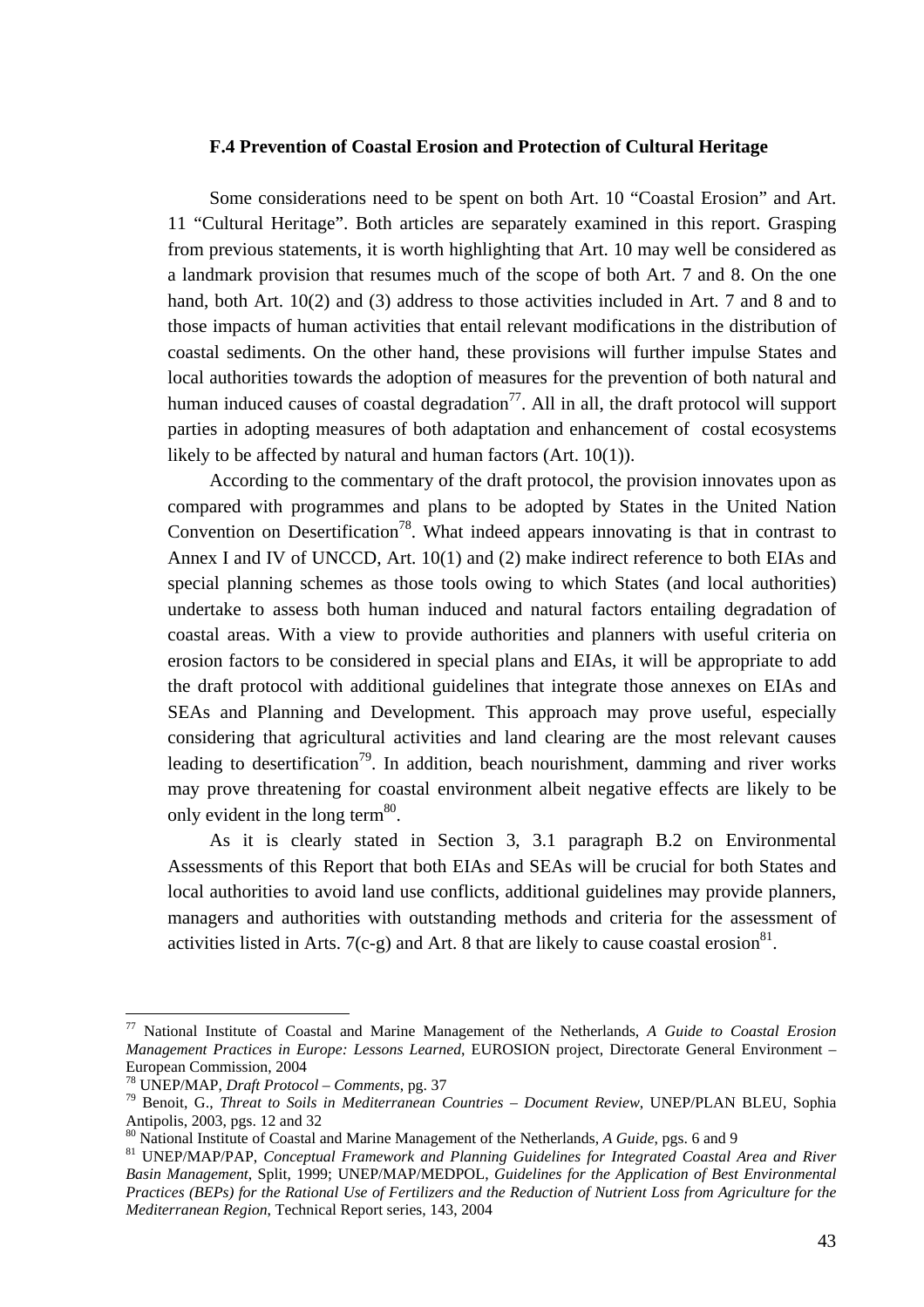### F.4 Prevention of Coastal Erosion and Protection of Cultural Heritage

Some considerations need to be spent on both Art. 10 "Coastal Erosion" and Art. 11 "Cultural Heritage". Both articles are separately examined in this report. Grasping from previous statements, it is worth highlighting that Art. 10 may well be considered as a landmark provision that resumes much of the scope of both Art. 7 and 8. On the one hand, both Art. 10(2) and (3) address to those activities included in Art. 7 and 8 and to those impacts of human activities that entail relevant modifications in the distribution of coastal sediments. On the other hand, these provisions will further impulse States and local authorities towards the adoption of measures for the prevention of both natural and human induced causes of coastal degradation[77]. All in all, the draft protocol will support parties in adopting measures of both adaptation and enhancement of costal ecosystems likely to be affected by natural and human factors (Art. 10(1)).

According to the commentary of the draft protocol, the provision innovates upon as compared with programmes and plans to be adopted by States in the United Nation Convention on Desertification[78]. What indeed appears innovating is that in contrast to Annex I and IV of UNCCD, Art. 10(1) and (2) make indirect reference to both EIAs and special planning schemes as those tools owing to which States (and local authorities) undertake to assess both human induced and natural factors entailing degradation of coastal areas. With a view to provide authorities and planners with useful criteria on erosion factors to be considered in special plans and EIAs, it will be appropriate to add the draft protocol with additional guidelines that integrate those annexes on EIAs and SEAs and Planning and Development. This approach may prove useful, especially considering that agricultural activities and land clearing are the most relevant causes leading to desertification[79]. In addition, beach nourishment, damming and river works may prove threatening for coastal environment albeit negative effects are likely to be only evident in the long term[80].

As it is clearly stated in Section 3, 3.1 paragraph B.2 on Environmental Assessments of this Report that both EIAs and SEAs will be crucial for both States and local authorities to avoid land use conflicts, additional guidelines may provide planners, managers and authorities with outstanding methods and criteria for the assessment of activities listed in Arts. 7(c-g) and Art. 8 that are likely to cause coastal erosion[81].

---

[77] National Institute of Coastal and Marine Management of the Netherlands, *A Guide to Coastal Erosion Management Practices in Europe: Lessons Learned*, EUROSION project, Directorate General Environment – European Commission, 2004

[78] UNEP/MAP, *Draft Protocol – Comments*, pg. 37

[79] Benoit, G., *Threat to Soils in Mediterranean Countries – Document Review*, UNEP/PLAN BLEU, Sophia Antipolis, 2003, pgs. 12 and 32

[80] National Institute of Coastal and Marine Management of the Netherlands, *A Guide*, pgs. 6 and 9

[81] UNEP/MAP/PAP, *Conceptual Framework and Planning Guidelines for Integrated Coastal Area and River Basin Management*, Split, 1999; UNEP/MAP/MEDPOL, *Guidelines for the Application of Best Environmental Practices (BEPs) for the Rational Use of Fertilizers and the Reduction of Nutrient Loss from Agriculture for the Mediterranean Region*, Technical Report series, 143, 2004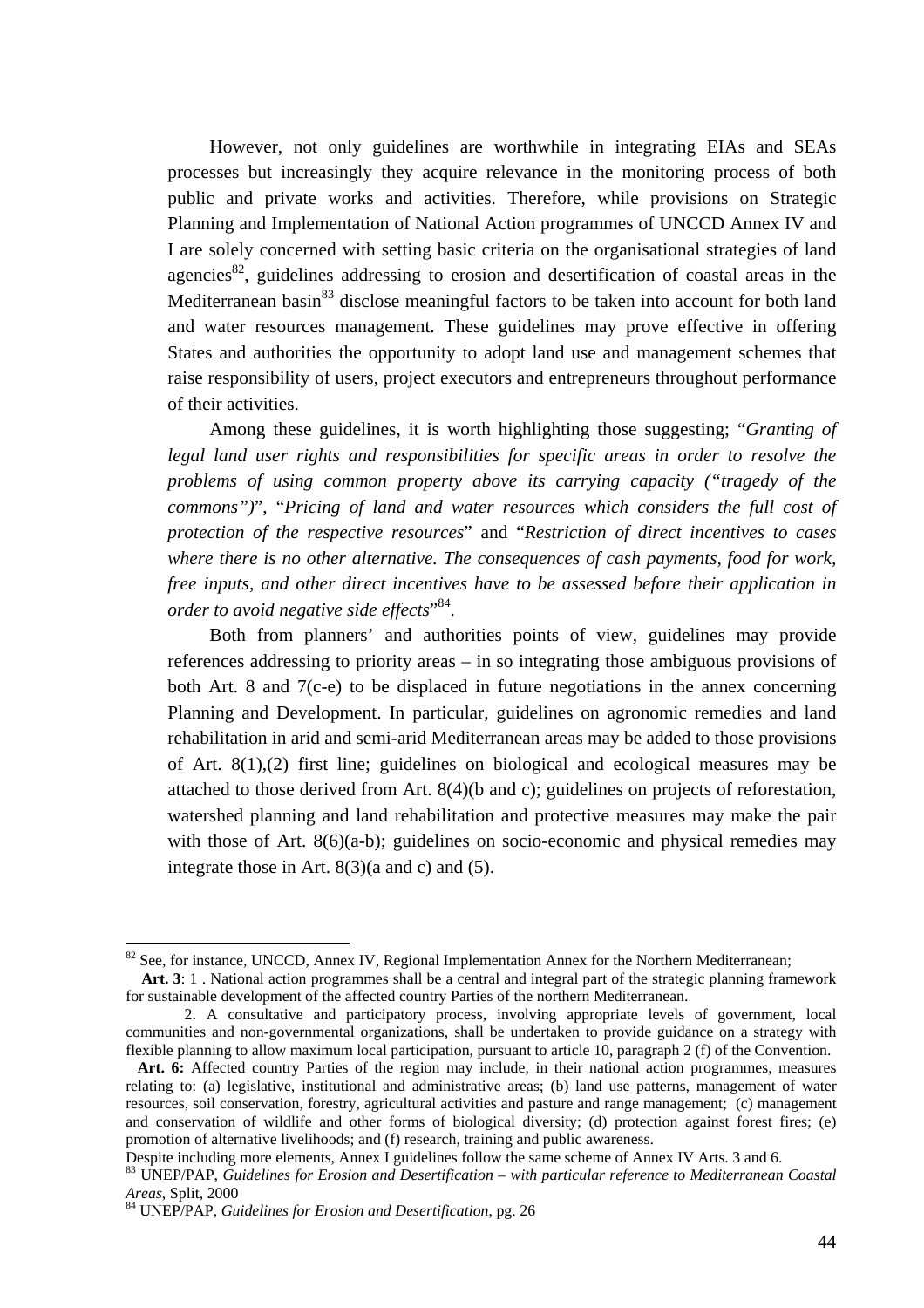However, not only guidelines are worthwhile in integrating EIAs and SEAs processes but increasingly they acquire relevance in the monitoring process of both public and private works and activities. Therefore, while provisions on Strategic Planning and Implementation of National Action programmes of UNCCD Annex IV and I are solely concerned with setting basic criteria on the organisational strategies of land agencies[82], guidelines addressing to erosion and desertification of coastal areas in the Mediterranean basin[83] disclose meaningful factors to be taken into account for both land and water resources management. These guidelines may prove effective in offering States and authorities the opportunity to adopt land use and management schemes that raise responsibility of users, project executors and entrepreneurs throughout performance of their activities.

Among these guidelines, it is worth highlighting those suggesting; "*Granting of legal land user rights and responsibilities for specific areas in order to resolve the problems of using common property above its carrying capacity ("tragedy of the commons")*", "*Pricing of land and water resources which considers the full cost of protection of the respective resources*" and "*Restriction of direct incentives to cases where there is no other alternative. The consequences of cash payments, food for work, free inputs, and other direct incentives have to be assessed before their application in order to avoid negative side effects*"[84].

Both from planners' and authorities points of view, guidelines may provide references addressing to priority areas – in so integrating those ambiguous provisions of both Art. 8 and 7(c-e) to be displaced in future negotiations in the annex concerning Planning and Development. In particular, guidelines on agronomic remedies and land rehabilitation in arid and semi-arid Mediterranean areas may be added to those provisions of Art. 8(1),(2) first line; guidelines on biological and ecological measures may be attached to those derived from Art. 8(4)(b and c); guidelines on projects of reforestation, watershed planning and land rehabilitation and protective measures may make the pair with those of Art. 8(6)(a-b); guidelines on socio-economic and physical remedies may integrate those in Art. 8(3)(a and c) and (5).

---

[82] See, for instance, UNCCD, Annex IV, Regional Implementation Annex for the Northern Mediterranean;

**Art. 3**: 1 . National action programmes shall be a central and integral part of the strategic planning framework for sustainable development of the affected country Parties of the northern Mediterranean.

2. A consultative and participatory process, involving appropriate levels of government, local communities and non-governmental organizations, shall be undertaken to provide guidance on a strategy with flexible planning to allow maximum local participation, pursuant to article 10, paragraph 2 (f) of the Convention.

**Art. 6:** Affected country Parties of the region may include, in their national action programmes, measures relating to: (a) legislative, institutional and administrative areas; (b) land use patterns, management of water resources, soil conservation, forestry, agricultural activities and pasture and range management; (c) management and conservation of wildlife and other forms of biological diversity; (d) protection against forest fires; (e) promotion of alternative livelihoods; and (f) research, training and public awareness.

Despite including more elements, Annex I guidelines follow the same scheme of Annex IV Arts. 3 and 6.

[83] UNEP/PAP, *Guidelines for Erosion and Desertification – with particular reference to Mediterranean Coastal Areas*, Split, 2000

[84] UNEP/PAP, *Guidelines for Erosion and Desertification*, pg. 26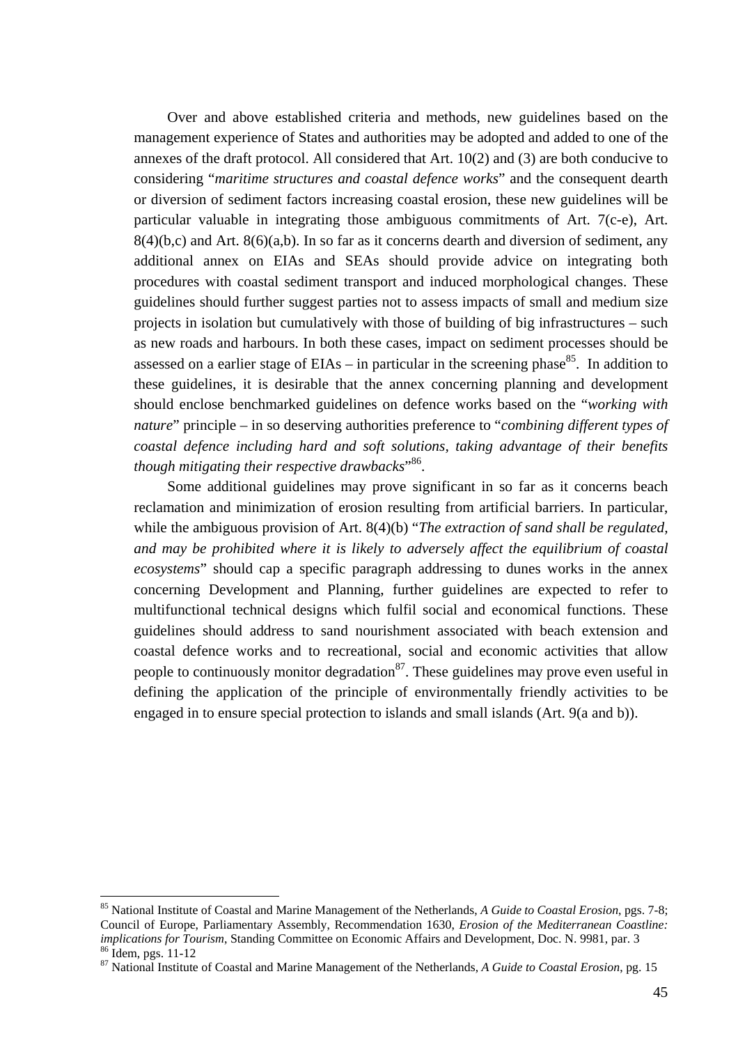Over and above established criteria and methods, new guidelines based on the management experience of States and authorities may be adopted and added to one of the annexes of the draft protocol. All considered that Art. 10(2) and (3) are both conducive to considering "*maritime structures and coastal defence works*" and the consequent dearth or diversion of sediment factors increasing coastal erosion, these new guidelines will be particular valuable in integrating those ambiguous commitments of Art. 7(c-e), Art. 8(4)(b,c) and Art. 8(6)(a,b). In so far as it concerns dearth and diversion of sediment, any additional annex on EIAs and SEAs should provide advice on integrating both procedures with coastal sediment transport and induced morphological changes. These guidelines should further suggest parties not to assess impacts of small and medium size projects in isolation but cumulatively with those of building of big infrastructures – such as new roads and harbours. In both these cases, impact on sediment processes should be assessed on a earlier stage of EIAs – in particular in the screening phase[85]. In addition to these guidelines, it is desirable that the annex concerning planning and development should enclose benchmarked guidelines on defence works based on the "*working with nature*" principle – in so deserving authorities preference to "*combining different types of coastal defence including hard and soft solutions, taking advantage of their benefits though mitigating their respective drawbacks*"[86].

Some additional guidelines may prove significant in so far as it concerns beach reclamation and minimization of erosion resulting from artificial barriers. In particular, while the ambiguous provision of Art. 8(4)(b) "*The extraction of sand shall be regulated, and may be prohibited where it is likely to adversely affect the equilibrium of coastal ecosystems*" should cap a specific paragraph addressing to dunes works in the annex concerning Development and Planning, further guidelines are expected to refer to multifunctional technical designs which fulfil social and economical functions. These guidelines should address to sand nourishment associated with beach extension and coastal defence works and to recreational, social and economic activities that allow people to continuously monitor degradation[87]. These guidelines may prove even useful in defining the application of the principle of environmentally friendly activities to be engaged in to ensure special protection to islands and small islands (Art. 9(a and b)).

---

[85] National Institute of Coastal and Marine Management of the Netherlands, *A Guide to Coastal Erosion*, pgs. 7-8; Council of Europe, Parliamentary Assembly, Recommendation 1630, *Erosion of the Mediterranean Coastline: implications for Tourism*, Standing Committee on Economic Affairs and Development, Doc. N. 9981, par. 3

[86] Idem, pgs. 11-12

[87] National Institute of Coastal and Marine Management of the Netherlands, *A Guide to Coastal Erosion*, pg. 15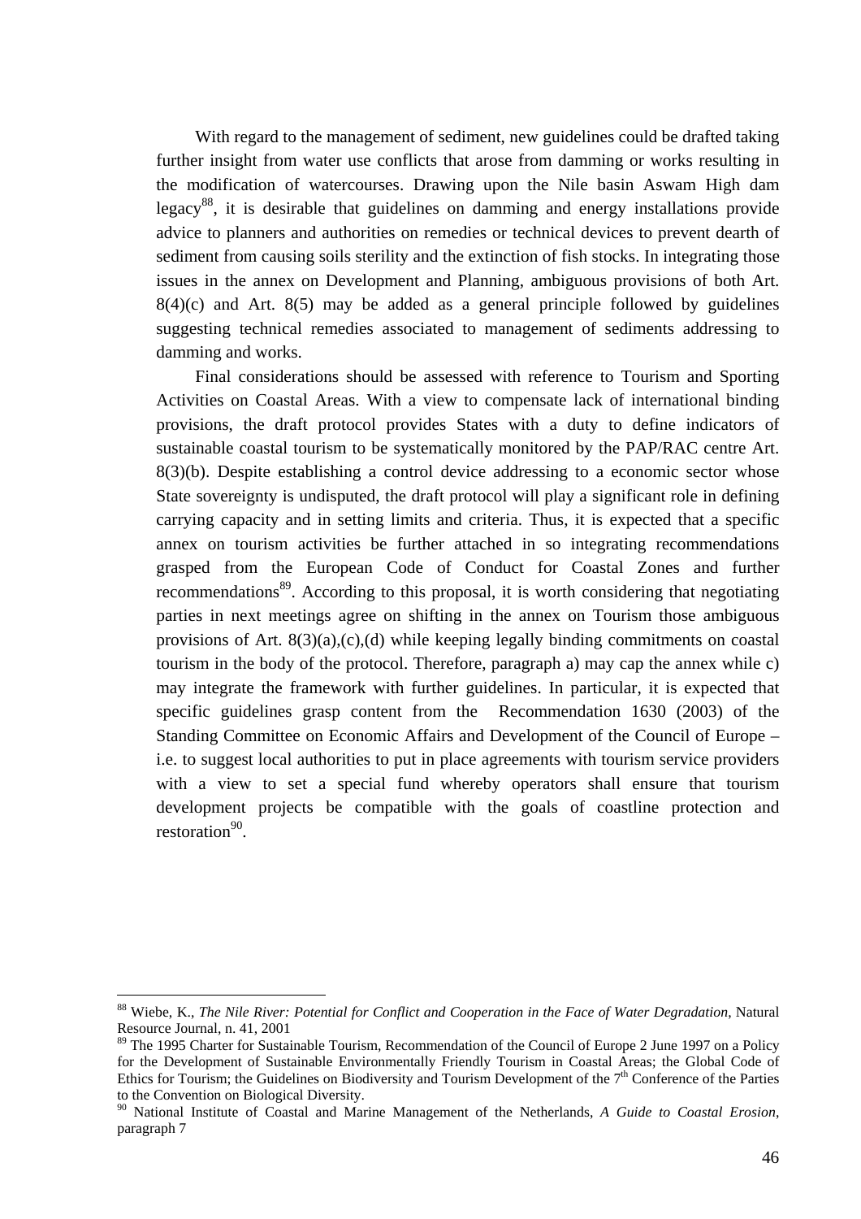With regard to the management of sediment, new guidelines could be drafted taking further insight from water use conflicts that arose from damming or works resulting in the modification of watercourses. Drawing upon the Nile basin Aswam High dam legacy[88], it is desirable that guidelines on damming and energy installations provide advice to planners and authorities on remedies or technical devices to prevent dearth of sediment from causing soils sterility and the extinction of fish stocks. In integrating those issues in the annex on Development and Planning, ambiguous provisions of both Art. 8(4)(c) and Art. 8(5) may be added as a general principle followed by guidelines suggesting technical remedies associated to management of sediments addressing to damming and works.

Final considerations should be assessed with reference to Tourism and Sporting Activities on Coastal Areas. With a view to compensate lack of international binding provisions, the draft protocol provides States with a duty to define indicators of sustainable coastal tourism to be systematically monitored by the PAP/RAC centre Art. 8(3)(b). Despite establishing a control device addressing to a economic sector whose State sovereignty is undisputed, the draft protocol will play a significant role in defining carrying capacity and in setting limits and criteria. Thus, it is expected that a specific annex on tourism activities be further attached in so integrating recommendations grasped from the European Code of Conduct for Coastal Zones and further recommendations[89]. According to this proposal, it is worth considering that negotiating parties in next meetings agree on shifting in the annex on Tourism those ambiguous provisions of Art. 8(3)(a),(c),(d) while keeping legally binding commitments on coastal tourism in the body of the protocol. Therefore, paragraph a) may cap the annex while c) may integrate the framework with further guidelines. In particular, it is expected that specific guidelines grasp content from the Recommendation 1630 (2003) of the Standing Committee on Economic Affairs and Development of the Council of Europe – i.e. to suggest local authorities to put in place agreements with tourism service providers with a view to set a special fund whereby operators shall ensure that tourism development projects be compatible with the goals of coastline protection and restoration[90].

---

[88] Wiebe, K., *The Nile River: Potential for Conflict and Cooperation in the Face of Water Degradation*, Natural Resource Journal, n. 41, 2001

[89] The 1995 Charter for Sustainable Tourism, Recommendation of the Council of Europe 2 June 1997 on a Policy for the Development of Sustainable Environmentally Friendly Tourism in Coastal Areas; the Global Code of Ethics for Tourism; the Guidelines on Biodiversity and Tourism Development of the 7th Conference of the Parties to the Convention on Biological Diversity.

[90] National Institute of Coastal and Marine Management of the Netherlands, *A Guide to Coastal Erosion*, paragraph 7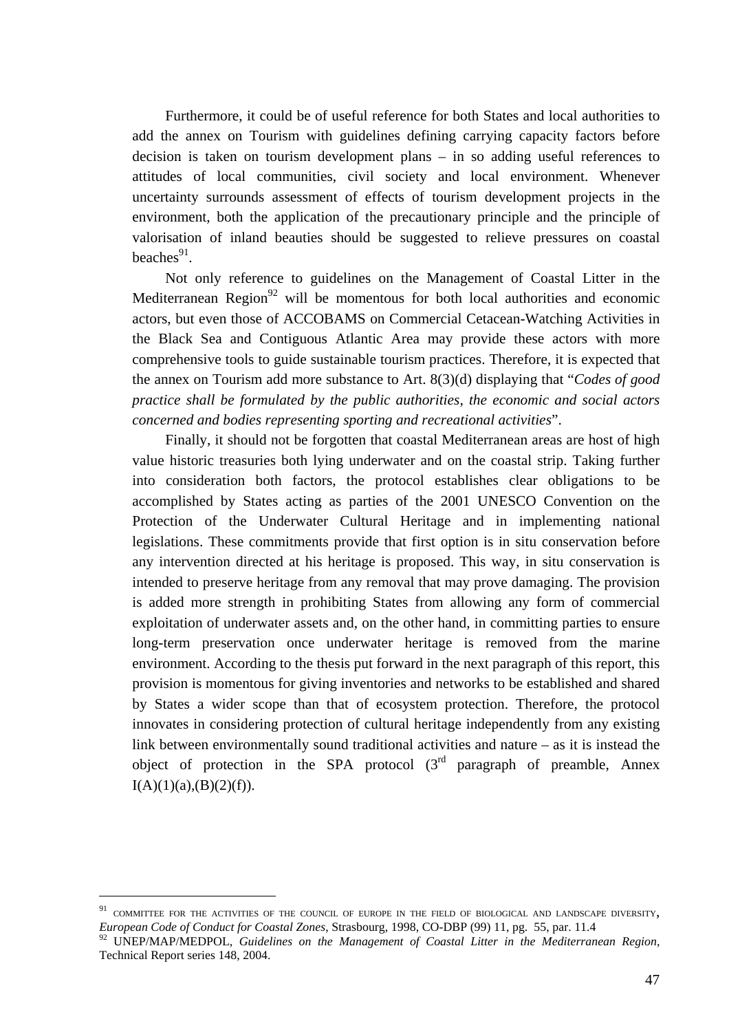Furthermore, it could be of useful reference for both States and local authorities to add the annex on Tourism with guidelines defining carrying capacity factors before decision is taken on tourism development plans – in so adding useful references to attitudes of local communities, civil society and local environment. Whenever uncertainty surrounds assessment of effects of tourism development projects in the environment, both the application of the precautionary principle and the principle of valorisation of inland beauties should be suggested to relieve pressures on coastal beaches[91].

Not only reference to guidelines on the Management of Coastal Litter in the Mediterranean Region[92] will be momentous for both local authorities and economic actors, but even those of ACCOBAMS on Commercial Cetacean-Watching Activities in the Black Sea and Contiguous Atlantic Area may provide these actors with more comprehensive tools to guide sustainable tourism practices. Therefore, it is expected that the annex on Tourism add more substance to Art. 8(3)(d) displaying that "*Codes of good practice shall be formulated by the public authorities, the economic and social actors concerned and bodies representing sporting and recreational activities*".

Finally, it should not be forgotten that coastal Mediterranean areas are host of high value historic treasuries both lying underwater and on the coastal strip. Taking further into consideration both factors, the protocol establishes clear obligations to be accomplished by States acting as parties of the 2001 UNESCO Convention on the Protection of the Underwater Cultural Heritage and in implementing national legislations. These commitments provide that first option is in situ conservation before any intervention directed at his heritage is proposed. This way, in situ conservation is intended to preserve heritage from any removal that may prove damaging. The provision is added more strength in prohibiting States from allowing any form of commercial exploitation of underwater assets and, on the other hand, in committing parties to ensure long-term preservation once underwater heritage is removed from the marine environment. According to the thesis put forward in the next paragraph of this report, this provision is momentous for giving inventories and networks to be established and shared by States a wider scope than that of ecosystem protection. Therefore, the protocol innovates in considering protection of cultural heritage independently from any existing link between environmentally sound traditional activities and nature – as it is instead the object of protection in the SPA protocol (3rd paragraph of preamble, Annex I(A)(1)(a),(B)(2)(f)).

---

[91] COMMITTEE FOR THE ACTIVITIES OF THE COUNCIL OF EUROPE IN THE FIELD OF BIOLOGICAL AND LANDSCAPE DIVERSITY, *European Code of Conduct for Coastal Zones*, Strasbourg, 1998, CO-DBP (99) 11, pg. 55, par. 11.4

[92] UNEP/MAP/MEDPOL, *Guidelines on the Management of Coastal Litter in the Mediterranean Region*, Technical Report series 148, 2004.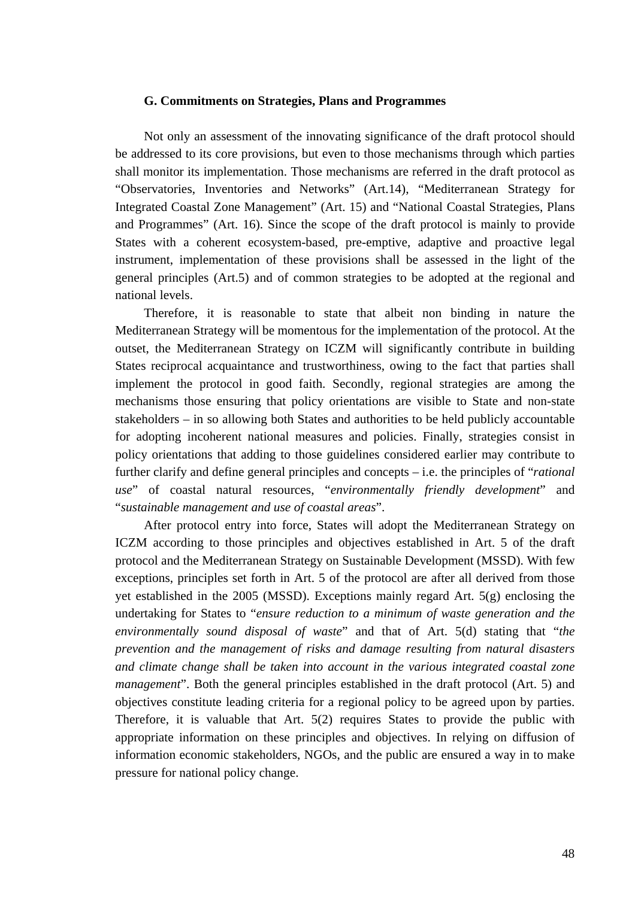### G. Commitments on Strategies, Plans and Programmes

Not only an assessment of the innovating significance of the draft protocol should be addressed to its core provisions, but even to those mechanisms through which parties shall monitor its implementation. Those mechanisms are referred in the draft protocol as "Observatories, Inventories and Networks" (Art.14), "Mediterranean Strategy for Integrated Coastal Zone Management" (Art. 15) and "National Coastal Strategies, Plans and Programmes" (Art. 16). Since the scope of the draft protocol is mainly to provide States with a coherent ecosystem-based, pre-emptive, adaptive and proactive legal instrument, implementation of these provisions shall be assessed in the light of the general principles (Art.5) and of common strategies to be adopted at the regional and national levels.

Therefore, it is reasonable to state that albeit non binding in nature the Mediterranean Strategy will be momentous for the implementation of the protocol. At the outset, the Mediterranean Strategy on ICZM will significantly contribute in building States reciprocal acquaintance and trustworthiness, owing to the fact that parties shall implement the protocol in good faith. Secondly, regional strategies are among the mechanisms those ensuring that policy orientations are visible to State and non-state stakeholders – in so allowing both States and authorities to be held publicly accountable for adopting incoherent national measures and policies. Finally, strategies consist in policy orientations that adding to those guidelines considered earlier may contribute to further clarify and define general principles and concepts – i.e. the principles of "*rational use*" of coastal natural resources, "*environmentally friendly development*" and "*sustainable management and use of coastal areas*".

After protocol entry into force, States will adopt the Mediterranean Strategy on ICZM according to those principles and objectives established in Art. 5 of the draft protocol and the Mediterranean Strategy on Sustainable Development (MSSD). With few exceptions, principles set forth in Art. 5 of the protocol are after all derived from those yet established in the 2005 (MSSD). Exceptions mainly regard Art. 5(g) enclosing the undertaking for States to "*ensure reduction to a minimum of waste generation and the environmentally sound disposal of waste*" and that of Art. 5(d) stating that "*the prevention and the management of risks and damage resulting from natural disasters and climate change shall be taken into account in the various integrated coastal zone management*". Both the general principles established in the draft protocol (Art. 5) and objectives constitute leading criteria for a regional policy to be agreed upon by parties. Therefore, it is valuable that Art. 5(2) requires States to provide the public with appropriate information on these principles and objectives. In relying on diffusion of information economic stakeholders, NGOs, and the public are ensured a way in to make pressure for national policy change.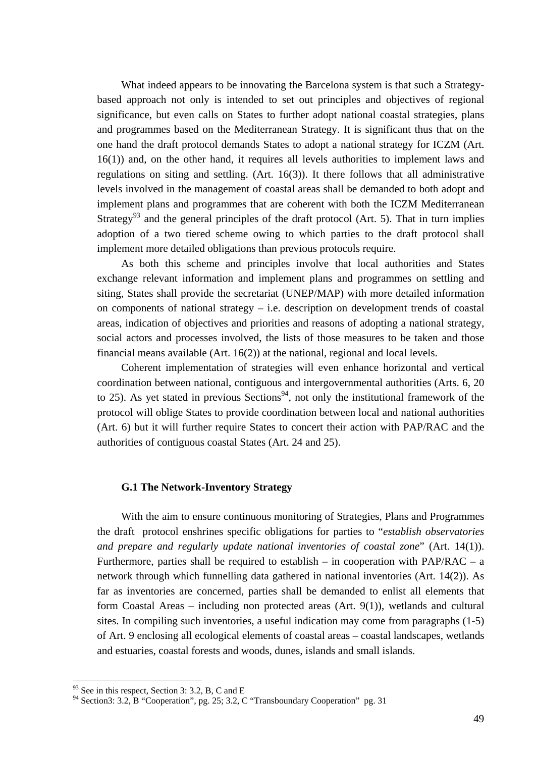What indeed appears to be innovating the Barcelona system is that such a Strategy-based approach not only is intended to set out principles and objectives of regional significance, but even calls on States to further adopt national coastal strategies, plans and programmes based on the Mediterranean Strategy. It is significant thus that on the one hand the draft protocol demands States to adopt a national strategy for ICZM (Art. 16(1)) and, on the other hand, it requires all levels authorities to implement laws and regulations on siting and settling. (Art. 16(3)). It there follows that all administrative levels involved in the management of coastal areas shall be demanded to both adopt and implement plans and programmes that are coherent with both the ICZM Mediterranean Strategy[93] and the general principles of the draft protocol (Art. 5). That in turn implies adoption of a two tiered scheme owing to which parties to the draft protocol shall implement more detailed obligations than previous protocols require.

As both this scheme and principles involve that local authorities and States exchange relevant information and implement plans and programmes on settling and siting, States shall provide the secretariat (UNEP/MAP) with more detailed information on components of national strategy – i.e. description on development trends of coastal areas, indication of objectives and priorities and reasons of adopting a national strategy, social actors and processes involved, the lists of those measures to be taken and those financial means available (Art. 16(2)) at the national, regional and local levels.

Coherent implementation of strategies will even enhance horizontal and vertical coordination between national, contiguous and intergovernmental authorities (Arts. 6, 20 to 25). As yet stated in previous Sections[94], not only the institutional framework of the protocol will oblige States to provide coordination between local and national authorities (Art. 6) but it will further require States to concert their action with PAP/RAC and the authorities of contiguous coastal States (Art. 24 and 25).

### G.1 The Network-Inventory Strategy

With the aim to ensure continuous monitoring of Strategies, Plans and Programmes the draft protocol enshrines specific obligations for parties to "*establish observatories and prepare and regularly update national inventories of coastal zone*" (Art. 14(1)). Furthermore, parties shall be required to establish – in cooperation with PAP/RAC – a network through which funnelling data gathered in national inventories (Art. 14(2)). As far as inventories are concerned, parties shall be demanded to enlist all elements that form Coastal Areas – including non protected areas (Art. 9(1)), wetlands and cultural sites. In compiling such inventories, a useful indication may come from paragraphs (1-5) of Art. 9 enclosing all ecological elements of coastal areas – coastal landscapes, wetlands and estuaries, coastal forests and woods, dunes, islands and small islands.

[93] See in this respect, Section 3: 3.2, B, C and E

[94] Section3: 3.2, B "Cooperation", pg. 25; 3.2, C "Transboundary Cooperation" pg. 31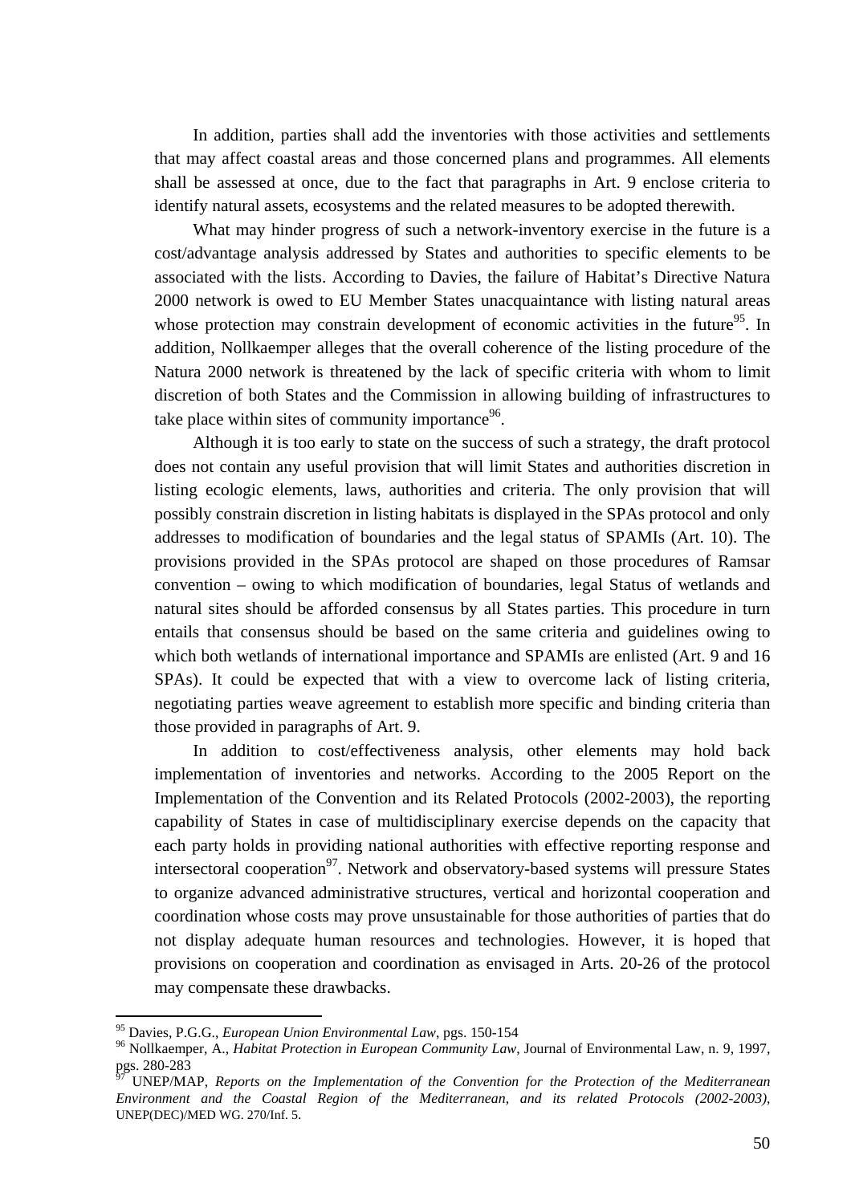In addition, parties shall add the inventories with those activities and settlements that may affect coastal areas and those concerned plans and programmes. All elements shall be assessed at once, due to the fact that paragraphs in Art. 9 enclose criteria to identify natural assets, ecosystems and the related measures to be adopted therewith.

What may hinder progress of such a network-inventory exercise in the future is a cost/advantage analysis addressed by States and authorities to specific elements to be associated with the lists. According to Davies, the failure of Habitat's Directive Natura 2000 network is owed to EU Member States unacquaintance with listing natural areas whose protection may constrain development of economic activities in the future[95]. In addition, Nollkaemper alleges that the overall coherence of the listing procedure of the Natura 2000 network is threatened by the lack of specific criteria with whom to limit discretion of both States and the Commission in allowing building of infrastructures to take place within sites of community importance[96].

Although it is too early to state on the success of such a strategy, the draft protocol does not contain any useful provision that will limit States and authorities discretion in listing ecologic elements, laws, authorities and criteria. The only provision that will possibly constrain discretion in listing habitats is displayed in the SPAs protocol and only addresses to modification of boundaries and the legal status of SPAMIs (Art. 10). The provisions provided in the SPAs protocol are shaped on those procedures of Ramsar convention – owing to which modification of boundaries, legal Status of wetlands and natural sites should be afforded consensus by all States parties. This procedure in turn entails that consensus should be based on the same criteria and guidelines owing to which both wetlands of international importance and SPAMIs are enlisted (Art. 9 and 16 SPAs). It could be expected that with a view to overcome lack of listing criteria, negotiating parties weave agreement to establish more specific and binding criteria than those provided in paragraphs of Art. 9.

In addition to cost/effectiveness analysis, other elements may hold back implementation of inventories and networks. According to the 2005 Report on the Implementation of the Convention and its Related Protocols (2002-2003), the reporting capability of States in case of multidisciplinary exercise depends on the capacity that each party holds in providing national authorities with effective reporting response and intersectoral cooperation[97]. Network and observatory-based systems will pressure States to organize advanced administrative structures, vertical and horizontal cooperation and coordination whose costs may prove unsustainable for those authorities of parties that do not display adequate human resources and technologies. However, it is hoped that provisions on cooperation and coordination as envisaged in Arts. 20-26 of the protocol may compensate these drawbacks.

---

[95] Davies, P.G.G., *European Union Environmental Law*, pgs. 150-154

[96] Nollkaemper, A., *Habitat Protection in European Community Law*, Journal of Environmental Law, n. 9, 1997, pgs. 280-283

[97] UNEP/MAP, *Reports on the Implementation of the Convention for the Protection of the Mediterranean Environment and the Coastal Region of the Mediterranean, and its related Protocols (2002-2003)*, UNEP(DEC)/MED WG. 270/Inf. 5.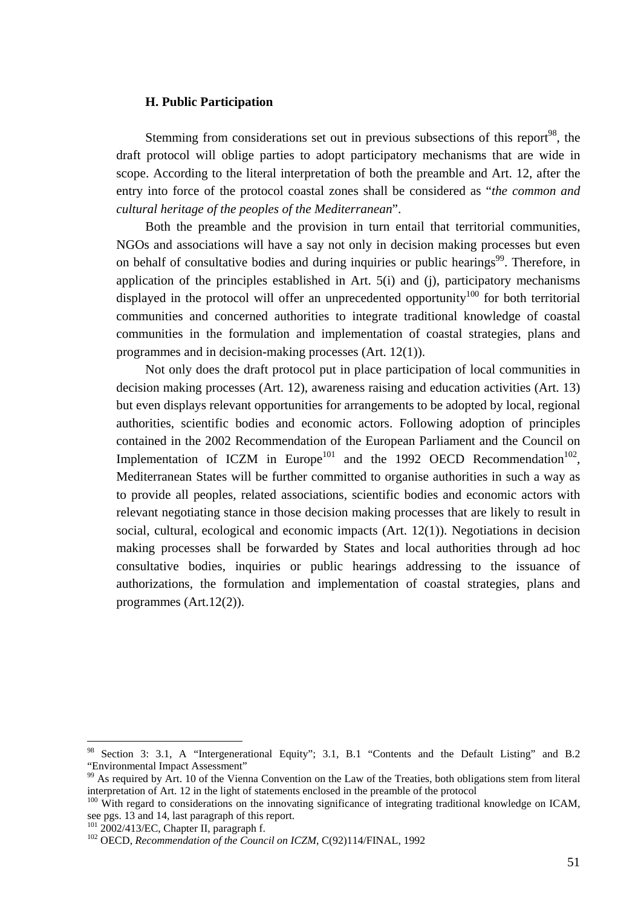### H. Public Participation

Stemming from considerations set out in previous subsections of this report[98], the draft protocol will oblige parties to adopt participatory mechanisms that are wide in scope. According to the literal interpretation of both the preamble and Art. 12, after the entry into force of the protocol coastal zones shall be considered as "*the common and cultural heritage of the peoples of the Mediterranean*".

Both the preamble and the provision in turn entail that territorial communities, NGOs and associations will have a say not only in decision making processes but even on behalf of consultative bodies and during inquiries or public hearings[99]. Therefore, in application of the principles established in Art. 5(i) and (j), participatory mechanisms displayed in the protocol will offer an unprecedented opportunity[100] for both territorial communities and concerned authorities to integrate traditional knowledge of coastal communities in the formulation and implementation of coastal strategies, plans and programmes and in decision-making processes (Art. 12(1)).

Not only does the draft protocol put in place participation of local communities in decision making processes (Art. 12), awareness raising and education activities (Art. 13) but even displays relevant opportunities for arrangements to be adopted by local, regional authorities, scientific bodies and economic actors. Following adoption of principles contained in the 2002 Recommendation of the European Parliament and the Council on Implementation of ICZM in Europe[101] and the 1992 OECD Recommendation[102], Mediterranean States will be further committed to organise authorities in such a way as to provide all peoples, related associations, scientific bodies and economic actors with relevant negotiating stance in those decision making processes that are likely to result in social, cultural, ecological and economic impacts (Art. 12(1)). Negotiations in decision making processes shall be forwarded by States and local authorities through ad hoc consultative bodies, inquiries or public hearings addressing to the issuance of authorizations, the formulation and implementation of coastal strategies, plans and programmes (Art.12(2)).

---

[98] Section 3: 3.1, A "Intergenerational Equity"; 3.1, B.1 "Contents and the Default Listing" and B.2 "Environmental Impact Assessment"

[99] As required by Art. 10 of the Vienna Convention on the Law of the Treaties, both obligations stem from literal interpretation of Art. 12 in the light of statements enclosed in the preamble of the protocol

[100] With regard to considerations on the innovating significance of integrating traditional knowledge on ICAM, see pgs. 13 and 14, last paragraph of this report.

[101] 2002/413/EC, Chapter II, paragraph f.

[102] OECD, *Recommendation of the Council on ICZM*, C(92)114/FINAL, 1992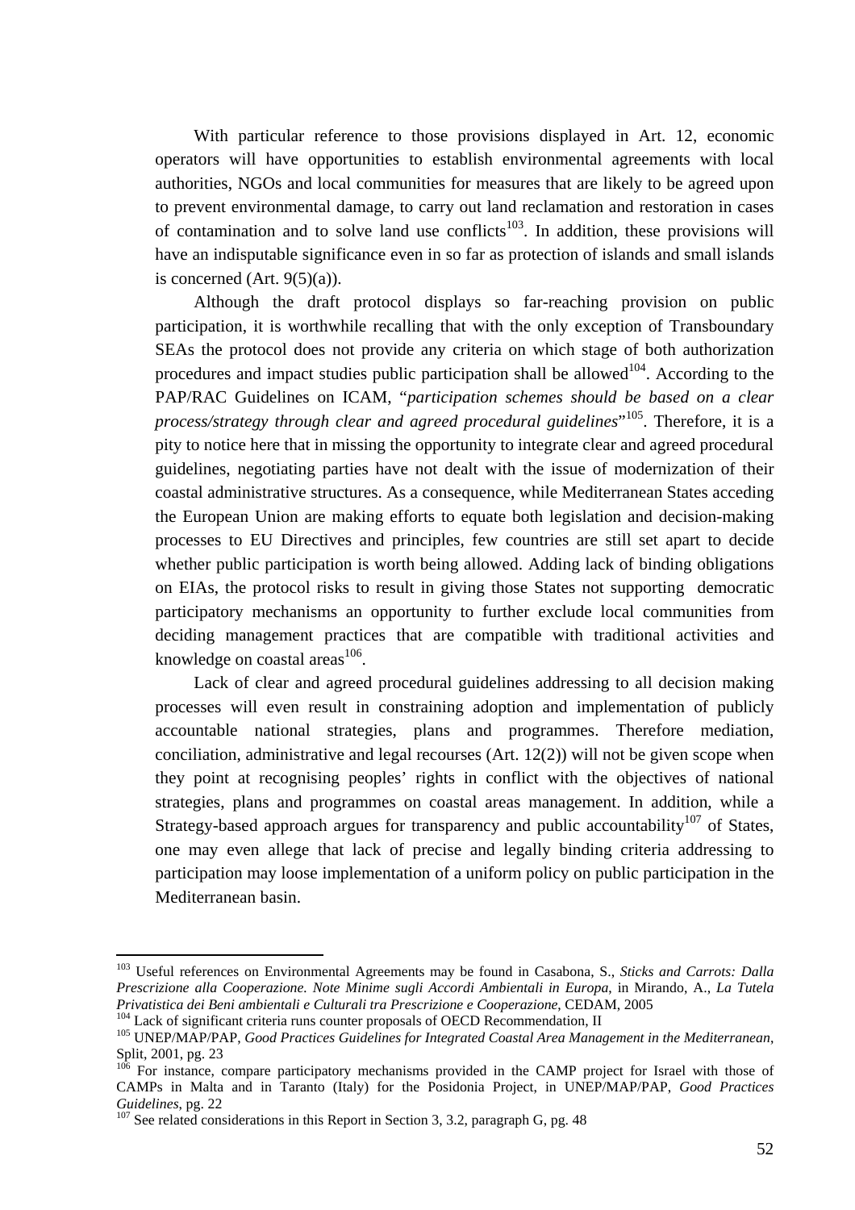With particular reference to those provisions displayed in Art. 12, economic operators will have opportunities to establish environmental agreements with local authorities, NGOs and local communities for measures that are likely to be agreed upon to prevent environmental damage, to carry out land reclamation and restoration in cases of contamination and to solve land use conflicts[103]. In addition, these provisions will have an indisputable significance even in so far as protection of islands and small islands is concerned (Art. 9(5)(a)).

Although the draft protocol displays so far-reaching provision on public participation, it is worthwhile recalling that with the only exception of Transboundary SEAs the protocol does not provide any criteria on which stage of both authorization procedures and impact studies public participation shall be allowed[104]. According to the PAP/RAC Guidelines on ICAM, "*participation schemes should be based on a clear process/strategy through clear and agreed procedural guidelines*"[105]. Therefore, it is a pity to notice here that in missing the opportunity to integrate clear and agreed procedural guidelines, negotiating parties have not dealt with the issue of modernization of their coastal administrative structures. As a consequence, while Mediterranean States acceding the European Union are making efforts to equate both legislation and decision-making processes to EU Directives and principles, few countries are still set apart to decide whether public participation is worth being allowed. Adding lack of binding obligations on EIAs, the protocol risks to result in giving those States not supporting democratic participatory mechanisms an opportunity to further exclude local communities from deciding management practices that are compatible with traditional activities and knowledge on coastal areas[106].

Lack of clear and agreed procedural guidelines addressing to all decision making processes will even result in constraining adoption and implementation of publicly accountable national strategies, plans and programmes. Therefore mediation, conciliation, administrative and legal recourses (Art. 12(2)) will not be given scope when they point at recognising peoples' rights in conflict with the objectives of national strategies, plans and programmes on coastal areas management. In addition, while a Strategy-based approach argues for transparency and public accountability[107] of States, one may even allege that lack of precise and legally binding criteria addressing to participation may loose implementation of a uniform policy on public participation in the Mediterranean basin.

---

[103] Useful references on Environmental Agreements may be found in Casabona, S., *Sticks and Carrots: Dalla Prescrizione alla Cooperazione. Note Minime sugli Accordi Ambientali in Europa*, in Mirando, A., *La Tutela Privatistica dei Beni ambientali e Culturali tra Prescrizione e Cooperazione*, CEDAM, 2005

[104] Lack of significant criteria runs counter proposals of OECD Recommendation, II

[105] UNEP/MAP/PAP, *Good Practices Guidelines for Integrated Coastal Area Management in the Mediterranean*, Split, 2001, pg. 23

[106] For instance, compare participatory mechanisms provided in the CAMP project for Israel with those of CAMPs in Malta and in Taranto (Italy) for the Posidonia Project, in UNEP/MAP/PAP, *Good Practices Guidelines*, pg. 22

[107] See related considerations in this Report in Section 3, 3.2, paragraph G, pg. 48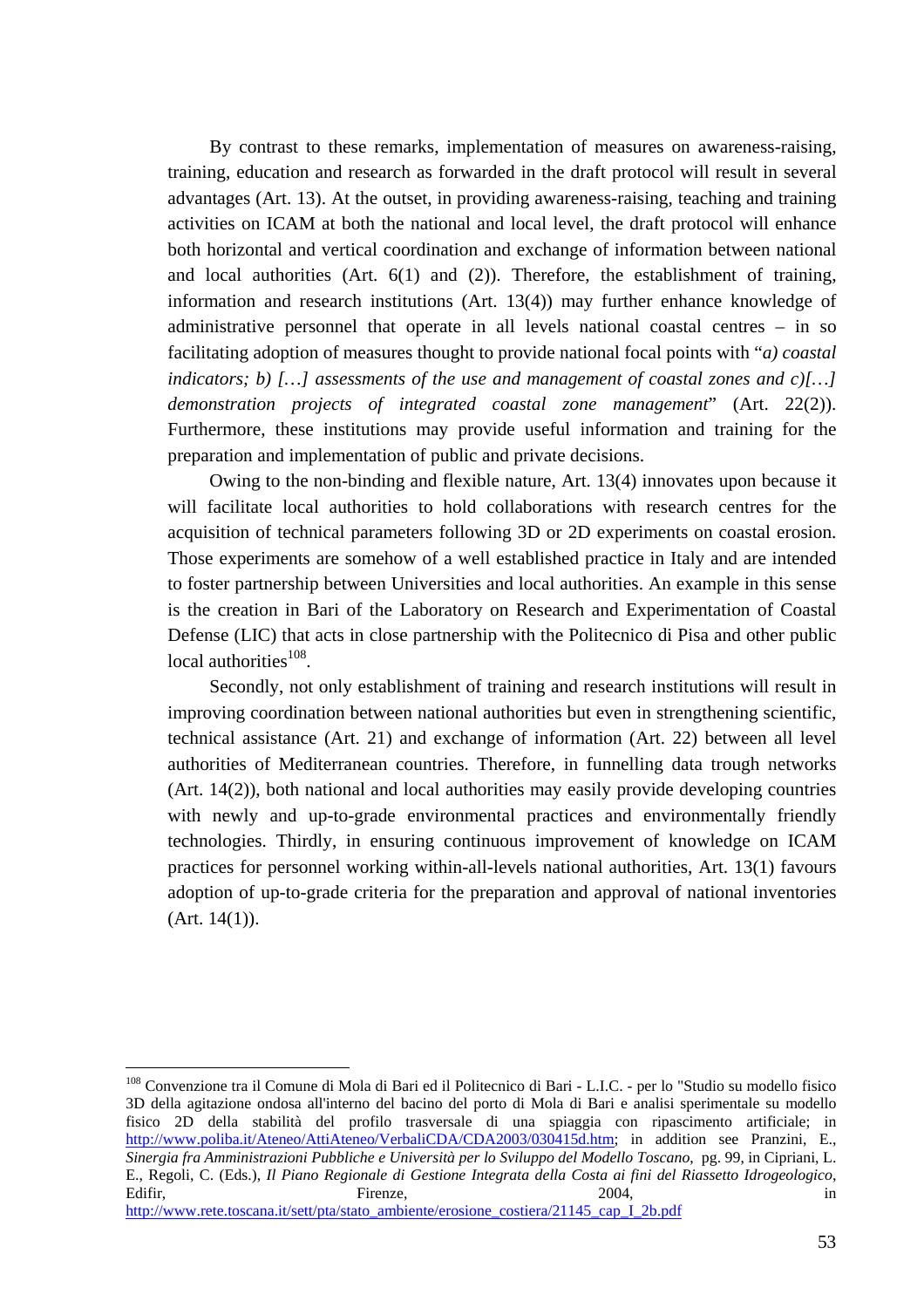By contrast to these remarks, implementation of measures on awareness-raising, training, education and research as forwarded in the draft protocol will result in several advantages (Art. 13). At the outset, in providing awareness-raising, teaching and training activities on ICAM at both the national and local level, the draft protocol will enhance both horizontal and vertical coordination and exchange of information between national and local authorities (Art. 6(1) and (2)). Therefore, the establishment of training, information and research institutions (Art. 13(4)) may further enhance knowledge of administrative personnel that operate in all levels national coastal centres – in so facilitating adoption of measures thought to provide national focal points with "*a) coastal indicators; b) […] assessments of the use and management of coastal zones and c)[…] demonstration projects of integrated coastal zone management*" (Art. 22(2)). Furthermore, these institutions may provide useful information and training for the preparation and implementation of public and private decisions.

Owing to the non-binding and flexible nature, Art. 13(4) innovates upon because it will facilitate local authorities to hold collaborations with research centres for the acquisition of technical parameters following 3D or 2D experiments on coastal erosion. Those experiments are somehow of a well established practice in Italy and are intended to foster partnership between Universities and local authorities. An example in this sense is the creation in Bari of the Laboratory on Research and Experimentation of Coastal Defense (LIC) that acts in close partnership with the Politecnico di Pisa and other public local authorities[108].

Secondly, not only establishment of training and research institutions will result in improving coordination between national authorities but even in strengthening scientific, technical assistance (Art. 21) and exchange of information (Art. 22) between all level authorities of Mediterranean countries. Therefore, in funnelling data trough networks (Art. 14(2)), both national and local authorities may easily provide developing countries with newly and up-to-grade environmental practices and environmentally friendly technologies. Thirdly, in ensuring continuous improvement of knowledge on ICAM practices for personnel working within-all-levels national authorities, Art. 13(1) favours adoption of up-to-grade criteria for the preparation and approval of national inventories (Art. 14(1)).

---

[108] Convenzione tra il Comune di Mola di Bari ed il Politecnico di Bari - L.I.C. - per lo "Studio su modello fisico 3D della agitazione ondosa all'interno del bacino del porto di Mola di Bari e analisi sperimentale su modello fisico 2D della stabilità del profilo trasversale di una spiaggia con ripascimento artificiale; in http://www.poliba.it/Ateneo/AttiAteneo/VerbaliCDA/CDA2003/030415d.htm; in addition see Pranzini, E., *Sinergia fra Amministrazioni Pubbliche e Università per lo Sviluppo del Modello Toscano*, pg. 99, in Cipriani, L. E., Regoli, C. (Eds.), *Il Piano Regionale di Gestione Integrata della Costa ai fini del Riassetto Idrogeologico*, Edifir, Firenze, 2004, in http://www.rete.toscana.it/sett/pta/stato_ambiente/erosione_costiera/21145_cap_I_2b.pdf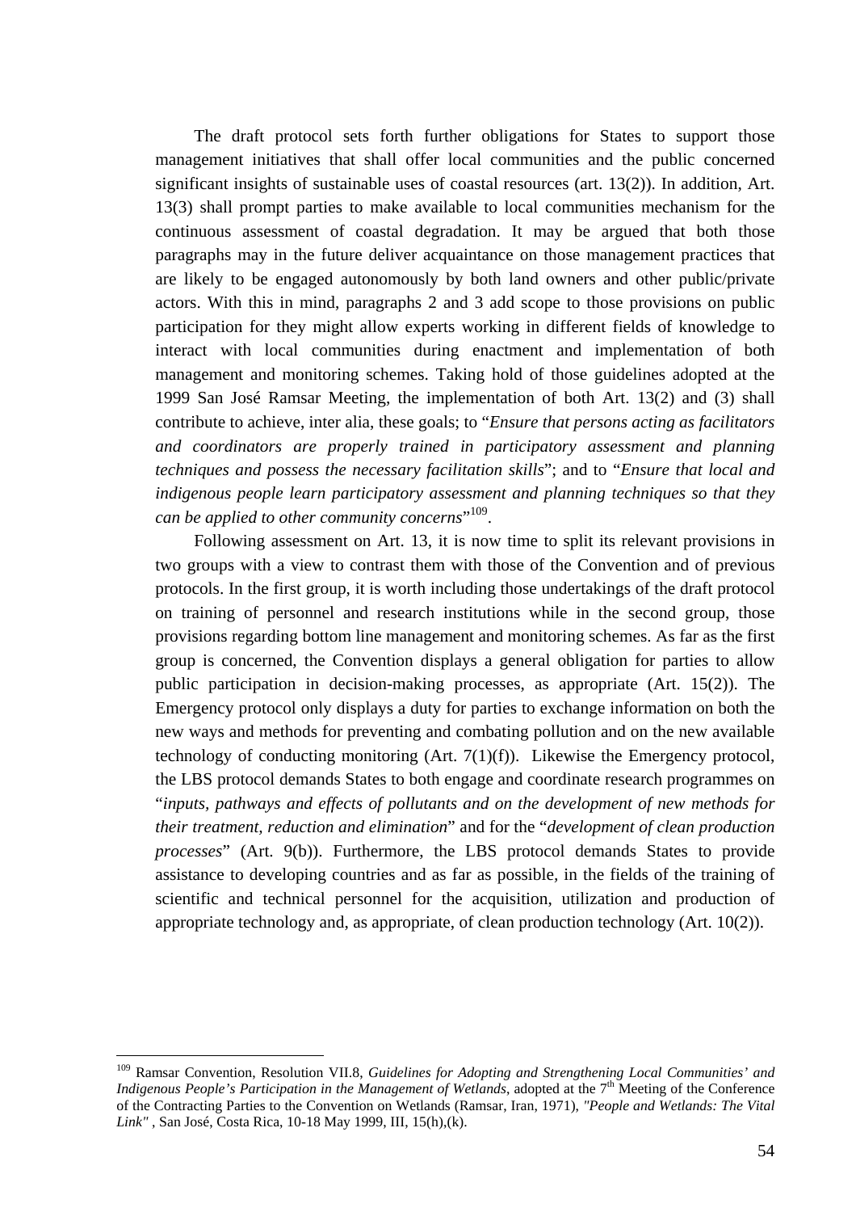The draft protocol sets forth further obligations for States to support those management initiatives that shall offer local communities and the public concerned significant insights of sustainable uses of coastal resources (art. 13(2)). In addition, Art. 13(3) shall prompt parties to make available to local communities mechanism for the continuous assessment of coastal degradation. It may be argued that both those paragraphs may in the future deliver acquaintance on those management practices that are likely to be engaged autonomously by both land owners and other public/private actors. With this in mind, paragraphs 2 and 3 add scope to those provisions on public participation for they might allow experts working in different fields of knowledge to interact with local communities during enactment and implementation of both management and monitoring schemes. Taking hold of those guidelines adopted at the 1999 San José Ramsar Meeting, the implementation of both Art. 13(2) and (3) shall contribute to achieve, inter alia, these goals; to "*Ensure that persons acting as facilitators and coordinators are properly trained in participatory assessment and planning techniques and possess the necessary facilitation skills*"; and to "*Ensure that local and indigenous people learn participatory assessment and planning techniques so that they can be applied to other community concerns*"[109].

Following assessment on Art. 13, it is now time to split its relevant provisions in two groups with a view to contrast them with those of the Convention and of previous protocols. In the first group, it is worth including those undertakings of the draft protocol on training of personnel and research institutions while in the second group, those provisions regarding bottom line management and monitoring schemes. As far as the first group is concerned, the Convention displays a general obligation for parties to allow public participation in decision-making processes, as appropriate (Art. 15(2)). The Emergency protocol only displays a duty for parties to exchange information on both the new ways and methods for preventing and combating pollution and on the new available technology of conducting monitoring (Art. 7(1)(f)). Likewise the Emergency protocol, the LBS protocol demands States to both engage and coordinate research programmes on "*inputs, pathways and effects of pollutants and on the development of new methods for their treatment, reduction and elimination*" and for the "*development of clean production processes*" (Art. 9(b)). Furthermore, the LBS protocol demands States to provide assistance to developing countries and as far as possible, in the fields of the training of scientific and technical personnel for the acquisition, utilization and production of appropriate technology and, as appropriate, of clean production technology (Art. 10(2)).

---

[109] Ramsar Convention, Resolution VII.8, *Guidelines for Adopting and Strengthening Local Communities' and Indigenous People's Participation in the Management of Wetlands*, adopted at the 7th Meeting of the Conference of the Contracting Parties to the Convention on Wetlands (Ramsar, Iran, 1971), *"People and Wetlands: The Vital Link"* , San José, Costa Rica, 10-18 May 1999, III, 15(h),(k).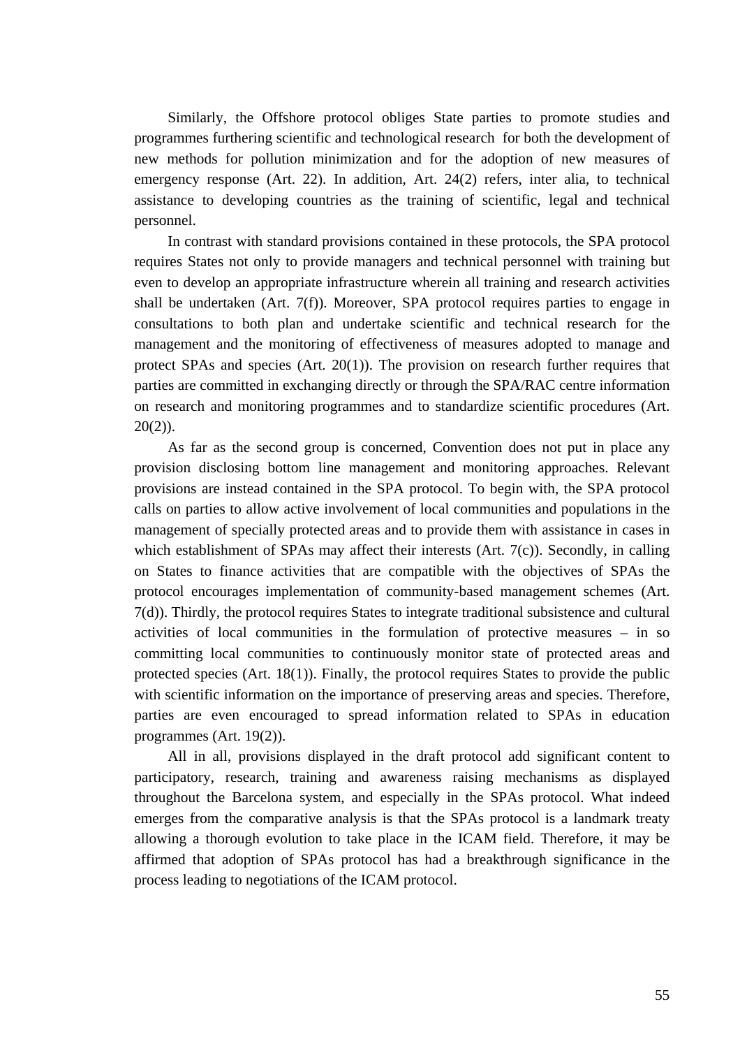Similarly, the Offshore protocol obliges State parties to promote studies and programmes furthering scientific and technological research for both the development of new methods for pollution minimization and for the adoption of new measures of emergency response (Art. 22). In addition, Art. 24(2) refers, inter alia, to technical assistance to developing countries as the training of scientific, legal and technical personnel.

In contrast with standard provisions contained in these protocols, the SPA protocol requires States not only to provide managers and technical personnel with training but even to develop an appropriate infrastructure wherein all training and research activities shall be undertaken (Art. 7(f)). Moreover, SPA protocol requires parties to engage in consultations to both plan and undertake scientific and technical research for the management and the monitoring of effectiveness of measures adopted to manage and protect SPAs and species (Art. 20(1)). The provision on research further requires that parties are committed in exchanging directly or through the SPA/RAC centre information on research and monitoring programmes and to standardize scientific procedures (Art. 20(2)).

As far as the second group is concerned, Convention does not put in place any provision disclosing bottom line management and monitoring approaches. Relevant provisions are instead contained in the SPA protocol. To begin with, the SPA protocol calls on parties to allow active involvement of local communities and populations in the management of specially protected areas and to provide them with assistance in cases in which establishment of SPAs may affect their interests (Art. 7(c)). Secondly, in calling on States to finance activities that are compatible with the objectives of SPAs the protocol encourages implementation of community-based management schemes (Art. 7(d)). Thirdly, the protocol requires States to integrate traditional subsistence and cultural activities of local communities in the formulation of protective measures – in so committing local communities to continuously monitor state of protected areas and protected species (Art. 18(1)). Finally, the protocol requires States to provide the public with scientific information on the importance of preserving areas and species. Therefore, parties are even encouraged to spread information related to SPAs in education programmes (Art. 19(2)).

All in all, provisions displayed in the draft protocol add significant content to participatory, research, training and awareness raising mechanisms as displayed throughout the Barcelona system, and especially in the SPAs protocol. What indeed emerges from the comparative analysis is that the SPAs protocol is a landmark treaty allowing a thorough evolution to take place in the ICAM field. Therefore, it may be affirmed that adoption of SPAs protocol has had a breakthrough significance in the process leading to negotiations of the ICAM protocol.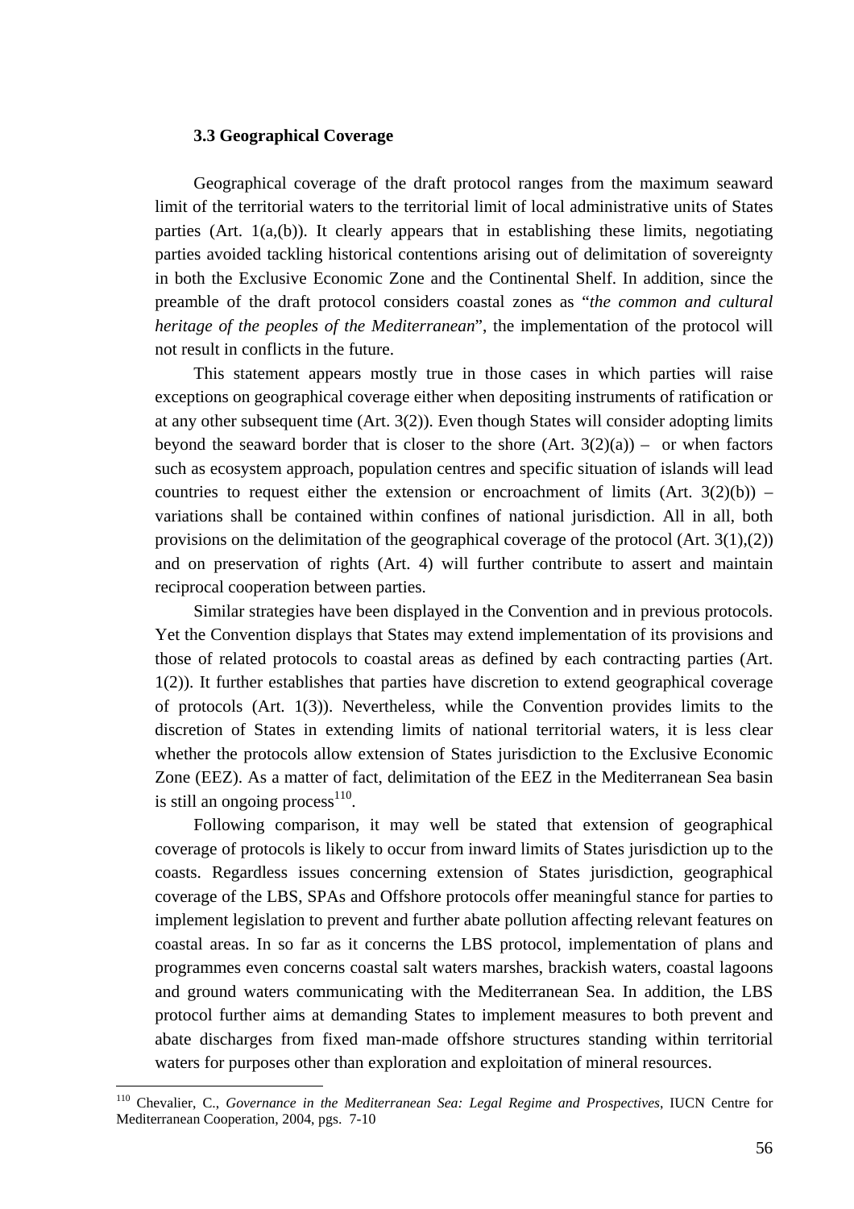### 3.3 Geographical Coverage

Geographical coverage of the draft protocol ranges from the maximum seaward limit of the territorial waters to the territorial limit of local administrative units of States parties (Art. 1(a,(b)). It clearly appears that in establishing these limits, negotiating parties avoided tackling historical contentions arising out of delimitation of sovereignty in both the Exclusive Economic Zone and the Continental Shelf. In addition, since the preamble of the draft protocol considers coastal zones as "*the common and cultural heritage of the peoples of the Mediterranean*", the implementation of the protocol will not result in conflicts in the future.

This statement appears mostly true in those cases in which parties will raise exceptions on geographical coverage either when depositing instruments of ratification or at any other subsequent time (Art. 3(2)). Even though States will consider adopting limits beyond the seaward border that is closer to the shore (Art. 3(2)(a)) – or when factors such as ecosystem approach, population centres and specific situation of islands will lead countries to request either the extension or encroachment of limits (Art. 3(2)(b)) – variations shall be contained within confines of national jurisdiction. All in all, both provisions on the delimitation of the geographical coverage of the protocol (Art. 3(1),(2)) and on preservation of rights (Art. 4) will further contribute to assert and maintain reciprocal cooperation between parties.

Similar strategies have been displayed in the Convention and in previous protocols. Yet the Convention displays that States may extend implementation of its provisions and those of related protocols to coastal areas as defined by each contracting parties (Art. 1(2)). It further establishes that parties have discretion to extend geographical coverage of protocols (Art. 1(3)). Nevertheless, while the Convention provides limits to the discretion of States in extending limits of national territorial waters, it is less clear whether the protocols allow extension of States jurisdiction to the Exclusive Economic Zone (EEZ). As a matter of fact, delimitation of the EEZ in the Mediterranean Sea basin is still an ongoing process[110].

Following comparison, it may well be stated that extension of geographical coverage of protocols is likely to occur from inward limits of States jurisdiction up to the coasts. Regardless issues concerning extension of States jurisdiction, geographical coverage of the LBS, SPAs and Offshore protocols offer meaningful stance for parties to implement legislation to prevent and further abate pollution affecting relevant features on coastal areas. In so far as it concerns the LBS protocol, implementation of plans and programmes even concerns coastal salt waters marshes, brackish waters, coastal lagoons and ground waters communicating with the Mediterranean Sea. In addition, the LBS protocol further aims at demanding States to implement measures to both prevent and abate discharges from fixed man-made offshore structures standing within territorial waters for purposes other than exploration and exploitation of mineral resources.

---

[110] Chevalier, C., *Governance in the Mediterranean Sea: Legal Regime and Prospectives*, IUCN Centre for Mediterranean Cooperation, 2004, pgs. 7-10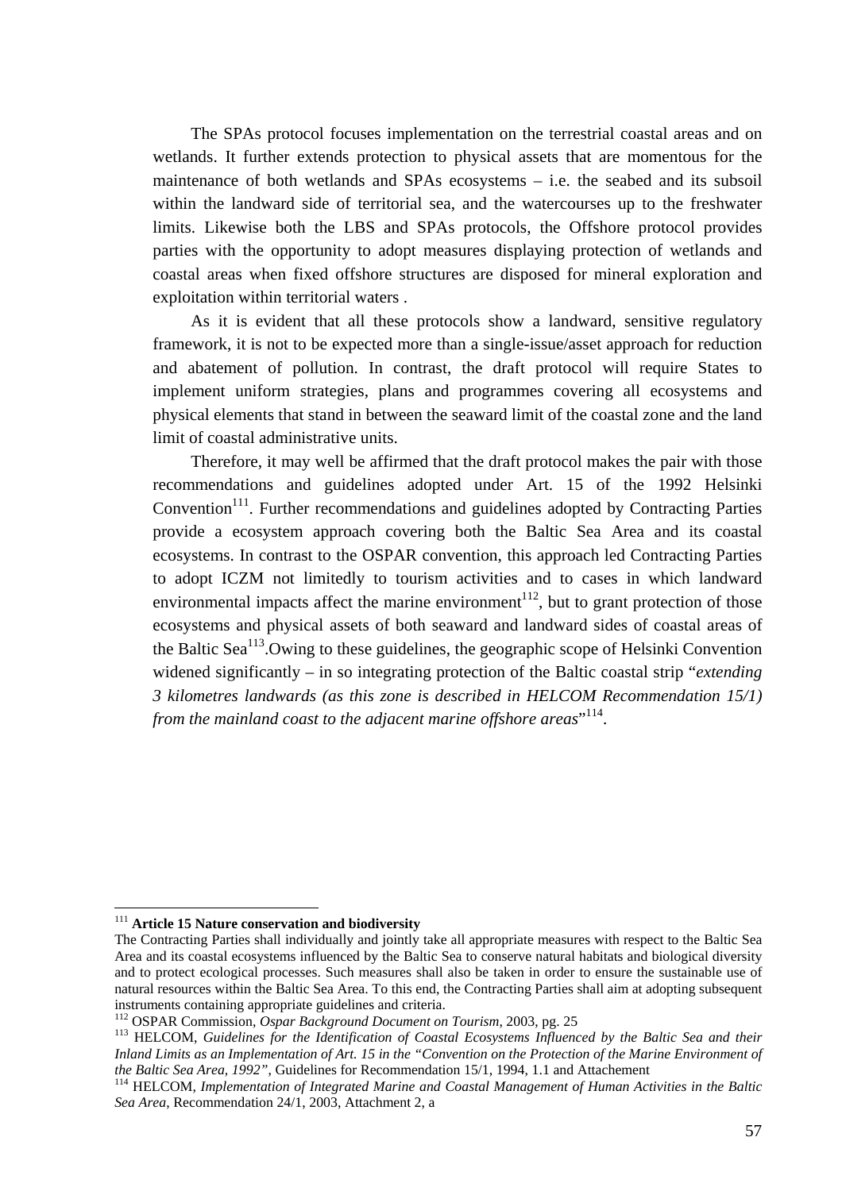The SPAs protocol focuses implementation on the terrestrial coastal areas and on wetlands. It further extends protection to physical assets that are momentous for the maintenance of both wetlands and SPAs ecosystems – i.e. the seabed and its subsoil within the landward side of territorial sea, and the watercourses up to the freshwater limits. Likewise both the LBS and SPAs protocols, the Offshore protocol provides parties with the opportunity to adopt measures displaying protection of wetlands and coastal areas when fixed offshore structures are disposed for mineral exploration and exploitation within territorial waters .

As it is evident that all these protocols show a landward, sensitive regulatory framework, it is not to be expected more than a single-issue/asset approach for reduction and abatement of pollution. In contrast, the draft protocol will require States to implement uniform strategies, plans and programmes covering all ecosystems and physical elements that stand in between the seaward limit of the coastal zone and the land limit of coastal administrative units.

Therefore, it may well be affirmed that the draft protocol makes the pair with those recommendations and guidelines adopted under Art. 15 of the 1992 Helsinki Convention[111]. Further recommendations and guidelines adopted by Contracting Parties provide a ecosystem approach covering both the Baltic Sea Area and its coastal ecosystems. In contrast to the OSPAR convention, this approach led Contracting Parties to adopt ICZM not limitedly to tourism activities and to cases in which landward environmental impacts affect the marine environment[112], but to grant protection of those ecosystems and physical assets of both seaward and landward sides of coastal areas of the Baltic Sea[113].Owing to these guidelines, the geographic scope of Helsinki Convention widened significantly – in so integrating protection of the Baltic coastal strip "*extending 3 kilometres landwards (as this zone is described in HELCOM Recommendation 15/1) from the mainland coast to the adjacent marine offshore areas*"[114].

---

[111] **Article 15 Nature conservation and biodiversity**

The Contracting Parties shall individually and jointly take all appropriate measures with respect to the Baltic Sea Area and its coastal ecosystems influenced by the Baltic Sea to conserve natural habitats and biological diversity and to protect ecological processes. Such measures shall also be taken in order to ensure the sustainable use of natural resources within the Baltic Sea Area. To this end, the Contracting Parties shall aim at adopting subsequent instruments containing appropriate guidelines and criteria.

[112] OSPAR Commission, *Ospar Background Document on Tourism*, 2003, pg. 25

[113] HELCOM, *Guidelines for the Identification of Coastal Ecosystems Influenced by the Baltic Sea and their Inland Limits as an Implementation of Art. 15 in the "Convention on the Protection of the Marine Environment of the Baltic Sea Area, 1992"*, Guidelines for Recommendation 15/1, 1994, 1.1 and Attachement

[114] HELCOM, *Implementation of Integrated Marine and Coastal Management of Human Activities in the Baltic Sea Area*, Recommendation 24/1, 2003, Attachment 2, a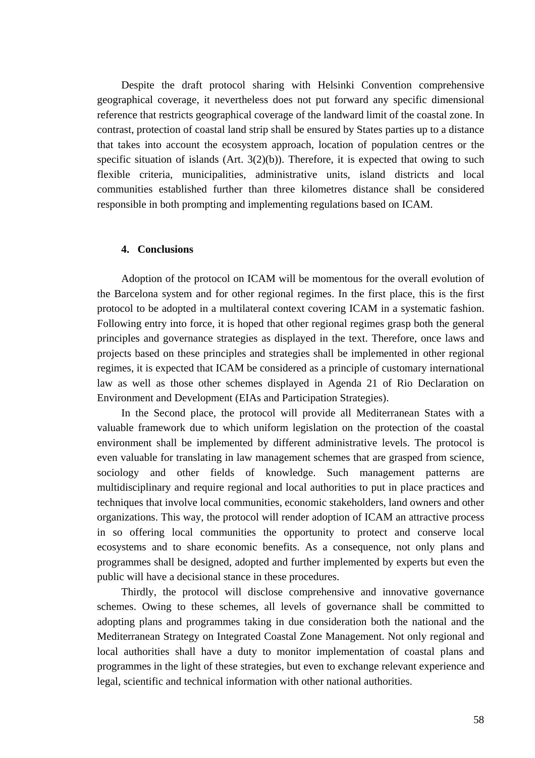Despite the draft protocol sharing with Helsinki Convention comprehensive geographical coverage, it nevertheless does not put forward any specific dimensional reference that restricts geographical coverage of the landward limit of the coastal zone. In contrast, protection of coastal land strip shall be ensured by States parties up to a distance that takes into account the ecosystem approach, location of population centres or the specific situation of islands (Art. 3(2)(b)). Therefore, it is expected that owing to such flexible criteria, municipalities, administrative units, island districts and local communities established further than three kilometres distance shall be considered responsible in both prompting and implementing regulations based on ICAM.

## 4. Conclusions

Adoption of the protocol on ICAM will be momentous for the overall evolution of the Barcelona system and for other regional regimes. In the first place, this is the first protocol to be adopted in a multilateral context covering ICAM in a systematic fashion. Following entry into force, it is hoped that other regional regimes grasp both the general principles and governance strategies as displayed in the text. Therefore, once laws and projects based on these principles and strategies shall be implemented in other regional regimes, it is expected that ICAM be considered as a principle of customary international law as well as those other schemes displayed in Agenda 21 of Rio Declaration on Environment and Development (EIAs and Participation Strategies).

In the Second place, the protocol will provide all Mediterranean States with a valuable framework due to which uniform legislation on the protection of the coastal environment shall be implemented by different administrative levels. The protocol is even valuable for translating in law management schemes that are grasped from science, sociology and other fields of knowledge. Such management patterns are multidisciplinary and require regional and local authorities to put in place practices and techniques that involve local communities, economic stakeholders, land owners and other organizations. This way, the protocol will render adoption of ICAM an attractive process in so offering local communities the opportunity to protect and conserve local ecosystems and to share economic benefits. As a consequence, not only plans and programmes shall be designed, adopted and further implemented by experts but even the public will have a decisional stance in these procedures.

Thirdly, the protocol will disclose comprehensive and innovative governance schemes. Owing to these schemes, all levels of governance shall be committed to adopting plans and programmes taking in due consideration both the national and the Mediterranean Strategy on Integrated Coastal Zone Management. Not only regional and local authorities shall have a duty to monitor implementation of coastal plans and programmes in the light of these strategies, but even to exchange relevant experience and legal, scientific and technical information with other national authorities.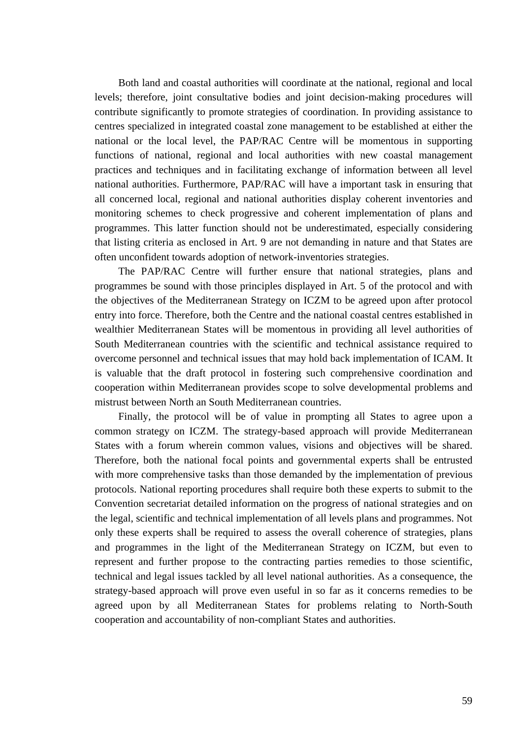Both land and coastal authorities will coordinate at the national, regional and local levels; therefore, joint consultative bodies and joint decision-making procedures will contribute significantly to promote strategies of coordination. In providing assistance to centres specialized in integrated coastal zone management to be established at either the national or the local level, the PAP/RAC Centre will be momentous in supporting functions of national, regional and local authorities with new coastal management practices and techniques and in facilitating exchange of information between all level national authorities. Furthermore, PAP/RAC will have a important task in ensuring that all concerned local, regional and national authorities display coherent inventories and monitoring schemes to check progressive and coherent implementation of plans and programmes. This latter function should not be underestimated, especially considering that listing criteria as enclosed in Art. 9 are not demanding in nature and that States are often unconfident towards adoption of network-inventories strategies.

The PAP/RAC Centre will further ensure that national strategies, plans and programmes be sound with those principles displayed in Art. 5 of the protocol and with the objectives of the Mediterranean Strategy on ICZM to be agreed upon after protocol entry into force. Therefore, both the Centre and the national coastal centres established in wealthier Mediterranean States will be momentous in providing all level authorities of South Mediterranean countries with the scientific and technical assistance required to overcome personnel and technical issues that may hold back implementation of ICAM. It is valuable that the draft protocol in fostering such comprehensive coordination and cooperation within Mediterranean provides scope to solve developmental problems and mistrust between North an South Mediterranean countries.

Finally, the protocol will be of value in prompting all States to agree upon a common strategy on ICZM. The strategy-based approach will provide Mediterranean States with a forum wherein common values, visions and objectives will be shared. Therefore, both the national focal points and governmental experts shall be entrusted with more comprehensive tasks than those demanded by the implementation of previous protocols. National reporting procedures shall require both these experts to submit to the Convention secretariat detailed information on the progress of national strategies and on the legal, scientific and technical implementation of all levels plans and programmes. Not only these experts shall be required to assess the overall coherence of strategies, plans and programmes in the light of the Mediterranean Strategy on ICZM, but even to represent and further propose to the contracting parties remedies to those scientific, technical and legal issues tackled by all level national authorities. As a consequence, the strategy-based approach will prove even useful in so far as it concerns remedies to be agreed upon by all Mediterranean States for problems relating to North-South cooperation and accountability of non-compliant States and authorities.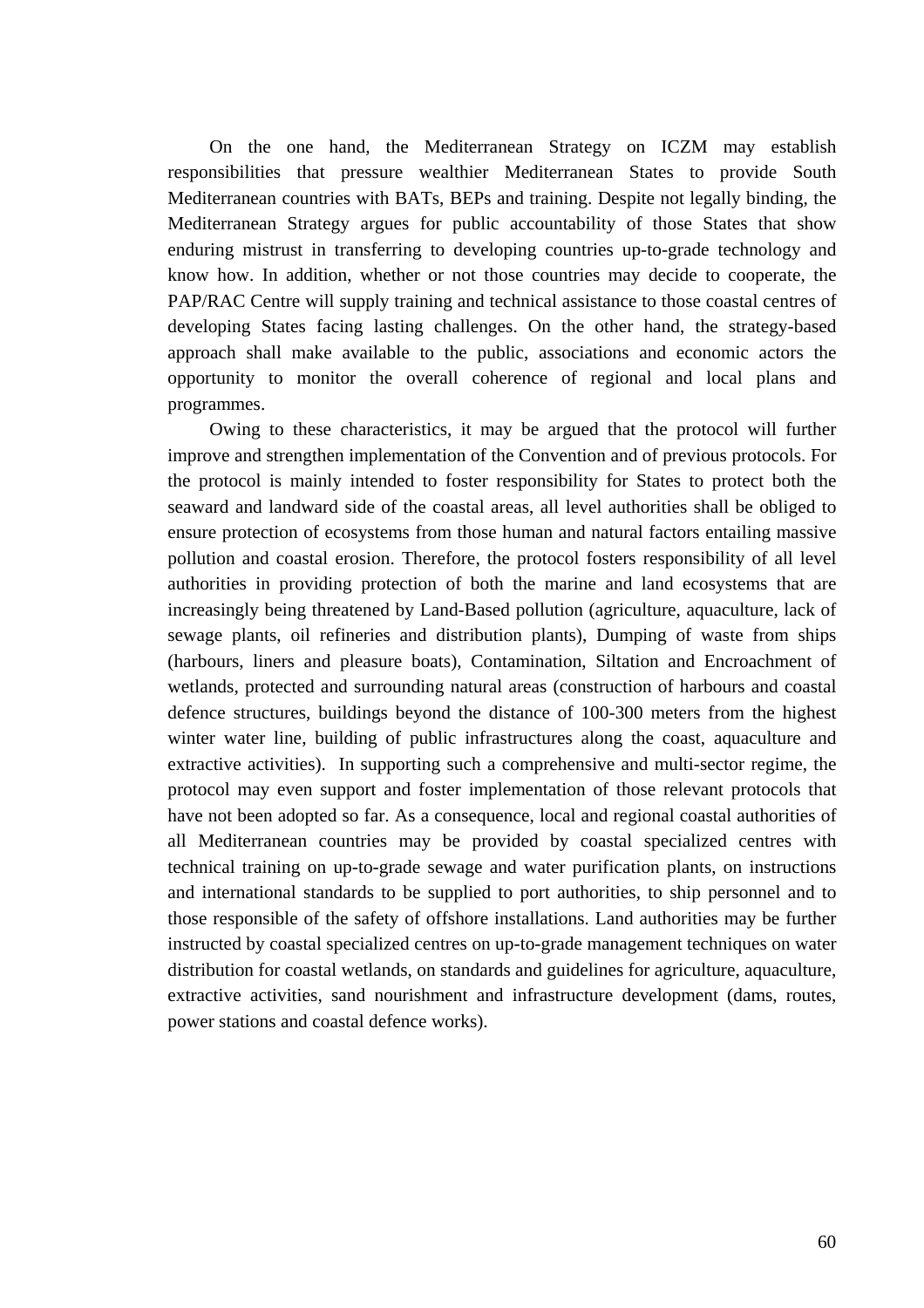On the one hand, the Mediterranean Strategy on ICZM may establish responsibilities that pressure wealthier Mediterranean States to provide South Mediterranean countries with BATs, BEPs and training. Despite not legally binding, the Mediterranean Strategy argues for public accountability of those States that show enduring mistrust in transferring to developing countries up-to-grade technology and know how. In addition, whether or not those countries may decide to cooperate, the PAP/RAC Centre will supply training and technical assistance to those coastal centres of developing States facing lasting challenges. On the other hand, the strategy-based approach shall make available to the public, associations and economic actors the opportunity to monitor the overall coherence of regional and local plans and programmes.

Owing to these characteristics, it may be argued that the protocol will further improve and strengthen implementation of the Convention and of previous protocols. For the protocol is mainly intended to foster responsibility for States to protect both the seaward and landward side of the coastal areas, all level authorities shall be obliged to ensure protection of ecosystems from those human and natural factors entailing massive pollution and coastal erosion. Therefore, the protocol fosters responsibility of all level authorities in providing protection of both the marine and land ecosystems that are increasingly being threatened by Land-Based pollution (agriculture, aquaculture, lack of sewage plants, oil refineries and distribution plants), Dumping of waste from ships (harbours, liners and pleasure boats), Contamination, Siltation and Encroachment of wetlands, protected and surrounding natural areas (construction of harbours and coastal defence structures, buildings beyond the distance of 100-300 meters from the highest winter water line, building of public infrastructures along the coast, aquaculture and extractive activities). In supporting such a comprehensive and multi-sector regime, the protocol may even support and foster implementation of those relevant protocols that have not been adopted so far. As a consequence, local and regional coastal authorities of all Mediterranean countries may be provided by coastal specialized centres with technical training on up-to-grade sewage and water purification plants, on instructions and international standards to be supplied to port authorities, to ship personnel and to those responsible of the safety of offshore installations. Land authorities may be further instructed by coastal specialized centres on up-to-grade management techniques on water distribution for coastal wetlands, on standards and guidelines for agriculture, aquaculture, extractive activities, sand nourishment and infrastructure development (dams, routes, power stations and coastal defence works).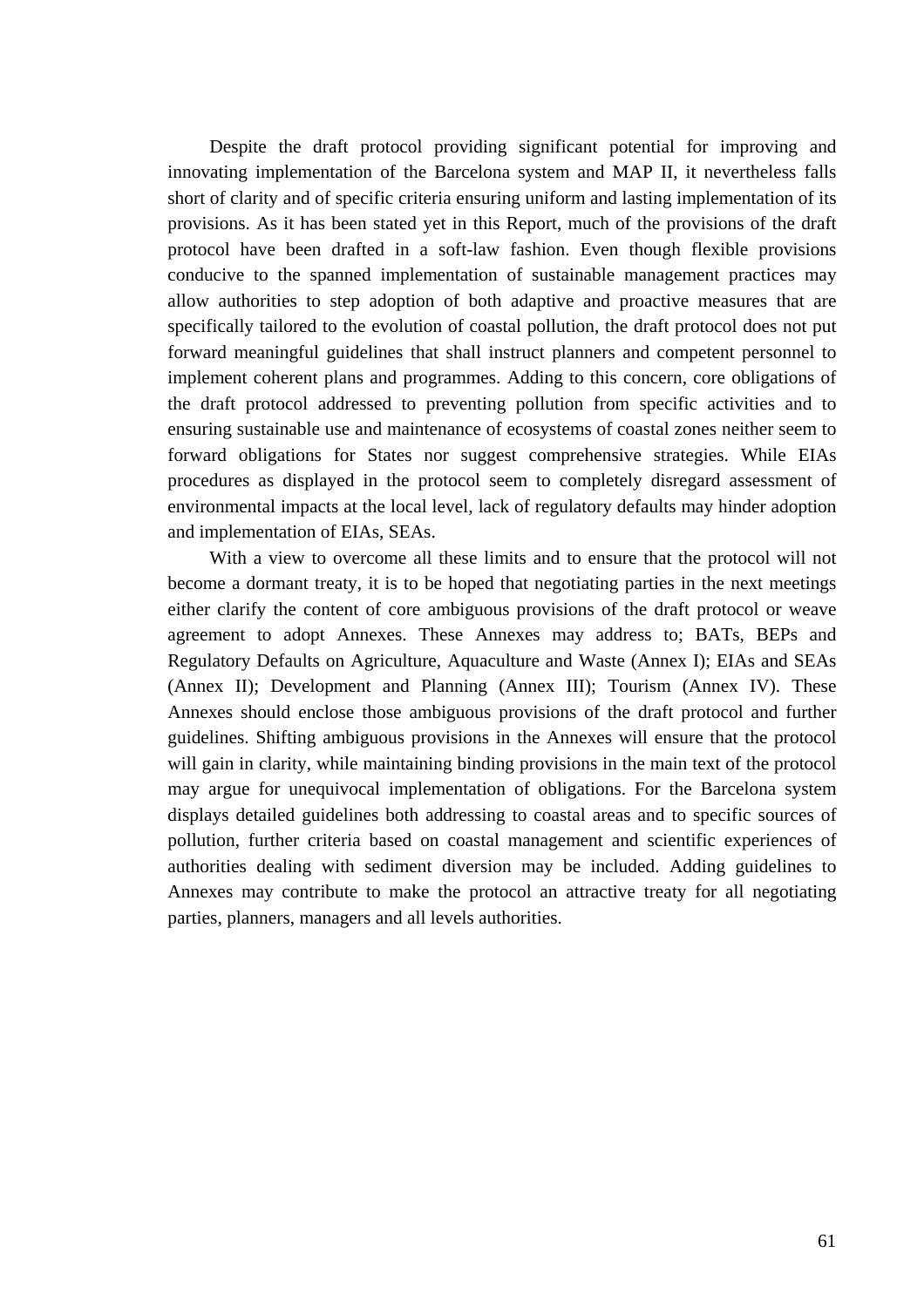Despite the draft protocol providing significant potential for improving and innovating implementation of the Barcelona system and MAP II, it nevertheless falls short of clarity and of specific criteria ensuring uniform and lasting implementation of its provisions. As it has been stated yet in this Report, much of the provisions of the draft protocol have been drafted in a soft-law fashion. Even though flexible provisions conducive to the spanned implementation of sustainable management practices may allow authorities to step adoption of both adaptive and proactive measures that are specifically tailored to the evolution of coastal pollution, the draft protocol does not put forward meaningful guidelines that shall instruct planners and competent personnel to implement coherent plans and programmes. Adding to this concern, core obligations of the draft protocol addressed to preventing pollution from specific activities and to ensuring sustainable use and maintenance of ecosystems of coastal zones neither seem to forward obligations for States nor suggest comprehensive strategies. While EIAs procedures as displayed in the protocol seem to completely disregard assessment of environmental impacts at the local level, lack of regulatory defaults may hinder adoption and implementation of EIAs, SEAs.

With a view to overcome all these limits and to ensure that the protocol will not become a dormant treaty, it is to be hoped that negotiating parties in the next meetings either clarify the content of core ambiguous provisions of the draft protocol or weave agreement to adopt Annexes. These Annexes may address to; BATs, BEPs and Regulatory Defaults on Agriculture, Aquaculture and Waste (Annex I); EIAs and SEAs (Annex II); Development and Planning (Annex III); Tourism (Annex IV). These Annexes should enclose those ambiguous provisions of the draft protocol and further guidelines. Shifting ambiguous provisions in the Annexes will ensure that the protocol will gain in clarity, while maintaining binding provisions in the main text of the protocol may argue for unequivocal implementation of obligations. For the Barcelona system displays detailed guidelines both addressing to coastal areas and to specific sources of pollution, further criteria based on coastal management and scientific experiences of authorities dealing with sediment diversion may be included. Adding guidelines to Annexes may contribute to make the protocol an attractive treaty for all negotiating parties, planners, managers and all levels authorities.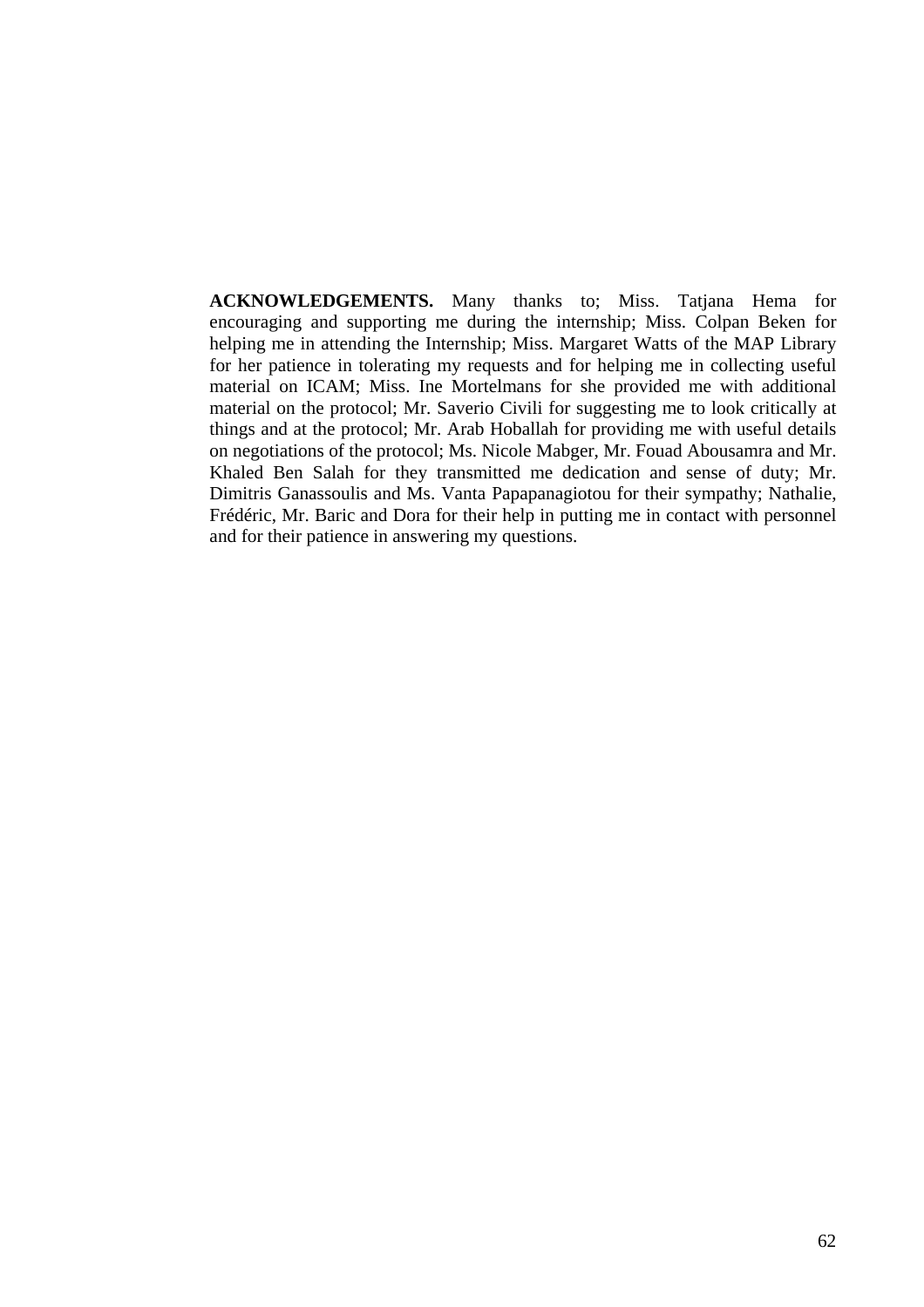**ACKNOWLEDGEMENTS.** Many thanks to; Miss. Tatjana Hema for encouraging and supporting me during the internship; Miss. Colpan Beken for helping me in attending the Internship; Miss. Margaret Watts of the MAP Library for her patience in tolerating my requests and for helping me in collecting useful material on ICAM; Miss. Ine Mortelmans for she provided me with additional material on the protocol; Mr. Saverio Civili for suggesting me to look critically at things and at the protocol; Mr. Arab Hoballah for providing me with useful details on negotiations of the protocol; Ms. Nicole Mabger, Mr. Fouad Abousamra and Mr. Khaled Ben Salah for they transmitted me dedication and sense of duty; Mr. Dimitris Ganassoulis and Ms. Vanta Papapanagiotou for their sympathy; Nathalie, Frédéric, Mr. Baric and Dora for their help in putting me in contact with personnel and for their patience in answering my questions.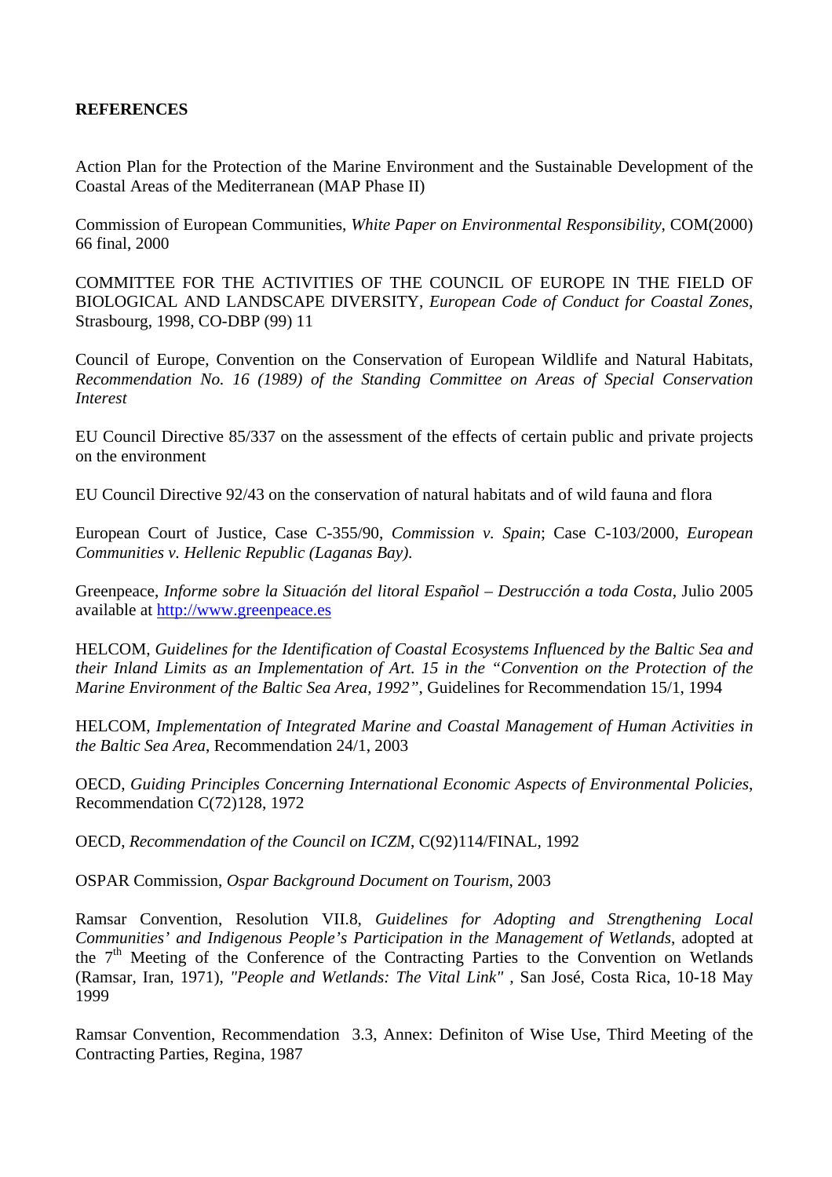**REFERENCES**

Action Plan for the Protection of the Marine Environment and the Sustainable Development of the Coastal Areas of the Mediterranean (MAP Phase II)

Commission of European Communities, *White Paper on Environmental Responsibility*, COM(2000) 66 final, 2000

COMMITTEE FOR THE ACTIVITIES OF THE COUNCIL OF EUROPE IN THE FIELD OF BIOLOGICAL AND LANDSCAPE DIVERSITY, *European Code of Conduct for Coastal Zones*, Strasbourg, 1998, CO-DBP (99) 11

Council of Europe, Convention on the Conservation of European Wildlife and Natural Habitats, *Recommendation No. 16 (1989) of the Standing Committee on Areas of Special Conservation Interest*

EU Council Directive 85/337 on the assessment of the effects of certain public and private projects on the environment

EU Council Directive 92/43 on the conservation of natural habitats and of wild fauna and flora

European Court of Justice, Case C-355/90, *Commission v. Spain*; Case C-103/2000, *European Communities v. Hellenic Republic (Laganas Bay).*

Greenpeace, *Informe sobre la Situación del litoral Español – Destrucción a toda Costa*, Julio 2005 available at http://www.greenpeace.es

HELCOM, *Guidelines for the Identification of Coastal Ecosystems Influenced by the Baltic Sea and their Inland Limits as an Implementation of Art. 15 in the "Convention on the Protection of the Marine Environment of the Baltic Sea Area, 1992"*, Guidelines for Recommendation 15/1, 1994

HELCOM, *Implementation of Integrated Marine and Coastal Management of Human Activities in the Baltic Sea Area*, Recommendation 24/1, 2003

OECD, *Guiding Principles Concerning International Economic Aspects of Environmental Policies*, Recommendation C(72)128, 1972

OECD, *Recommendation of the Council on ICZM*, C(92)114/FINAL, 1992

OSPAR Commission, *Ospar Background Document on Tourism*, 2003

Ramsar Convention, Resolution VII.8, *Guidelines for Adopting and Strengthening Local Communities' and Indigenous People's Participation in the Management of Wetlands*, adopted at the 7th Meeting of the Conference of the Contracting Parties to the Convention on Wetlands (Ramsar, Iran, 1971), *"People and Wetlands: The Vital Link"* , San José, Costa Rica, 10-18 May 1999

Ramsar Convention, Recommendation 3.3, Annex: Definiton of Wise Use, Third Meeting of the Contracting Parties, Regina, 1987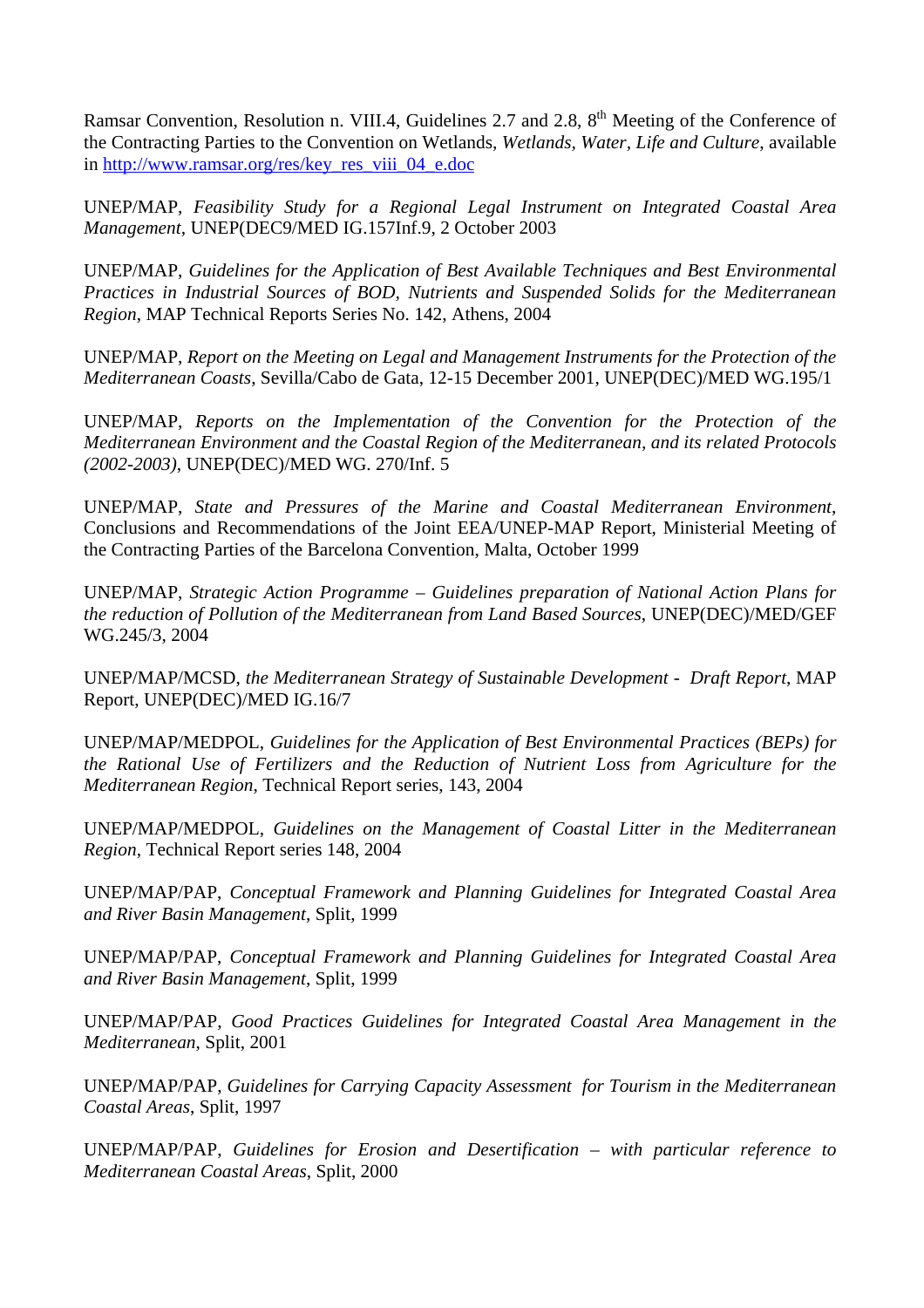Ramsar Convention, Resolution n. VIII.4, Guidelines 2.7 and 2.8, 8th Meeting of the Conference of the Contracting Parties to the Convention on Wetlands, *Wetlands, Water, Life and Culture*, available in [http://www.ramsar.org/res/key_res_viii_04_e.doc](http://www.ramsar.org/res/key_res_viii_04_e.doc)

UNEP/MAP, *Feasibility Study for a Regional Legal Instrument on Integrated Coastal Area Management*, UNEP(DEC9/MED IG.157Inf.9, 2 October 2003

UNEP/MAP, *Guidelines for the Application of Best Available Techniques and Best Environmental Practices in Industrial Sources of BOD, Nutrients and Suspended Solids for the Mediterranean Region*, MAP Technical Reports Series No. 142, Athens, 2004

UNEP/MAP, *Report on the Meeting on Legal and Management Instruments for the Protection of the Mediterranean Coasts*, Sevilla/Cabo de Gata, 12-15 December 2001, UNEP(DEC)/MED WG.195/1

UNEP/MAP, *Reports on the Implementation of the Convention for the Protection of the Mediterranean Environment and the Coastal Region of the Mediterranean, and its related Protocols (2002-2003)*, UNEP(DEC)/MED WG. 270/Inf. 5

UNEP/MAP, *State and Pressures of the Marine and Coastal Mediterranean Environment*, Conclusions and Recommendations of the Joint EEA/UNEP-MAP Report, Ministerial Meeting of the Contracting Parties of the Barcelona Convention, Malta, October 1999

UNEP/MAP, *Strategic Action Programme – Guidelines preparation of National Action Plans for the reduction of Pollution of the Mediterranean from Land Based Sources*, UNEP(DEC)/MED/GEF WG.245/3, 2004

UNEP/MAP/MCSD, *the Mediterranean Strategy of Sustainable Development - Draft Report*, MAP Report, UNEP(DEC)/MED IG.16/7

UNEP/MAP/MEDPOL, *Guidelines for the Application of Best Environmental Practices (BEPs) for the Rational Use of Fertilizers and the Reduction of Nutrient Loss from Agriculture for the Mediterranean Region*, Technical Report series, 143, 2004

UNEP/MAP/MEDPOL, *Guidelines on the Management of Coastal Litter in the Mediterranean Region*, Technical Report series 148, 2004

UNEP/MAP/PAP, *Conceptual Framework and Planning Guidelines for Integrated Coastal Area and River Basin Management*, Split, 1999

UNEP/MAP/PAP, *Conceptual Framework and Planning Guidelines for Integrated Coastal Area and River Basin Management*, Split, 1999

UNEP/MAP/PAP, *Good Practices Guidelines for Integrated Coastal Area Management in the Mediterranean*, Split, 2001

UNEP/MAP/PAP, *Guidelines for Carrying Capacity Assessment for Tourism in the Mediterranean Coastal Areas*, Split, 1997

UNEP/MAP/PAP, *Guidelines for Erosion and Desertification – with particular reference to Mediterranean Coastal Areas*, Split, 2000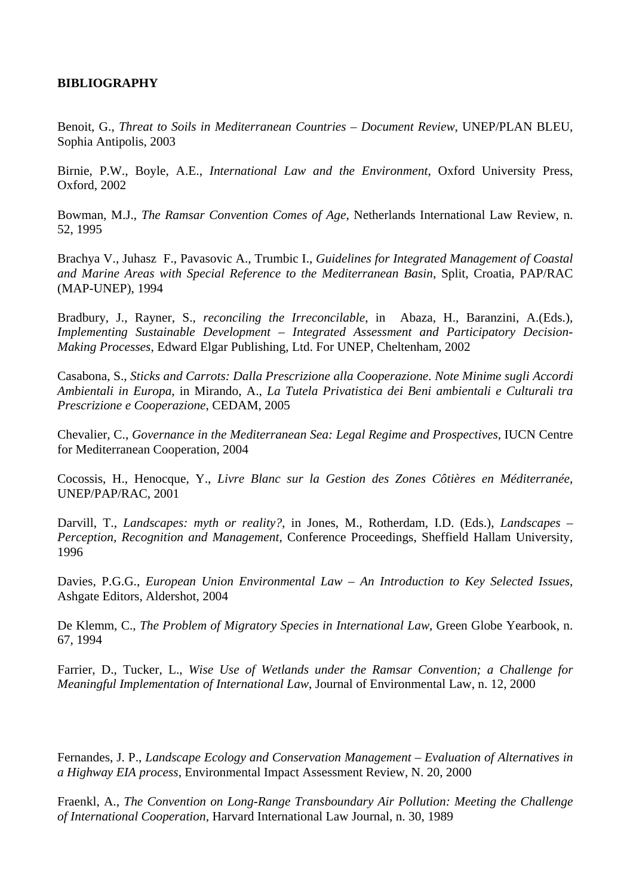**BIBLIOGRAPHY**

Benoit, G., *Threat to Soils in Mediterranean Countries – Document Review*, UNEP/PLAN BLEU, Sophia Antipolis, 2003

Birnie, P.W., Boyle, A.E., *International Law and the Environment*, Oxford University Press, Oxford, 2002

Bowman, M.J., *The Ramsar Convention Comes of Age*, Netherlands International Law Review, n. 52, 1995

Brachya V., Juhasz F., Pavasovic A., Trumbic I., *Guidelines for Integrated Management of Coastal and Marine Areas with Special Reference to the Mediterranean Basin*, Split, Croatia, PAP/RAC (MAP-UNEP), 1994

Bradbury, J., Rayner, S., *reconciling the Irreconcilable*, in Abaza, H., Baranzini, A.(Eds.), *Implementing Sustainable Development – Integrated Assessment and Participatory Decision-Making Processes*, Edward Elgar Publishing, Ltd. For UNEP, Cheltenham, 2002

Casabona, S., *Sticks and Carrots: Dalla Prescrizione alla Cooperazione. Note Minime sugli Accordi Ambientali in Europa*, in Mirando, A., *La Tutela Privatistica dei Beni ambientali e Culturali tra Prescrizione e Cooperazione*, CEDAM, 2005

Chevalier, C., *Governance in the Mediterranean Sea: Legal Regime and Prospectives*, IUCN Centre for Mediterranean Cooperation, 2004

Cocossis, H., Henocque, Y., *Livre Blanc sur la Gestion des Zones Côtières en Méditerranée*, UNEP/PAP/RAC, 2001

Darvill, T., *Landscapes: myth or reality?*, in Jones, M., Rotherdam, I.D. (Eds.), *Landscapes – Perception, Recognition and Management*, Conference Proceedings, Sheffield Hallam University, 1996

Davies, P.G.G., *European Union Environmental Law – An Introduction to Key Selected Issues*, Ashgate Editors, Aldershot, 2004

De Klemm, C., *The Problem of Migratory Species in International Law*, Green Globe Yearbook, n. 67, 1994

Farrier, D., Tucker, L., *Wise Use of Wetlands under the Ramsar Convention; a Challenge for Meaningful Implementation of International Law*, Journal of Environmental Law, n. 12, 2000

Fernandes, J. P., *Landscape Ecology and Conservation Management – Evaluation of Alternatives in a Highway EIA process*, Environmental Impact Assessment Review, N. 20, 2000

Fraenkl, A., *The Convention on Long-Range Transboundary Air Pollution: Meeting the Challenge of International Cooperation*, Harvard International Law Journal, n. 30, 1989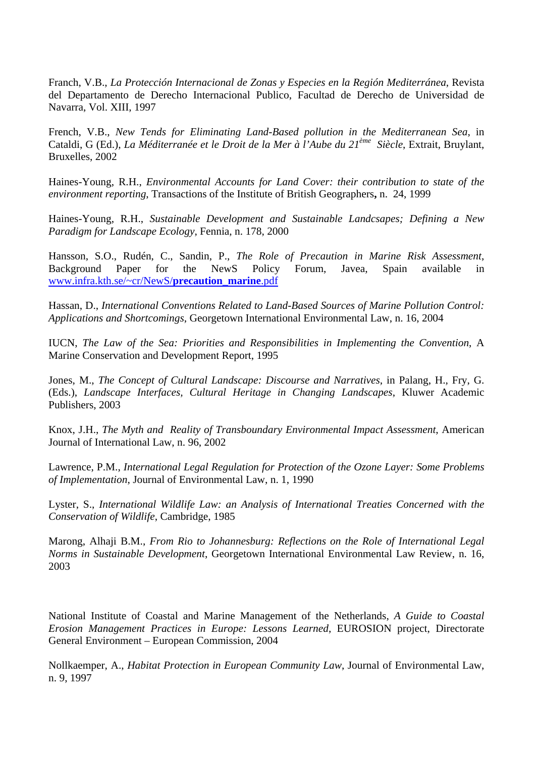Franch, V.B., *La Protección Internacional de Zonas y Especies en la Región Mediterránea*, Revista del Departamento de Derecho Internacional Publico, Facultad de Derecho de Universidad de Navarra, Vol. XIII, 1997

French, V.B., *New Tends for Eliminating Land-Based pollution in the Mediterranean Sea*, in Cataldi, G (Ed.), *La Méditerranée et le Droit de la Mer à l'Aube du 21ème Siècle*, Extrait, Bruylant, Bruxelles, 2002

Haines-Young, R.H., *Environmental Accounts for Land Cover: their contribution to state of the environment reporting*, Transactions of the Institute of British Geographers**,** n. 24, 1999

Haines-Young, R.H., *Sustainable Development and Sustainable Landcsapes; Defining a New Paradigm for Landscape Ecology*, Fennia, n. 178, 2000

Hansson, S.O., Rudén, C., Sandin, P., *The Role of Precaution in Marine Risk Assessment*, Background Paper for the NewS Policy Forum, Javea, Spain available in www.infra.kth.se/~cr/NewS/**precaution_marine**.pdf

Hassan, D., *International Conventions Related to Land-Based Sources of Marine Pollution Control: Applications and Shortcomings*, Georgetown International Environmental Law, n. 16, 2004

IUCN, *The Law of the Sea: Priorities and Responsibilities in Implementing the Convention*, A Marine Conservation and Development Report, 1995

Jones, M., *The Concept of Cultural Landscape: Discourse and Narratives*, in Palang, H., Fry, G. (Eds.), *Landscape Interfaces, Cultural Heritage in Changing Landscapes*, Kluwer Academic Publishers, 2003

Knox, J.H., *The Myth and Reality of Transboundary Environmental Impact Assessment*, American Journal of International Law, n. 96, 2002

Lawrence, P.M., *International Legal Regulation for Protection of the Ozone Layer: Some Problems of Implementation*, Journal of Environmental Law, n. 1, 1990

Lyster, S., *International Wildlife Law: an Analysis of International Treaties Concerned with the Conservation of Wildlife*, Cambridge, 1985

Marong, Alhaji B.M., *From Rio to Johannesburg: Reflections on the Role of International Legal Norms in Sustainable Development*, Georgetown International Environmental Law Review, n. 16, 2003

National Institute of Coastal and Marine Management of the Netherlands, *A Guide to Coastal Erosion Management Practices in Europe: Lessons Learned*, EUROSION project, Directorate General Environment – European Commission, 2004

Nollkaemper, A., *Habitat Protection in European Community Law*, Journal of Environmental Law, n. 9, 1997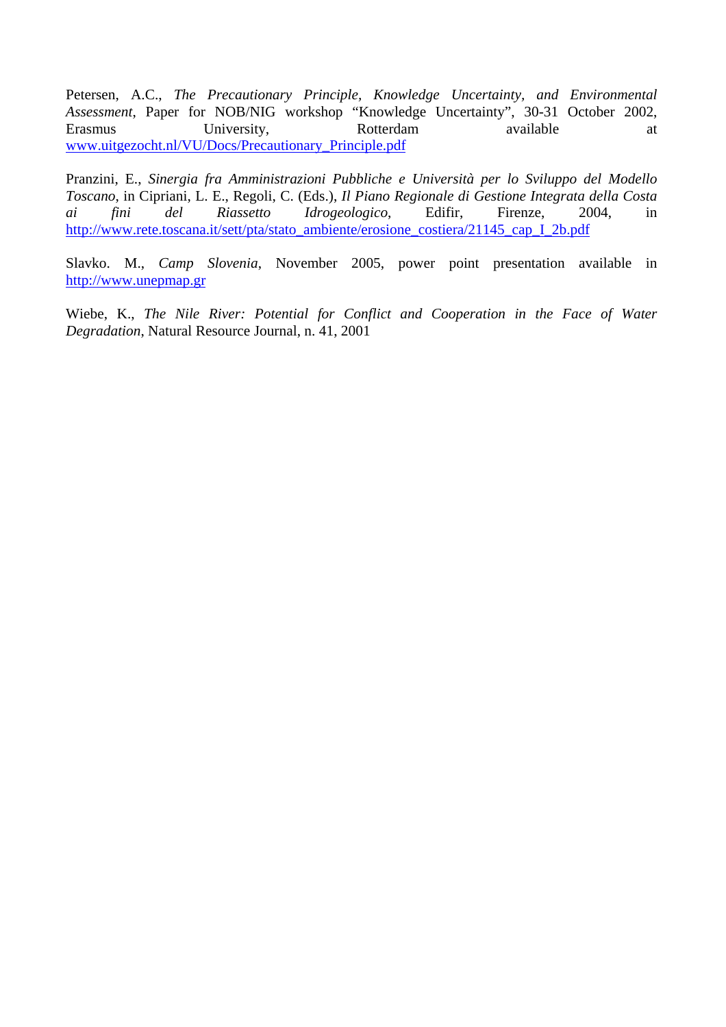Petersen, A.C., *The Precautionary Principle, Knowledge Uncertainty, and Environmental Assessment*, Paper for NOB/NIG workshop "Knowledge Uncertainty", 30-31 October 2002, Erasmus University, Rotterdam available at www.uitgezocht.nl/VU/Docs/Precautionary_Principle.pdf

Pranzini, E., *Sinergia fra Amministrazioni Pubbliche e Università per lo Sviluppo del Modello Toscano*, in Cipriani, L. E., Regoli, C. (Eds.), *Il Piano Regionale di Gestione Integrata della Costa ai fini del Riassetto Idrogeologico*, Edifir, Firenze, 2004, in http://www.rete.toscana.it/sett/pta/stato_ambiente/erosione_costiera/21145_cap_I_2b.pdf

Slavko. M., *Camp Slovenia*, November 2005, power point presentation available in http://www.unepmap.gr

Wiebe, K., *The Nile River: Potential for Conflict and Cooperation in the Face of Water Degradation*, Natural Resource Journal, n. 41, 2001